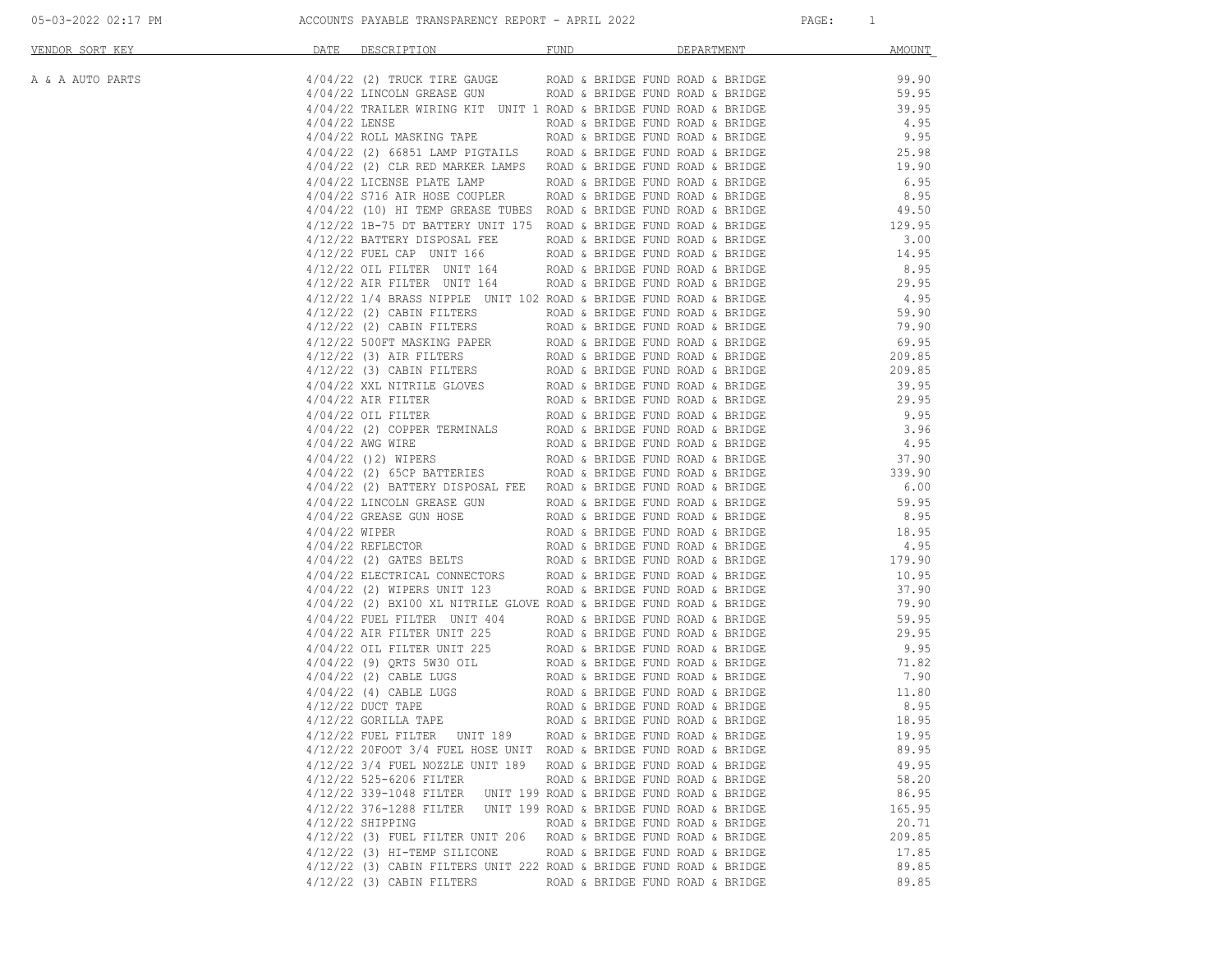# ACCOUNTS PAYABLE TRANSPARENCY REPORT - APRIL 2022

05-03-2022 02:17 PM

| VENDOR SORT KEY | DATE | DESCRIPTION | FUND | DEPARTMENT | AMOUNT |
|---|---|---|---|---|---|
| A & A AUTO PARTS | 4/04/22 | (2) TRUCK TIRE GAUGE | ROAD & BRIDGE FUND | ROAD & BRIDGE | 99.90 |
| | 4/04/22 | LINCOLN GREASE GUN | ROAD & BRIDGE FUND | ROAD & BRIDGE | 59.95 |
| | 4/04/22 | TRAILER WIRING KIT UNIT 1 | ROAD & BRIDGE FUND | ROAD & BRIDGE | 39.95 |
| | 4/04/22 | LENSE | ROAD & BRIDGE FUND | ROAD & BRIDGE | 4.95 |
| | 4/04/22 | ROLL MASKING TAPE | ROAD & BRIDGE FUND | ROAD & BRIDGE | 9.95 |
| | 4/04/22 | (2) 66851 LAMP PIGTAILS | ROAD & BRIDGE FUND | ROAD & BRIDGE | 25.98 |
| | 4/04/22 | (2) CLR RED MARKER LAMPS | ROAD & BRIDGE FUND | ROAD & BRIDGE | 19.90 |
| | 4/04/22 | LICENSE PLATE LAMP | ROAD & BRIDGE FUND | ROAD & BRIDGE | 6.95 |
| | 4/04/22 | S716 AIR HOSE COUPLER | ROAD & BRIDGE FUND | ROAD & BRIDGE | 8.95 |
| | 4/04/22 | (10) HI TEMP GREASE TUBES | ROAD & BRIDGE FUND | ROAD & BRIDGE | 49.50 |
| | 4/12/22 | 1B-75 DT BATTERY UNIT 175 | ROAD & BRIDGE FUND | ROAD & BRIDGE | 129.95 |
| | 4/12/22 | BATTERY DISPOSAL FEE | ROAD & BRIDGE FUND | ROAD & BRIDGE | 3.00 |
| | 4/12/22 | FUEL CAP UNIT 166 | ROAD & BRIDGE FUND | ROAD & BRIDGE | 14.95 |
| | 4/12/22 | OIL FILTER UNIT 164 | ROAD & BRIDGE FUND | ROAD & BRIDGE | 8.95 |
| | 4/12/22 | AIR FILTER UNIT 164 | ROAD & BRIDGE FUND | ROAD & BRIDGE | 29.95 |
| | 4/12/22 | 1/4 BRASS NIPPLE UNIT 102 | ROAD & BRIDGE FUND | ROAD & BRIDGE | 4.95 |
| | 4/12/22 | (2) CABIN FILTERS | ROAD & BRIDGE FUND | ROAD & BRIDGE | 59.90 |
| | 4/12/22 | (2) CABIN FILTERS | ROAD & BRIDGE FUND | ROAD & BRIDGE | 79.90 |
| | 4/12/22 | 500FT MASKING PAPER | ROAD & BRIDGE FUND | ROAD & BRIDGE | 69.95 |
| | 4/12/22 | (3) AIR FILTERS | ROAD & BRIDGE FUND | ROAD & BRIDGE | 209.85 |
| | 4/12/22 | (3) CABIN FILTERS | ROAD & BRIDGE FUND | ROAD & BRIDGE | 209.85 |
| | 4/04/22 | XXL NITRILE GLOVES | ROAD & BRIDGE FUND | ROAD & BRIDGE | 39.95 |
| | 4/04/22 | AIR FILTER | ROAD & BRIDGE FUND | ROAD & BRIDGE | 29.95 |
| | 4/04/22 | OIL FILTER | ROAD & BRIDGE FUND | ROAD & BRIDGE | 9.95 |
| | 4/04/22 | (2) COPPER TERMINALS | ROAD & BRIDGE FUND | ROAD & BRIDGE | 3.96 |
| | 4/04/22 | AWG WIRE | ROAD & BRIDGE FUND | ROAD & BRIDGE | 4.95 |
| | 4/04/22 | ()2) WIPERS | ROAD & BRIDGE FUND | ROAD & BRIDGE | 37.90 |
| | 4/04/22 | (2) 65CP BATTERIES | ROAD & BRIDGE FUND | ROAD & BRIDGE | 339.90 |
| | 4/04/22 | (2) BATTERY DISPOSAL FEE | ROAD & BRIDGE FUND | ROAD & BRIDGE | 6.00 |
| | 4/04/22 | LINCOLN GREASE GUN | ROAD & BRIDGE FUND | ROAD & BRIDGE | 59.95 |
| | 4/04/22 | GREASE GUN HOSE | ROAD & BRIDGE FUND | ROAD & BRIDGE | 8.95 |
| | 4/04/22 | WIPER | ROAD & BRIDGE FUND | ROAD & BRIDGE | 18.95 |
| | 4/04/22 | REFLECTOR | ROAD & BRIDGE FUND | ROAD & BRIDGE | 4.95 |
| | 4/04/22 | (2) GATES BELTS | ROAD & BRIDGE FUND | ROAD & BRIDGE | 179.90 |
| | 4/04/22 | ELECTRICAL CONNECTORS | ROAD & BRIDGE FUND | ROAD & BRIDGE | 10.95 |
| | 4/04/22 | (2) WIPERS UNIT 123 | ROAD & BRIDGE FUND | ROAD & BRIDGE | 37.90 |
| | 4/04/22 | (2) BX100 XL NITRILE GLOVE | ROAD & BRIDGE FUND | ROAD & BRIDGE | 79.90 |
| | 4/04/22 | FUEL FILTER UNIT 404 | ROAD & BRIDGE FUND | ROAD & BRIDGE | 59.95 |
| | 4/04/22 | AIR FILTER UNIT 225 | ROAD & BRIDGE FUND | ROAD & BRIDGE | 29.95 |
| | 4/04/22 | OIL FILTER UNIT 225 | ROAD & BRIDGE FUND | ROAD & BRIDGE | 9.95 |
| | 4/04/22 | (9) QRTS 5W30 OIL | ROAD & BRIDGE FUND | ROAD & BRIDGE | 71.82 |
| | 4/04/22 | (2) CABLE LUGS | ROAD & BRIDGE FUND | ROAD & BRIDGE | 7.90 |
| | 4/04/22 | (4) CABLE LUGS | ROAD & BRIDGE FUND | ROAD & BRIDGE | 11.80 |
| | 4/12/22 | DUCT TAPE | ROAD & BRIDGE FUND | ROAD & BRIDGE | 8.95 |
| | 4/12/22 | GORILLA TAPE | ROAD & BRIDGE FUND | ROAD & BRIDGE | 18.95 |
| | 4/12/22 | FUEL FILTER UNIT 189 | ROAD & BRIDGE FUND | ROAD & BRIDGE | 19.95 |
| | 4/12/22 | 20FOOT 3/4 FUEL HOSE UNIT | ROAD & BRIDGE FUND | ROAD & BRIDGE | 89.95 |
| | 4/12/22 | 3/4 FUEL NOZZLE UNIT 189 | ROAD & BRIDGE FUND | ROAD & BRIDGE | 49.95 |
| | 4/12/22 | 525-6206 FILTER | ROAD & BRIDGE FUND | ROAD & BRIDGE | 58.20 |
| | 4/12/22 | 339-1048 FILTER UNIT 199 | ROAD & BRIDGE FUND | ROAD & BRIDGE | 86.95 |
| | 4/12/22 | 376-1288 FILTER UNIT 199 | ROAD & BRIDGE FUND | ROAD & BRIDGE | 165.95 |
| | 4/12/22 | SHIPPING | ROAD & BRIDGE FUND | ROAD & BRIDGE | 20.71 |
| | 4/12/22 | (3) FUEL FILTER UNIT 206 | ROAD & BRIDGE FUND | ROAD & BRIDGE | 209.85 |
| | 4/12/22 | (3) HI-TEMP SILICONE | ROAD & BRIDGE FUND | ROAD & BRIDGE | 17.85 |
| | 4/12/22 | (3) CABIN FILTERS UNIT 222 | ROAD & BRIDGE FUND | ROAD & BRIDGE | 89.85 |
| | 4/12/22 | (3) CABIN FILTERS | ROAD & BRIDGE FUND | ROAD & BRIDGE | 89.85 |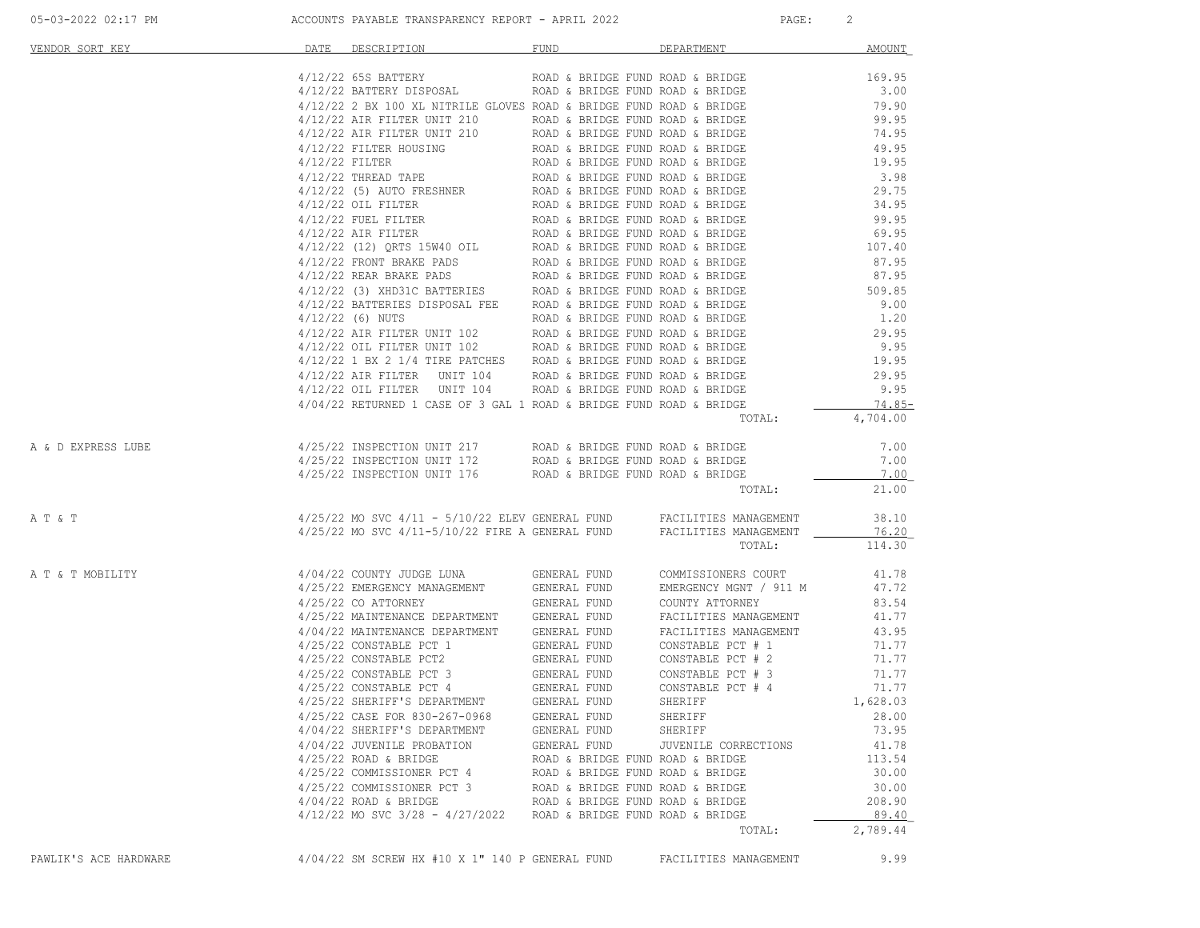| VENDOR SORT KEY | DATE | DESCRIPTION | FUND | DEPARTMENT | AMOUNT |
|---|---|---|---|---|---|
| | 4/12/22 | 65S BATTERY | ROAD & BRIDGE FUND | ROAD & BRIDGE | 169.95 |
| | 4/12/22 | BATTERY DISPOSAL | ROAD & BRIDGE FUND | ROAD & BRIDGE | 3.00 |
| | 4/12/22 | 2 BX 100 XL NITRILE GLOVES | ROAD & BRIDGE FUND | ROAD & BRIDGE | 79.90 |
| | 4/12/22 | AIR FILTER UNIT 210 | ROAD & BRIDGE FUND | ROAD & BRIDGE | 99.95 |
| | 4/12/22 | AIR FILTER UNIT 210 | ROAD & BRIDGE FUND | ROAD & BRIDGE | 74.95 |
| | 4/12/22 | FILTER HOUSING | ROAD & BRIDGE FUND | ROAD & BRIDGE | 49.95 |
| | 4/12/22 | FILTER | ROAD & BRIDGE FUND | ROAD & BRIDGE | 19.95 |
| | 4/12/22 | THREAD TAPE | ROAD & BRIDGE FUND | ROAD & BRIDGE | 3.98 |
| | 4/12/22 | (5) AUTO FRESHNER | ROAD & BRIDGE FUND | ROAD & BRIDGE | 29.75 |
| | 4/12/22 | OIL FILTER | ROAD & BRIDGE FUND | ROAD & BRIDGE | 34.95 |
| | 4/12/22 | FUEL FILTER | ROAD & BRIDGE FUND | ROAD & BRIDGE | 99.95 |
| | 4/12/22 | AIR FILTER | ROAD & BRIDGE FUND | ROAD & BRIDGE | 69.95 |
| | 4/12/22 | (12) QRTS 15W40 OIL | ROAD & BRIDGE FUND | ROAD & BRIDGE | 107.40 |
| | 4/12/22 | FRONT BRAKE PADS | ROAD & BRIDGE FUND | ROAD & BRIDGE | 87.95 |
| | 4/12/22 | REAR BRAKE PADS | ROAD & BRIDGE FUND | ROAD & BRIDGE | 87.95 |
| | 4/12/22 | (3) XHD31C BATTERIES | ROAD & BRIDGE FUND | ROAD & BRIDGE | 509.85 |
| | 4/12/22 | BATTERIES DISPOSAL FEE | ROAD & BRIDGE FUND | ROAD & BRIDGE | 9.00 |
| | 4/12/22 | (6) NUTS | ROAD & BRIDGE FUND | ROAD & BRIDGE | 1.20 |
| | 4/12/22 | AIR FILTER UNIT 102 | ROAD & BRIDGE FUND | ROAD & BRIDGE | 29.95 |
| | 4/12/22 | OIL FILTER UNIT 102 | ROAD & BRIDGE FUND | ROAD & BRIDGE | 9.95 |
| | 4/12/22 | 1 BX 2 1/4 TIRE PATCHES | ROAD & BRIDGE FUND | ROAD & BRIDGE | 19.95 |
| | 4/12/22 | AIR FILTER UNIT 104 | ROAD & BRIDGE FUND | ROAD & BRIDGE | 29.95 |
| | 4/12/22 | OIL FILTER UNIT 104 | ROAD & BRIDGE FUND | ROAD & BRIDGE | 9.95 |
| | 4/04/22 | RETURNED 1 CASE OF 3 GAL 1 | ROAD & BRIDGE FUND | ROAD & BRIDGE | 74.85- |
| | | | | TOTAL: | 4,704.00 |
| A & D EXPRESS LUBE | 4/25/22 | INSPECTION UNIT 217 | ROAD & BRIDGE FUND | ROAD & BRIDGE | 7.00 |
| | 4/25/22 | INSPECTION UNIT 172 | ROAD & BRIDGE FUND | ROAD & BRIDGE | 7.00 |
| | 4/25/22 | INSPECTION UNIT 176 | ROAD & BRIDGE FUND | ROAD & BRIDGE | 7.00 |
| | | | | TOTAL: | 21.00 |
| A T & T | 4/25/22 | MO SVC 4/11 - 5/10/22 ELEV | GENERAL FUND | FACILITIES MANAGEMENT | 38.10 |
| | 4/25/22 | MO SVC 4/11-5/10/22 FIRE A | GENERAL FUND | FACILITIES MANAGEMENT | 76.20 |
| | | | | TOTAL: | 114.30 |
| A T & T MOBILITY | 4/04/22 | COUNTY JUDGE LUNA | GENERAL FUND | COMMISSIONERS COURT | 41.78 |
| | 4/25/22 | EMERGENCY MANAGEMENT | GENERAL FUND | EMERGENCY MGNT / 911 M | 47.72 |
| | 4/25/22 | CO ATTORNEY | GENERAL FUND | COUNTY ATTORNEY | 83.54 |
| | 4/25/22 | MAINTENANCE DEPARTMENT | GENERAL FUND | FACILITIES MANAGEMENT | 41.77 |
| | 4/04/22 | MAINTENANCE DEPARTMENT | GENERAL FUND | FACILITIES MANAGEMENT | 43.95 |
| | 4/25/22 | CONSTABLE PCT 1 | GENERAL FUND | CONSTABLE PCT # 1 | 71.77 |
| | 4/25/22 | CONSTABLE PCT2 | GENERAL FUND | CONSTABLE PCT # 2 | 71.77 |
| | 4/25/22 | CONSTABLE PCT 3 | GENERAL FUND | CONSTABLE PCT # 3 | 71.77 |
| | 4/25/22 | CONSTABLE PCT 4 | GENERAL FUND | CONSTABLE PCT # 4 | 71.77 |
| | 4/25/22 | SHERIFF'S DEPARTMENT | GENERAL FUND | SHERIFF | 1,628.03 |
| | 4/25/22 | CASE FOR 830-267-0968 | GENERAL FUND | SHERIFF | 28.00 |
| | 4/04/22 | SHERIFF'S DEPARTMENT | GENERAL FUND | SHERIFF | 73.95 |
| | 4/04/22 | JUVENILE PROBATION | GENERAL FUND | JUVENILE CORRECTIONS | 41.78 |
| | 4/25/22 | ROAD & BRIDGE | ROAD & BRIDGE FUND | ROAD & BRIDGE | 113.54 |
| | 4/25/22 | COMMISSIONER PCT 4 | ROAD & BRIDGE FUND | ROAD & BRIDGE | 30.00 |
| | 4/25/22 | COMMISSIONER PCT 3 | ROAD & BRIDGE FUND | ROAD & BRIDGE | 30.00 |
| | 4/04/22 | ROAD & BRIDGE | ROAD & BRIDGE FUND | ROAD & BRIDGE | 208.90 |
| | 4/12/22 | MO SVC 3/28 - 4/27/2022 | ROAD & BRIDGE FUND | ROAD & BRIDGE | 89.40 |
| | | | | TOTAL: | 2,789.44 |
| PAWLIK'S ACE HARDWARE | 4/04/22 | SM SCREW HX #10 X 1" 140 P | GENERAL FUND | FACILITIES MANAGEMENT | 9.99 |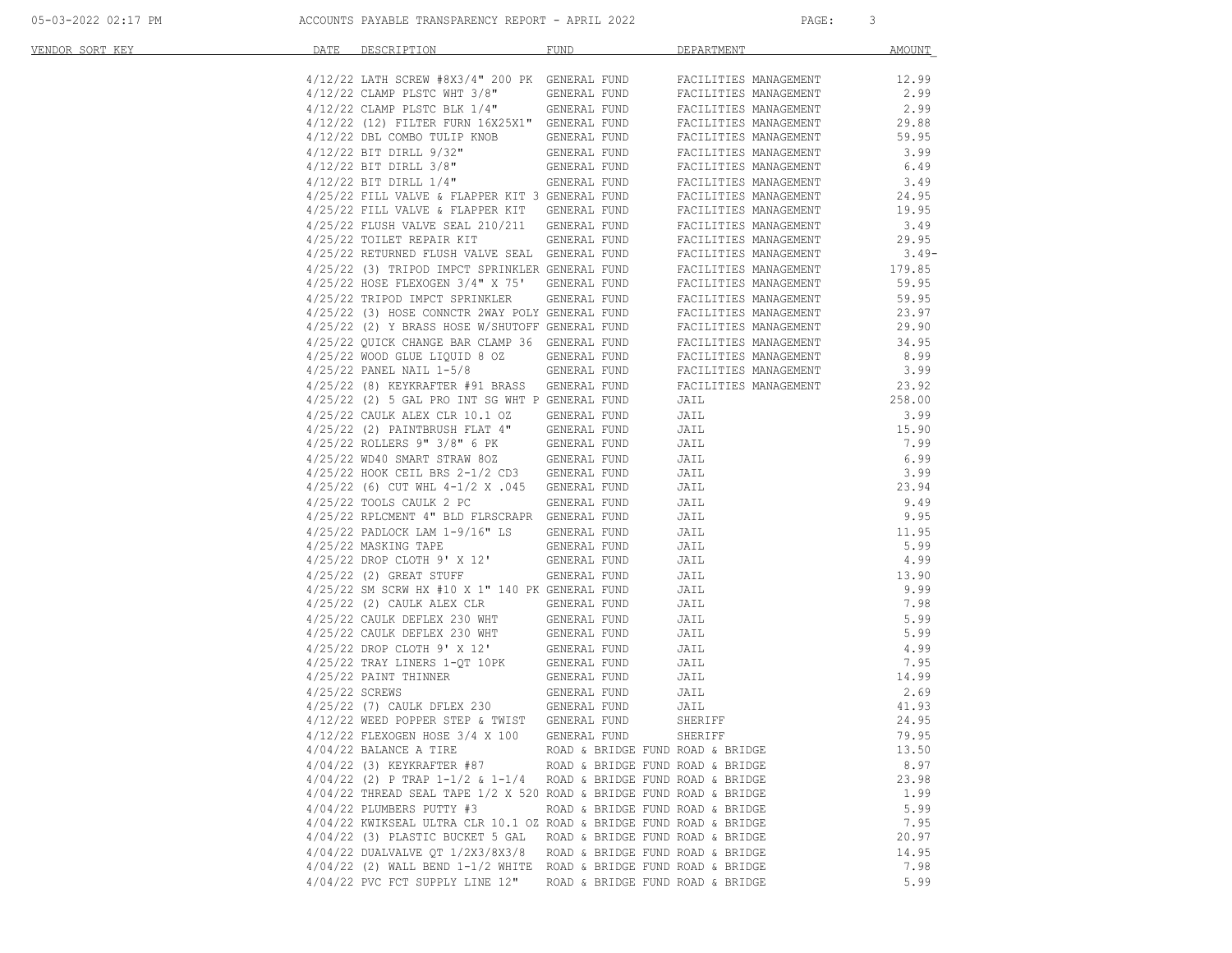| VENDOR SORT KEY | DATE | DESCRIPTION | FUND | DEPARTMENT | AMOUNT |
|---|---|---|---|---|---|
| | 4/12/22 | LATH SCREW #8X3/4" 200 PK | GENERAL FUND | FACILITIES MANAGEMENT | 12.99 |
| | 4/12/22 | CLAMP PLSTC WHT 3/8" | GENERAL FUND | FACILITIES MANAGEMENT | 2.99 |
| | 4/12/22 | CLAMP PLSTC BLK 1/4" | GENERAL FUND | FACILITIES MANAGEMENT | 2.99 |
| | 4/12/22 | (12) FILTER FURN 16X25X1" | GENERAL FUND | FACILITIES MANAGEMENT | 29.88 |
| | 4/12/22 | DBL COMBO TULIP KNOB | GENERAL FUND | FACILITIES MANAGEMENT | 59.95 |
| | 4/12/22 | BIT DIRLL 9/32" | GENERAL FUND | FACILITIES MANAGEMENT | 3.99 |
| | 4/12/22 | BIT DIRLL 3/8" | GENERAL FUND | FACILITIES MANAGEMENT | 6.49 |
| | 4/12/22 | BIT DIRLL 1/4" | GENERAL FUND | FACILITIES MANAGEMENT | 3.49 |
| | 4/25/22 | FILL VALVE & FLAPPER KIT 3 | GENERAL FUND | FACILITIES MANAGEMENT | 24.95 |
| | 4/25/22 | FILL VALVE & FLAPPER KIT | GENERAL FUND | FACILITIES MANAGEMENT | 19.95 |
| | 4/25/22 | FLUSH VALVE SEAL 210/211 | GENERAL FUND | FACILITIES MANAGEMENT | 3.49 |
| | 4/25/22 | TOILET REPAIR KIT | GENERAL FUND | FACILITIES MANAGEMENT | 29.95 |
| | 4/25/22 | RETURNED FLUSH VALVE SEAL | GENERAL FUND | FACILITIES MANAGEMENT | 3.49- |
| | 4/25/22 | (3) TRIPOD IMPCT SPRINKLER | GENERAL FUND | FACILITIES MANAGEMENT | 179.85 |
| | 4/25/22 | HOSE FLEXOGEN 3/4" X 75' | GENERAL FUND | FACILITIES MANAGEMENT | 59.95 |
| | 4/25/22 | TRIPOD IMPCT SPRINKLER | GENERAL FUND | FACILITIES MANAGEMENT | 59.95 |
| | 4/25/22 | (3) HOSE CONNCTR 2WAY POLY | GENERAL FUND | FACILITIES MANAGEMENT | 23.97 |
| | 4/25/22 | (2) Y BRASS HOSE W/SHUTOFF | GENERAL FUND | FACILITIES MANAGEMENT | 29.90 |
| | 4/25/22 | QUICK CHANGE BAR CLAMP 36 | GENERAL FUND | FACILITIES MANAGEMENT | 34.95 |
| | 4/25/22 | WOOD GLUE LIQUID 8 OZ | GENERAL FUND | FACILITIES MANAGEMENT | 8.99 |
| | 4/25/22 | PANEL NAIL 1-5/8 | GENERAL FUND | FACILITIES MANAGEMENT | 3.99 |
| | 4/25/22 | (8) KEYKRAFTER #91 BRASS | GENERAL FUND | FACILITIES MANAGEMENT | 23.92 |
| | 4/25/22 | (2) 5 GAL PRO INT SG WHT P | GENERAL FUND | JAIL | 258.00 |
| | 4/25/22 | CAULK ALEX CLR 10.1 OZ | GENERAL FUND | JAIL | 3.99 |
| | 4/25/22 | (2) PAINTBRUSH FLAT 4" | GENERAL FUND | JAIL | 15.90 |
| | 4/25/22 | ROLLERS 9" 3/8" 6 PK | GENERAL FUND | JAIL | 7.99 |
| | 4/25/22 | WD40 SMART STRAW 8OZ | GENERAL FUND | JAIL | 6.99 |
| | 4/25/22 | HOOK CEIL BRS 2-1/2 CD3 | GENERAL FUND | JAIL | 3.99 |
| | 4/25/22 | (6) CUT WHL 4-1/2 X .045 | GENERAL FUND | JAIL | 23.94 |
| | 4/25/22 | TOOLS CAULK 2 PC | GENERAL FUND | JAIL | 9.49 |
| | 4/25/22 | RPLCMENT 4" BLD FLRSCRAPR | GENERAL FUND | JAIL | 9.95 |
| | 4/25/22 | PADLOCK LAM 1-9/16" LS | GENERAL FUND | JAIL | 11.95 |
| | 4/25/22 | MASKING TAPE | GENERAL FUND | JAIL | 5.99 |
| | 4/25/22 | DROP CLOTH 9' X 12' | GENERAL FUND | JAIL | 4.99 |
| | 4/25/22 | (2) GREAT STUFF | GENERAL FUND | JAIL | 13.90 |
| | 4/25/22 | SM SCRW HX #10 X 1" 140 PK | GENERAL FUND | JAIL | 9.99 |
| | 4/25/22 | (2) CAULK ALEX CLR | GENERAL FUND | JAIL | 7.98 |
| | 4/25/22 | CAULK DEFLEX 230 WHT | GENERAL FUND | JAIL | 5.99 |
| | 4/25/22 | CAULK DEFLEX 230 WHT | GENERAL FUND | JAIL | 5.99 |
| | 4/25/22 | DROP CLOTH 9' X 12' | GENERAL FUND | JAIL | 4.99 |
| | 4/25/22 | TRAY LINERS 1-QT 10PK | GENERAL FUND | JAIL | 7.95 |
| | 4/25/22 | PAINT THINNER | GENERAL FUND | JAIL | 14.99 |
| | 4/25/22 | SCREWS | GENERAL FUND | JAIL | 2.69 |
| | 4/25/22 | (7) CAULK DFLEX 230 | GENERAL FUND | JAIL | 41.93 |
| | 4/12/22 | WEED POPPER STEP & TWIST | GENERAL FUND | SHERIFF | 24.95 |
| | 4/12/22 | FLEXOGEN HOSE 3/4 X 100 | GENERAL FUND | SHERIFF | 79.95 |
| | 4/04/22 | BALANCE A TIRE | ROAD & BRIDGE FUND | ROAD & BRIDGE | 13.50 |
| | 4/04/22 | (3) KEYKRAFTER #87 | ROAD & BRIDGE FUND | ROAD & BRIDGE | 8.97 |
| | 4/04/22 | (2) P TRAP 1-1/2 & 1-1/4 | ROAD & BRIDGE FUND | ROAD & BRIDGE | 23.98 |
| | 4/04/22 | THREAD SEAL TAPE 1/2 X 520 | ROAD & BRIDGE FUND | ROAD & BRIDGE | 1.99 |
| | 4/04/22 | PLUMBERS PUTTY #3 | ROAD & BRIDGE FUND | ROAD & BRIDGE | 5.99 |
| | 4/04/22 | KWIKSEAL ULTRA CLR 10.1 OZ | ROAD & BRIDGE FUND | ROAD & BRIDGE | 7.95 |
| | 4/04/22 | (3) PLASTIC BUCKET 5 GAL | ROAD & BRIDGE FUND | ROAD & BRIDGE | 20.97 |
| | 4/04/22 | DUALVALVE QT 1/2X3/8X3/8 | ROAD & BRIDGE FUND | ROAD & BRIDGE | 14.95 |
| | 4/04/22 | (2) WALL BEND 1-1/2 WHITE | ROAD & BRIDGE FUND | ROAD & BRIDGE | 7.98 |
| | 4/04/22 | PVC FCT SUPPLY LINE 12" | ROAD & BRIDGE FUND | ROAD & BRIDGE | 5.99 |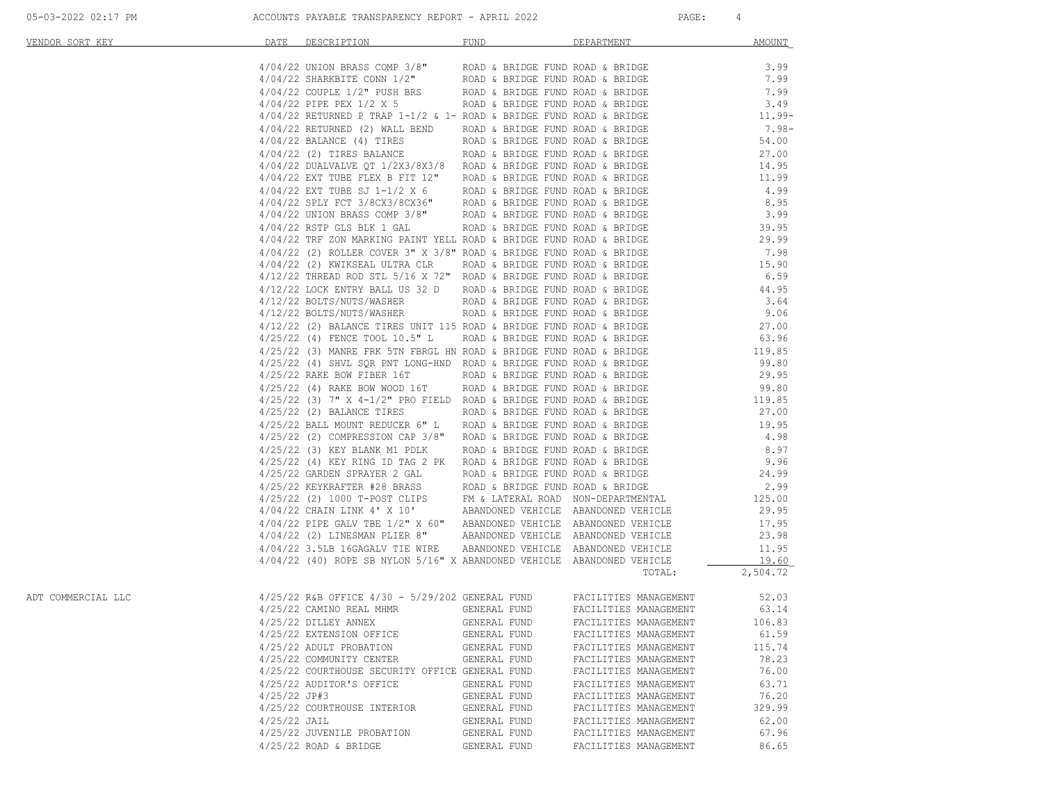| VENDOR SORT KEY | DATE | DESCRIPTION | FUND | DEPARTMENT | AMOUNT |
|---|---|---|---|---|---|
| | 4/04/22 | UNION BRASS COMP 3/8" | ROAD & BRIDGE FUND | ROAD & BRIDGE | 3.99 |
| | 4/04/22 | SHARKBITE CONN 1/2" | ROAD & BRIDGE FUND | ROAD & BRIDGE | 7.99 |
| | 4/04/22 | COUPLE 1/2" PUSH BRS | ROAD & BRIDGE FUND | ROAD & BRIDGE | 7.99 |
| | 4/04/22 | PIPE PEX 1/2 X 5 | ROAD & BRIDGE FUND | ROAD & BRIDGE | 3.49 |
| | 4/04/22 | RETURNED P TRAP 1-1/2 & 1- | ROAD & BRIDGE FUND | ROAD & BRIDGE | 11.99- |
| | 4/04/22 | RETURNED (2) WALL BEND | ROAD & BRIDGE FUND | ROAD & BRIDGE | 7.98- |
| | 4/04/22 | BALANCE (4) TIRES | ROAD & BRIDGE FUND | ROAD & BRIDGE | 54.00 |
| | 4/04/22 | (2) TIRES BALANCE | ROAD & BRIDGE FUND | ROAD & BRIDGE | 27.00 |
| | 4/04/22 | DUALVALVE QT 1/2X3/8X3/8 | ROAD & BRIDGE FUND | ROAD & BRIDGE | 14.95 |
| | 4/04/22 | EXT TUBE FLEX B FIT 12" | ROAD & BRIDGE FUND | ROAD & BRIDGE | 11.99 |
| | 4/04/22 | EXT TUBE SJ 1-1/2 X 6 | ROAD & BRIDGE FUND | ROAD & BRIDGE | 4.99 |
| | 4/04/22 | SPLY FCT 3/8CX3/8CX36" | ROAD & BRIDGE FUND | ROAD & BRIDGE | 8.95 |
| | 4/04/22 | UNION BRASS COMP 3/8" | ROAD & BRIDGE FUND | ROAD & BRIDGE | 3.99 |
| | 4/04/22 | RSTP GLS BLK 1 GAL | ROAD & BRIDGE FUND | ROAD & BRIDGE | 39.95 |
| | 4/04/22 | TRF ZON MARKING PAINT YELL | ROAD & BRIDGE FUND | ROAD & BRIDGE | 29.99 |
| | 4/04/22 | (2) ROLLER COVER 3" X 3/8" | ROAD & BRIDGE FUND | ROAD & BRIDGE | 7.98 |
| | 4/04/22 | (2) KWIKSEAL ULTRA CLR | ROAD & BRIDGE FUND | ROAD & BRIDGE | 15.90 |
| | 4/12/22 | THREAD ROD STL 5/16 X 72" | ROAD & BRIDGE FUND | ROAD & BRIDGE | 6.59 |
| | 4/12/22 | LOCK ENTRY BALL US 32 D | ROAD & BRIDGE FUND | ROAD & BRIDGE | 44.95 |
| | 4/12/22 | BOLTS/NUTS/WASHER | ROAD & BRIDGE FUND | ROAD & BRIDGE | 3.64 |
| | 4/12/22 | BOLTS/NUTS/WASHER | ROAD & BRIDGE FUND | ROAD & BRIDGE | 9.06 |
| | 4/12/22 | (2) BALANCE TIRES UNIT 115 | ROAD & BRIDGE FUND | ROAD & BRIDGE | 27.00 |
| | 4/25/22 | (4) FENCE TOOL 10.5" L | ROAD & BRIDGE FUND | ROAD & BRIDGE | 63.96 |
| | 4/25/22 | (3) MANRE FRK 5TN FBRGL HN | ROAD & BRIDGE FUND | ROAD & BRIDGE | 119.85 |
| | 4/25/22 | (4) SHVL SQR PNT LONG-HND | ROAD & BRIDGE FUND | ROAD & BRIDGE | 99.80 |
| | 4/25/22 | RAKE BOW FIBER 16T | ROAD & BRIDGE FUND | ROAD & BRIDGE | 29.95 |
| | 4/25/22 | (4) RAKE BOW WOOD 16T | ROAD & BRIDGE FUND | ROAD & BRIDGE | 99.80 |
| | 4/25/22 | (3) 7" X 4-1/2" PRO FIELD | ROAD & BRIDGE FUND | ROAD & BRIDGE | 119.85 |
| | 4/25/22 | (2) BALANCE TIRES | ROAD & BRIDGE FUND | ROAD & BRIDGE | 27.00 |
| | 4/25/22 | BALL MOUNT REDUCER 6" L | ROAD & BRIDGE FUND | ROAD & BRIDGE | 19.95 |
| | 4/25/22 | (2) COMPRESSION CAP 3/8" | ROAD & BRIDGE FUND | ROAD & BRIDGE | 4.98 |
| | 4/25/22 | (3) KEY BLANK M1 PDLK | ROAD & BRIDGE FUND | ROAD & BRIDGE | 8.97 |
| | 4/25/22 | (4) KEY RING ID TAG 2 PK | ROAD & BRIDGE FUND | ROAD & BRIDGE | 9.96 |
| | 4/25/22 | GARDEN SPRAYER 2 GAL | ROAD & BRIDGE FUND | ROAD & BRIDGE | 24.99 |
| | 4/25/22 | KEYKRAFTER #28 BRASS | ROAD & BRIDGE FUND | ROAD & BRIDGE | 2.99 |
| | 4/25/22 | (2) 1000 T-POST CLIPS | FM & LATERAL ROAD | NON-DEPARTMENTAL | 125.00 |
| | 4/04/22 | CHAIN LINK 4' X 10' | ABANDONED VEHICLE | ABANDONED VEHICLE | 29.95 |
| | 4/04/22 | PIPE GALV TBE 1/2" X 60" | ABANDONED VEHICLE | ABANDONED VEHICLE | 17.95 |
| | 4/04/22 | (2) LINESMAN PLIER 8" | ABANDONED VEHICLE | ABANDONED VEHICLE | 23.98 |
| | 4/04/22 | 3.5LB 16GAGALV TIE WIRE | ABANDONED VEHICLE | ABANDONED VEHICLE | 11.95 |
| | 4/04/22 | (40) ROPE SB NYLON 5/16" X | ABANDONED VEHICLE | ABANDONED VEHICLE | 19.60 |
| | | | | TOTAL: | 2,504.72 |
| ADT COMMERCIAL LLC | 4/25/22 | R&B OFFICE 4/30 - 5/29/202 | GENERAL FUND | FACILITIES MANAGEMENT | 52.03 |
| | 4/25/22 | CAMINO REAL MHMR | GENERAL FUND | FACILITIES MANAGEMENT | 63.14 |
| | 4/25/22 | DILLEY ANNEX | GENERAL FUND | FACILITIES MANAGEMENT | 106.83 |
| | 4/25/22 | EXTENSION OFFICE | GENERAL FUND | FACILITIES MANAGEMENT | 61.59 |
| | 4/25/22 | ADULT PROBATION | GENERAL FUND | FACILITIES MANAGEMENT | 115.74 |
| | 4/25/22 | COMMUNITY CENTER | GENERAL FUND | FACILITIES MANAGEMENT | 78.23 |
| | 4/25/22 | COURTHOUSE SECURITY OFFICE | GENERAL FUND | FACILITIES MANAGEMENT | 76.00 |
| | 4/25/22 | AUDITOR'S OFFICE | GENERAL FUND | FACILITIES MANAGEMENT | 63.71 |
| | 4/25/22 | JP#3 | GENERAL FUND | FACILITIES MANAGEMENT | 76.20 |
| | 4/25/22 | COURTHOUSE INTERIOR | GENERAL FUND | FACILITIES MANAGEMENT | 329.99 |
| | 4/25/22 | JAIL | GENERAL FUND | FACILITIES MANAGEMENT | 62.00 |
| | 4/25/22 | JUVENILE PROBATION | GENERAL FUND | FACILITIES MANAGEMENT | 67.96 |
| | 4/25/22 | ROAD & BRIDGE | GENERAL FUND | FACILITIES MANAGEMENT | 86.65 |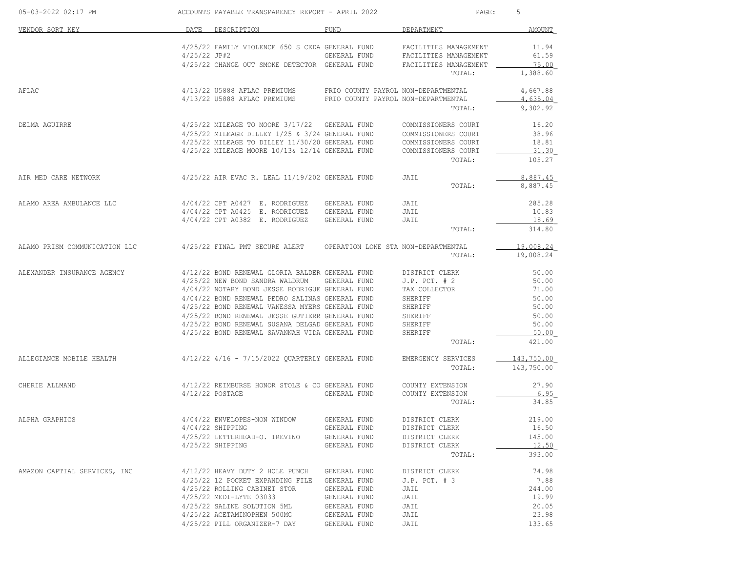| VENDOR SORT KEY | DATE | DESCRIPTION | FUND | DEPARTMENT | AMOUNT |
|---|---|---|---|---|---|
| | 4/25/22 | FAMILY VIOLENCE 650 S CEDA | GENERAL FUND | FACILITIES MANAGEMENT | 11.94 |
| | 4/25/22 | JP#2 | GENERAL FUND | FACILITIES MANAGEMENT | 61.59 |
| | 4/25/22 | CHANGE OUT SMOKE DETECTOR | GENERAL FUND | FACILITIES MANAGEMENT | 75.00 |
| | | | | TOTAL: | 1,388.60 |
| AFLAC | 4/13/22 | U5888 AFLAC PREMIUMS | FRIO COUNTY PAYROL | NON-DEPARTMENTAL | 4,667.88 |
| | 4/13/22 | U5888 AFLAC PREMIUMS | FRIO COUNTY PAYROL | NON-DEPARTMENTAL | 4,635.04 |
| | | | | TOTAL: | 9,302.92 |
| DELMA AGUIRRE | 4/25/22 | MILEAGE TO MOORE 3/17/22 | GENERAL FUND | COMMISSIONERS COURT | 16.20 |
| | 4/25/22 | MILEAGE DILLEY 1/25 & 3/24 | GENERAL FUND | COMMISSIONERS COURT | 38.96 |
| | 4/25/22 | MILEAGE TO DILLEY 11/30/20 | GENERAL FUND | COMMISSIONERS COURT | 18.81 |
| | 4/25/22 | MILEAGE MOORE 10/13& 12/14 | GENERAL FUND | COMMISSIONERS COURT | 31.30 |
| | | | | TOTAL: | 105.27 |
| AIR MED CARE NETWORK | 4/25/22 | AIR EVAC R. LEAL 11/19/202 | GENERAL FUND | JAIL | 8,887.45 |
| | | | | TOTAL: | 8,887.45 |
| ALAMO AREA AMBULANCE LLC | 4/04/22 | CPT A0427 E. RODRIGUEZ | GENERAL FUND | JAIL | 285.28 |
| | 4/04/22 | CPT A0425 E. RODRIGUEZ | GENERAL FUND | JAIL | 10.83 |
| | 4/04/22 | CPT A0382 E. RODRIGUEZ | GENERAL FUND | JAIL | 18.69 |
| | | | | TOTAL: | 314.80 |
| ALAMO PRISM COMMUNICATION LLC | 4/25/22 | FINAL PMT SECURE ALERT | OPERATION LONE STA | NON-DEPARTMENTAL | 19,008.24 |
| | | | | TOTAL: | 19,008.24 |
| ALEXANDER INSURANCE AGENCY | 4/12/22 | BOND RENEWAL GLORIA BALDER | GENERAL FUND | DISTRICT CLERK | 50.00 |
| | 4/25/22 | NEW BOND SANDRA WALDRUM | GENERAL FUND | J.P. PCT. # 2 | 50.00 |
| | 4/04/22 | NOTARY BOND JESSE RODRIGUE | GENERAL FUND | TAX COLLECTOR | 71.00 |
| | 4/04/22 | BOND RENEWAL PEDRO SALINAS | GENERAL FUND | SHERIFF | 50.00 |
| | 4/25/22 | BOND RENEWAL VANESSA MYERS | GENERAL FUND | SHERIFF | 50.00 |
| | 4/25/22 | BOND RENEWAL JESSE GUTIERR | GENERAL FUND | SHERIFF | 50.00 |
| | 4/25/22 | BOND RENEWAL SUSANA DELGAD | GENERAL FUND | SHERIFF | 50.00 |
| | 4/25/22 | BOND RENEWAL SAVANNAH VIDA | GENERAL FUND | SHERIFF | 50.00 |
| | | | | TOTAL: | 421.00 |
| ALLEGIANCE MOBILE HEALTH | 4/12/22 | 4/16 - 7/15/2022 QUARTERLY | GENERAL FUND | EMERGENCY SERVICES | 143,750.00 |
| | | | | TOTAL: | 143,750.00 |
| CHERIE ALLMAND | 4/12/22 | REIMBURSE HONOR STOLE & CO | GENERAL FUND | COUNTY EXTENSION | 27.90 |
| | 4/12/22 | POSTAGE | GENERAL FUND | COUNTY EXTENSION | 6.95 |
| | | | | TOTAL: | 34.85 |
| ALPHA GRAPHICS | 4/04/22 | ENVELOPES-NON WINDOW | GENERAL FUND | DISTRICT CLERK | 219.00 |
| | 4/04/22 | SHIPPING | GENERAL FUND | DISTRICT CLERK | 16.50 |
| | 4/25/22 | LETTERHEAD-O. TREVINO | GENERAL FUND | DISTRICT CLERK | 145.00 |
| | 4/25/22 | SHIPPING | GENERAL FUND | DISTRICT CLERK | 12.50 |
| | | | | TOTAL: | 393.00 |
| AMAZON CAPTIAL SERVICES, INC | 4/12/22 | HEAVY DUTY 2 HOLE PUNCH | GENERAL FUND | DISTRICT CLERK | 74.98 |
| | 4/25/22 | 12 POCKET EXPANDING FILE | GENERAL FUND | J.P. PCT. # 3 | 7.88 |
| | 4/25/22 | ROLLING CABINET STOR | GENERAL FUND | JAIL | 244.00 |
| | 4/25/22 | MEDI-LYTE 03033 | GENERAL FUND | JAIL | 19.99 |
| | 4/25/22 | SALINE SOLUTION 5ML | GENERAL FUND | JAIL | 20.05 |
| | 4/25/22 | ACETAMINOPHEN 500MG | GENERAL FUND | JAIL | 23.98 |
| | 4/25/22 | PILL ORGANIZER-7 DAY | GENERAL FUND | JAIL | 133.65 |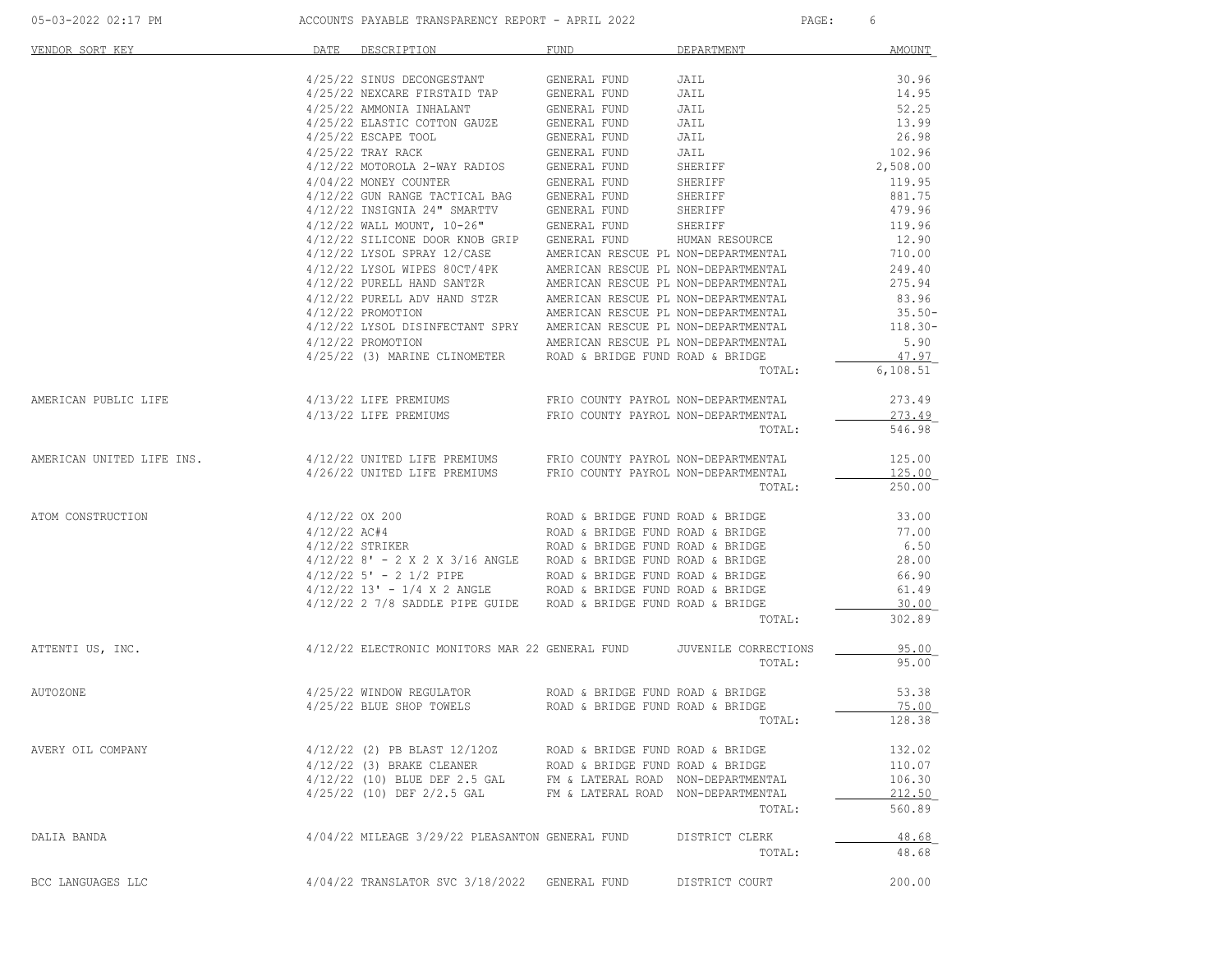| VENDOR SORT KEY | DATE | DESCRIPTION | FUND | DEPARTMENT | AMOUNT |
|---|---|---|---|---|---|
| | 4/25/22 | SINUS DECONGESTANT | GENERAL FUND | JAIL | 30.96 |
| | 4/25/22 | NEXCARE FIRSTAID TAP | GENERAL FUND | JAIL | 14.95 |
| | 4/25/22 | AMMONIA INHALANT | GENERAL FUND | JAIL | 52.25 |
| | 4/25/22 | ELASTIC COTTON GAUZE | GENERAL FUND | JAIL | 13.99 |
| | 4/25/22 | ESCAPE TOOL | GENERAL FUND | JAIL | 26.98 |
| | 4/25/22 | TRAY RACK | GENERAL FUND | JAIL | 102.96 |
| | 4/12/22 | MOTOROLA 2-WAY RADIOS | GENERAL FUND | SHERIFF | 2,508.00 |
| | 4/04/22 | MONEY COUNTER | GENERAL FUND | SHERIFF | 119.95 |
| | 4/12/22 | GUN RANGE TACTICAL BAG | GENERAL FUND | SHERIFF | 881.75 |
| | 4/12/22 | INSIGNIA 24" SMARTTV | GENERAL FUND | SHERIFF | 479.96 |
| | 4/12/22 | WALL MOUNT, 10-26" | GENERAL FUND | SHERIFF | 119.96 |
| | 4/12/22 | SILICONE DOOR KNOB GRIP | GENERAL FUND | HUMAN RESOURCE | 12.90 |
| | 4/12/22 | LYSOL SPRAY 12/CASE | AMERICAN RESCUE PL | NON-DEPARTMENTAL | 710.00 |
| | 4/12/22 | LYSOL WIPES 80CT/4PK | AMERICAN RESCUE PL | NON-DEPARTMENTAL | 249.40 |
| | 4/12/22 | PURELL HAND SANTZR | AMERICAN RESCUE PL | NON-DEPARTMENTAL | 275.94 |
| | 4/12/22 | PURELL ADV HAND STZR | AMERICAN RESCUE PL | NON-DEPARTMENTAL | 83.96 |
| | 4/12/22 | PROMOTION | AMERICAN RESCUE PL | NON-DEPARTMENTAL | 35.50- |
| | 4/12/22 | LYSOL DISINFECTANT SPRY | AMERICAN RESCUE PL | NON-DEPARTMENTAL | 118.30- |
| | 4/12/22 | PROMOTION | AMERICAN RESCUE PL | NON-DEPARTMENTAL | 5.90 |
| | 4/25/22 | (3) MARINE CLINOMETER | ROAD & BRIDGE FUND | ROAD & BRIDGE | 47.97 |
| | | | | TOTAL: | 6,108.51 |
| AMERICAN PUBLIC LIFE | 4/13/22 | LIFE PREMIUMS | FRIO COUNTY PAYROL | NON-DEPARTMENTAL | 273.49 |
| | 4/13/22 | LIFE PREMIUMS | FRIO COUNTY PAYROL | NON-DEPARTMENTAL | 273.49 |
| | | | | TOTAL: | 546.98 |
| AMERICAN UNITED LIFE INS. | 4/12/22 | UNITED LIFE PREMIUMS | FRIO COUNTY PAYROL | NON-DEPARTMENTAL | 125.00 |
| | 4/26/22 | UNITED LIFE PREMIUMS | FRIO COUNTY PAYROL | NON-DEPARTMENTAL | 125.00 |
| | | | | TOTAL: | 250.00 |
| ATOM CONSTRUCTION | 4/12/22 | OX 200 | ROAD & BRIDGE FUND | ROAD & BRIDGE | 33.00 |
| | 4/12/22 | AC#4 | ROAD & BRIDGE FUND | ROAD & BRIDGE | 77.00 |
| | 4/12/22 | STRIKER | ROAD & BRIDGE FUND | ROAD & BRIDGE | 6.50 |
| | 4/12/22 | 8' - 2 X 2 X 3/16 ANGLE | ROAD & BRIDGE FUND | ROAD & BRIDGE | 28.00 |
| | 4/12/22 | 5' - 2 1/2 PIPE | ROAD & BRIDGE FUND | ROAD & BRIDGE | 66.90 |
| | 4/12/22 | 13' - 1/4 X 2 ANGLE | ROAD & BRIDGE FUND | ROAD & BRIDGE | 61.49 |
| | 4/12/22 | 2 7/8 SADDLE PIPE GUIDE | ROAD & BRIDGE FUND | ROAD & BRIDGE | 30.00 |
| | | | | TOTAL: | 302.89 |
| ATTENTI US, INC. | 4/12/22 | ELECTRONIC MONITORS MAR 22 | GENERAL FUND | JUVENILE CORRECTIONS | 95.00 |
| | | | | TOTAL: | 95.00 |
| AUTOZONE | 4/25/22 | WINDOW REGULATOR | ROAD & BRIDGE FUND | ROAD & BRIDGE | 53.38 |
| | 4/25/22 | BLUE SHOP TOWELS | ROAD & BRIDGE FUND | ROAD & BRIDGE | 75.00 |
| | | | | TOTAL: | 128.38 |
| AVERY OIL COMPANY | 4/12/22 | (2) PB BLAST 12/12OZ | ROAD & BRIDGE FUND | ROAD & BRIDGE | 132.02 |
| | 4/12/22 | (3) BRAKE CLEANER | ROAD & BRIDGE FUND | ROAD & BRIDGE | 110.07 |
| | 4/12/22 | (10) BLUE DEF 2.5 GAL | FM & LATERAL ROAD | NON-DEPARTMENTAL | 106.30 |
| | 4/25/22 | (10) DEF 2/2.5 GAL | FM & LATERAL ROAD | NON-DEPARTMENTAL | 212.50 |
| | | | | TOTAL: | 560.89 |
| DALIA BANDA | 4/04/22 | MILEAGE 3/29/22 PLEASANTON | GENERAL FUND | DISTRICT CLERK | 48.68 |
| | | | | TOTAL: | 48.68 |
| BCC LANGUAGES LLC | 4/04/22 | TRANSLATOR SVC 3/18/2022 | GENERAL FUND | DISTRICT COURT | 200.00 |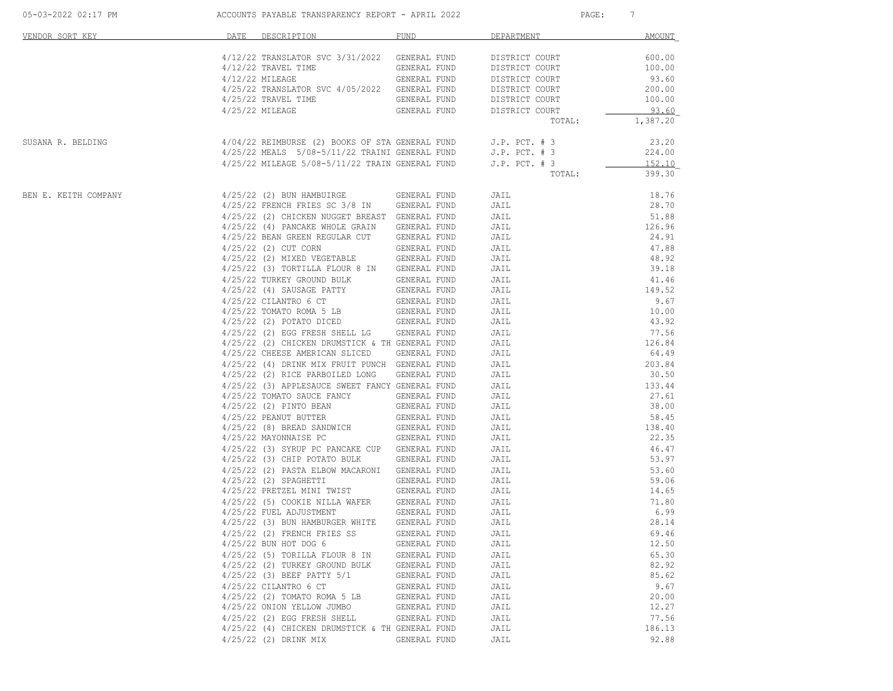| VENDOR SORT KEY | DATE | DESCRIPTION | FUND | DEPARTMENT | AMOUNT |
|---|---|---|---|---|---|
| | 4/12/22 | TRANSLATOR SVC 3/31/2022 | GENERAL FUND | DISTRICT COURT | 600.00 |
| | 4/12/22 | TRAVEL TIME | GENERAL FUND | DISTRICT COURT | 100.00 |
| | 4/12/22 | MILEAGE | GENERAL FUND | DISTRICT COURT | 93.60 |
| | 4/25/22 | TRANSLATOR SVC 4/05/2022 | GENERAL FUND | DISTRICT COURT | 200.00 |
| | 4/25/22 | TRAVEL TIME | GENERAL FUND | DISTRICT COURT | 100.00 |
| | 4/25/22 | MILEAGE | GENERAL FUND | DISTRICT COURT | 93.60 |
| | | | | TOTAL: | 1,387.20 |
| SUSANA R. BELDING | 4/04/22 | REIMBURSE (2) BOOKS OF STA | GENERAL FUND | J.P. PCT. # 3 | 23.20 |
| | 4/25/22 | MEALS 5/08-5/11/22 TRAINI | GENERAL FUND | J.P. PCT. # 3 | 224.00 |
| | 4/25/22 | MILEAGE 5/08-5/11/22 TRAIN | GENERAL FUND | J.P. PCT. # 3 | 152.10 |
| | | | | TOTAL: | 399.30 |
| BEN E. KEITH COMPANY | 4/25/22 | (2) BUN HAMBUIRGE | GENERAL FUND | JAIL | 18.76 |
| | 4/25/22 | FRENCH FRIES SC 3/8 IN | GENERAL FUND | JAIL | 28.70 |
| | 4/25/22 | (2) CHICKEN NUGGET BREAST | GENERAL FUND | JAIL | 51.88 |
| | 4/25/22 | (4) PANCAKE WHOLE GRAIN | GENERAL FUND | JAIL | 126.96 |
| | 4/25/22 | BEAN GREEN REGULAR CUT | GENERAL FUND | JAIL | 24.91 |
| | 4/25/22 | (2) CUT CORN | GENERAL FUND | JAIL | 47.88 |
| | 4/25/22 | (2) MIXED VEGETABLE | GENERAL FUND | JAIL | 48.92 |
| | 4/25/22 | (3) TORTILLA FLOUR 8 IN | GENERAL FUND | JAIL | 39.18 |
| | 4/25/22 | TURKEY GROUND BULK | GENERAL FUND | JAIL | 41.46 |
| | 4/25/22 | (4) SAUSAGE PATTY | GENERAL FUND | JAIL | 149.52 |
| | 4/25/22 | CILANTRO 6 CT | GENERAL FUND | JAIL | 9.67 |
| | 4/25/22 | TOMATO ROMA 5 LB | GENERAL FUND | JAIL | 10.00 |
| | 4/25/22 | (2) POTATO DICED | GENERAL FUND | JAIL | 43.92 |
| | 4/25/22 | (2) EGG FRESH SHELL LG | GENERAL FUND | JAIL | 77.56 |
| | 4/25/22 | (2) CHICKEN DRUMSTICK & TH | GENERAL FUND | JAIL | 126.84 |
| | 4/25/22 | CHEESE AMERICAN SLICED | GENERAL FUND | JAIL | 64.49 |
| | 4/25/22 | (4) DRINK MIX FRUIT PUNCH | GENERAL FUND | JAIL | 203.84 |
| | 4/25/22 | (2) RICE PARBOILED LONG | GENERAL FUND | JAIL | 30.50 |
| | 4/25/22 | (3) APPLESAUCE SWEET FANCY | GENERAL FUND | JAIL | 133.44 |
| | 4/25/22 | TOMATO SAUCE FANCY | GENERAL FUND | JAIL | 27.61 |
| | 4/25/22 | (2) PINTO BEAN | GENERAL FUND | JAIL | 38.00 |
| | 4/25/22 | PEANUT BUTTER | GENERAL FUND | JAIL | 58.45 |
| | 4/25/22 | (8) BREAD SANDWICH | GENERAL FUND | JAIL | 138.40 |
| | 4/25/22 | MAYONNAISE PC | GENERAL FUND | JAIL | 22.35 |
| | 4/25/22 | (3) SYRUP PC PANCAKE CUP | GENERAL FUND | JAIL | 46.47 |
| | 4/25/22 | (3) CHIP POTATO BULK | GENERAL FUND | JAIL | 53.97 |
| | 4/25/22 | (2) PASTA ELBOW MACARONI | GENERAL FUND | JAIL | 53.60 |
| | 4/25/22 | (2) SPAGHETTI | GENERAL FUND | JAIL | 59.06 |
| | 4/25/22 | PRETZEL MINI TWIST | GENERAL FUND | JAIL | 14.65 |
| | 4/25/22 | (5) COOKIE NILLA WAFER | GENERAL FUND | JAIL | 71.80 |
| | 4/25/22 | FUEL ADJUSTMENT | GENERAL FUND | JAIL | 6.99 |
| | 4/25/22 | (3) BUN HAMBURGER WHITE | GENERAL FUND | JAIL | 28.14 |
| | 4/25/22 | (2) FRENCH FRIES SS | GENERAL FUND | JAIL | 69.46 |
| | 4/25/22 | BUN HOT DOG 6 | GENERAL FUND | JAIL | 12.50 |
| | 4/25/22 | (5) TORILLA FLOUR 8 IN | GENERAL FUND | JAIL | 65.30 |
| | 4/25/22 | (2) TURKEY GROUND BULK | GENERAL FUND | JAIL | 82.92 |
| | 4/25/22 | (3) BEEF PATTY 5/1 | GENERAL FUND | JAIL | 85.62 |
| | 4/25/22 | CILANTRO 6 CT | GENERAL FUND | JAIL | 9.67 |
| | 4/25/22 | (2) TOMATO ROMA 5 LB | GENERAL FUND | JAIL | 20.00 |
| | 4/25/22 | ONION YELLOW JUMBO | GENERAL FUND | JAIL | 12.27 |
| | 4/25/22 | (2) EGG FRESH SHELL | GENERAL FUND | JAIL | 77.56 |
| | 4/25/22 | (4) CHICKEN DRUMSTICK & TH | GENERAL FUND | JAIL | 186.13 |
| | 4/25/22 | (2) DRINK MIX | GENERAL FUND | JAIL | 92.88 |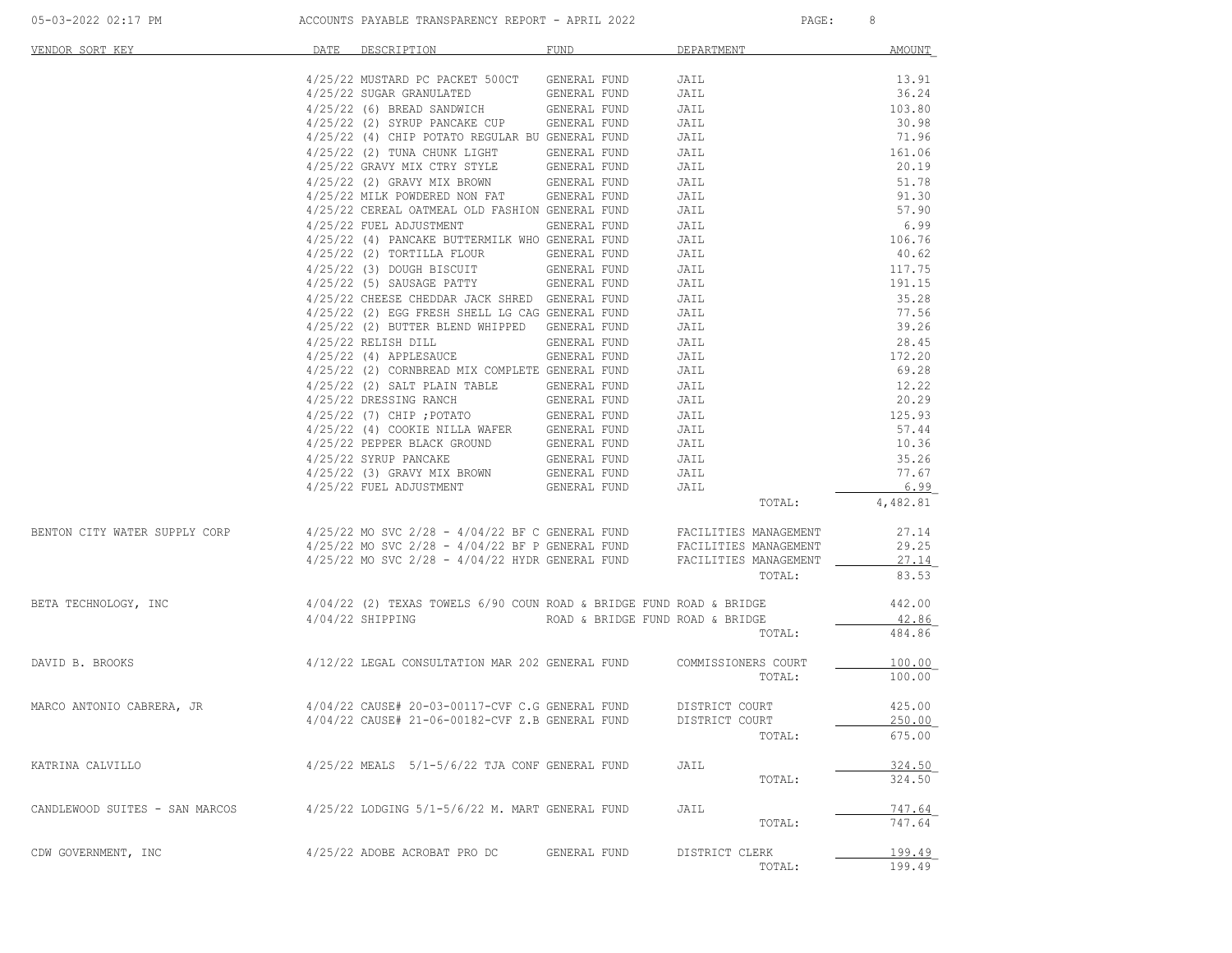ACCOUNTS PAYABLE TRANSPARENCY REPORT - APRIL 2022

| VENDOR SORT KEY | DATE | DESCRIPTION | FUND | DEPARTMENT | AMOUNT |
|---|---|---|---|---|---|
| | 4/25/22 | MUSTARD PC PACKET 500CT | GENERAL FUND | JAIL | 13.91 |
| | 4/25/22 | SUGAR GRANULATED | GENERAL FUND | JAIL | 36.24 |
| | 4/25/22 | (6) BREAD SANDWICH | GENERAL FUND | JAIL | 103.80 |
| | 4/25/22 | (2) SYRUP PANCAKE CUP | GENERAL FUND | JAIL | 30.98 |
| | 4/25/22 | (4) CHIP POTATO REGULAR BU | GENERAL FUND | JAIL | 71.96 |
| | 4/25/22 | (2) TUNA CHUNK LIGHT | GENERAL FUND | JAIL | 161.06 |
| | 4/25/22 | GRAVY MIX CTRY STYLE | GENERAL FUND | JAIL | 20.19 |
| | 4/25/22 | (2) GRAVY MIX BROWN | GENERAL FUND | JAIL | 51.78 |
| | 4/25/22 | MILK POWDERED NON FAT | GENERAL FUND | JAIL | 91.30 |
| | 4/25/22 | CEREAL OATMEAL OLD FASHION | GENERAL FUND | JAIL | 57.90 |
| | 4/25/22 | FUEL ADJUSTMENT | GENERAL FUND | JAIL | 6.99 |
| | 4/25/22 | (4) PANCAKE BUTTERMILK WHO | GENERAL FUND | JAIL | 106.76 |
| | 4/25/22 | (2) TORTILLA FLOUR | GENERAL FUND | JAIL | 40.62 |
| | 4/25/22 | (3) DOUGH BISCUIT | GENERAL FUND | JAIL | 117.75 |
| | 4/25/22 | (5) SAUSAGE PATTY | GENERAL FUND | JAIL | 191.15 |
| | 4/25/22 | CHEESE CHEDDAR JACK SHRED | GENERAL FUND | JAIL | 35.28 |
| | 4/25/22 | (2) EGG FRESH SHELL LG CAG | GENERAL FUND | JAIL | 77.56 |
| | 4/25/22 | (2) BUTTER BLEND WHIPPED | GENERAL FUND | JAIL | 39.26 |
| | 4/25/22 | RELISH DILL | GENERAL FUND | JAIL | 28.45 |
| | 4/25/22 | (4) APPLESAUCE | GENERAL FUND | JAIL | 172.20 |
| | 4/25/22 | (2) CORNBREAD MIX COMPLETE | GENERAL FUND | JAIL | 69.28 |
| | 4/25/22 | (2) SALT PLAIN TABLE | GENERAL FUND | JAIL | 12.22 |
| | 4/25/22 | DRESSING RANCH | GENERAL FUND | JAIL | 20.29 |
| | 4/25/22 | (7) CHIP ;POTATO | GENERAL FUND | JAIL | 125.93 |
| | 4/25/22 | (4) COOKIE NILLA WAFER | GENERAL FUND | JAIL | 57.44 |
| | 4/25/22 | PEPPER BLACK GROUND | GENERAL FUND | JAIL | 10.36 |
| | 4/25/22 | SYRUP PANCAKE | GENERAL FUND | JAIL | 35.26 |
| | 4/25/22 | (3) GRAVY MIX BROWN | GENERAL FUND | JAIL | 77.67 |
| | 4/25/22 | FUEL ADJUSTMENT | GENERAL FUND | JAIL | 6.99 |
| | | | | TOTAL: | 4,482.81 |
| BENTON CITY WATER SUPPLY CORP | 4/25/22 | MO SVC 2/28 - 4/04/22 BF C | GENERAL FUND | FACILITIES MANAGEMENT | 27.14 |
| | 4/25/22 | MO SVC 2/28 - 4/04/22 BF P | GENERAL FUND | FACILITIES MANAGEMENT | 29.25 |
| | 4/25/22 | MO SVC 2/28 - 4/04/22 HYDR | GENERAL FUND | FACILITIES MANAGEMENT | 27.14 |
| | | | | TOTAL: | 83.53 |
| BETA TECHNOLOGY, INC | 4/04/22 | (2) TEXAS TOWELS 6/90 COUN | ROAD & BRIDGE FUND | ROAD & BRIDGE | 442.00 |
| | 4/04/22 | SHIPPING | ROAD & BRIDGE FUND | ROAD & BRIDGE | 42.86 |
| | | | | TOTAL: | 484.86 |
| DAVID B. BROOKS | 4/12/22 | LEGAL CONSULTATION MAR 202 | GENERAL FUND | COMMISSIONERS COURT | 100.00 |
| | | | | TOTAL: | 100.00 |
| MARCO ANTONIO CABRERA, JR | 4/04/22 | CAUSE# 20-03-00117-CVF C.G | GENERAL FUND | DISTRICT COURT | 425.00 |
| | 4/04/22 | CAUSE# 21-06-00182-CVF Z.B | GENERAL FUND | DISTRICT COURT | 250.00 |
| | | | | TOTAL: | 675.00 |
| KATRINA CALVILLO | 4/25/22 | MEALS 5/1-5/6/22 TJA CONF | GENERAL FUND | JAIL | 324.50 |
| | | | | TOTAL: | 324.50 |
| CANDLEWOOD SUITES - SAN MARCOS | 4/25/22 | LODGING 5/1-5/6/22 M. MART | GENERAL FUND | JAIL | 747.64 |
| | | | | TOTAL: | 747.64 |
| CDW GOVERNMENT, INC | 4/25/22 | ADOBE ACROBAT PRO DC | GENERAL FUND | DISTRICT CLERK | 199.49 |
| | | | | TOTAL: | 199.49 |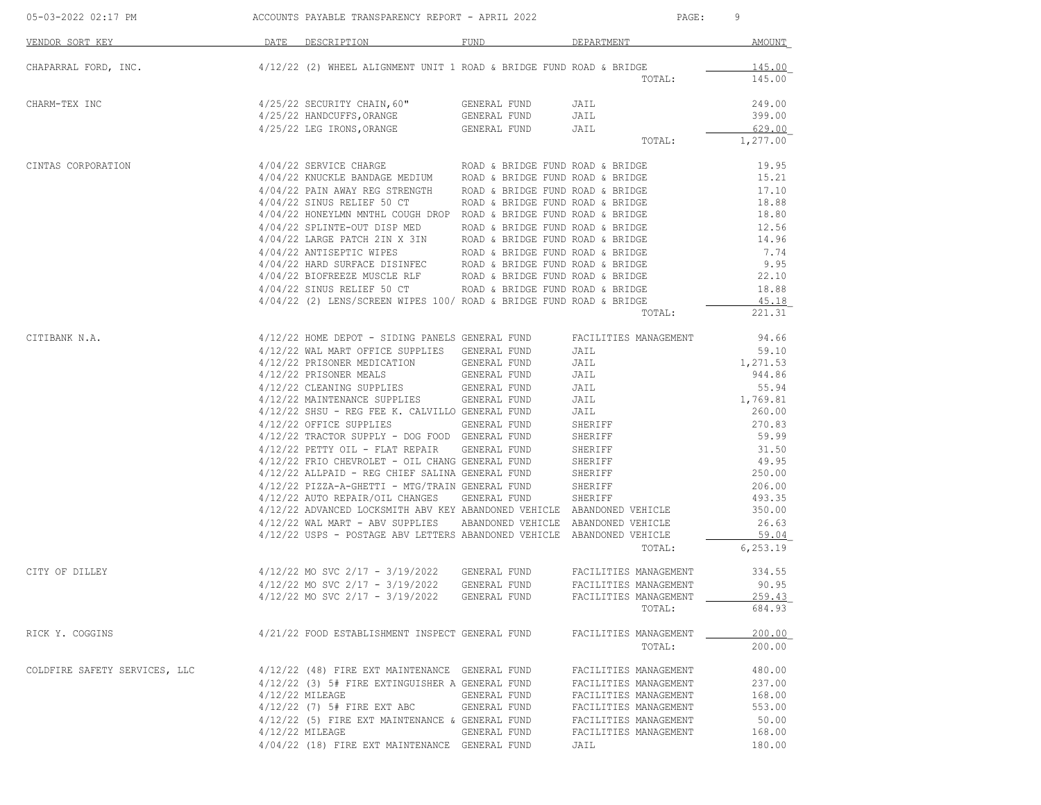| VENDOR SORT KEY | DATE | DESCRIPTION | FUND | DEPARTMENT | AMOUNT |
|---|---|---|---|---|---|
| CHAPARRAL FORD, INC. | 4/12/22 | (2) WHEEL ALIGNMENT UNIT 1 | ROAD & BRIDGE FUND | ROAD & BRIDGE | 145.00 |
| | | | | TOTAL: | 145.00 |
| CHARM-TEX INC | 4/25/22 | SECURITY CHAIN,60" | GENERAL FUND | JAIL | 249.00 |
| | 4/25/22 | HANDCUFFS,ORANGE | GENERAL FUND | JAIL | 399.00 |
| | 4/25/22 | LEG IRONS,ORANGE | GENERAL FUND | JAIL | 629.00 |
| | | | | TOTAL: | 1,277.00 |
| CINTAS CORPORATION | 4/04/22 | SERVICE CHARGE | ROAD & BRIDGE FUND | ROAD & BRIDGE | 19.95 |
| | 4/04/22 | KNUCKLE BANDAGE MEDIUM | ROAD & BRIDGE FUND | ROAD & BRIDGE | 15.21 |
| | 4/04/22 | PAIN AWAY REG STRENGTH | ROAD & BRIDGE FUND | ROAD & BRIDGE | 17.10 |
| | 4/04/22 | SINUS RELIEF 50 CT | ROAD & BRIDGE FUND | ROAD & BRIDGE | 18.88 |
| | 4/04/22 | HONEYLMN MNTHL COUGH DROP | ROAD & BRIDGE FUND | ROAD & BRIDGE | 18.80 |
| | 4/04/22 | SPLINTE-OUT DISP MED | ROAD & BRIDGE FUND | ROAD & BRIDGE | 12.56 |
| | 4/04/22 | LARGE PATCH 2IN X 3IN | ROAD & BRIDGE FUND | ROAD & BRIDGE | 14.96 |
| | 4/04/22 | ANTISEPTIC WIPES | ROAD & BRIDGE FUND | ROAD & BRIDGE | 7.74 |
| | 4/04/22 | HARD SURFACE DISINFEC | ROAD & BRIDGE FUND | ROAD & BRIDGE | 9.95 |
| | 4/04/22 | BIOFREEZE MUSCLE RLF | ROAD & BRIDGE FUND | ROAD & BRIDGE | 22.10 |
| | 4/04/22 | SINUS RELIEF 50 CT | ROAD & BRIDGE FUND | ROAD & BRIDGE | 18.88 |
| | 4/04/22 | (2) LENS/SCREEN WIPES 100/ | ROAD & BRIDGE FUND | ROAD & BRIDGE | 45.18 |
| | | | | TOTAL: | 221.31 |
| CITIBANK N.A. | 4/12/22 | HOME DEPOT - SIDING PANELS | GENERAL FUND | FACILITIES MANAGEMENT | 94.66 |
| | 4/12/22 | WAL MART OFFICE SUPPLIES | GENERAL FUND | JAIL | 59.10 |
| | 4/12/22 | PRISONER MEDICATION | GENERAL FUND | JAIL | 1,271.53 |
| | 4/12/22 | PRISONER MEALS | GENERAL FUND | JAIL | 944.86 |
| | 4/12/22 | CLEANING SUPPLIES | GENERAL FUND | JAIL | 55.94 |
| | 4/12/22 | MAINTENANCE SUPPLIES | GENERAL FUND | JAIL | 1,769.81 |
| | 4/12/22 | SHSU - REG FEE K. CALVILLO | GENERAL FUND | JAIL | 260.00 |
| | 4/12/22 | OFFICE SUPPLIES | GENERAL FUND | SHERIFF | 270.83 |
| | 4/12/22 | TRACTOR SUPPLY - DOG FOOD | GENERAL FUND | SHERIFF | 59.99 |
| | 4/12/22 | PETTY OIL - FLAT REPAIR | GENERAL FUND | SHERIFF | 31.50 |
| | 4/12/22 | FRIO CHEVROLET - OIL CHANG | GENERAL FUND | SHERIFF | 49.95 |
| | 4/12/22 | ALLPAID - REG CHIEF SALINA | GENERAL FUND | SHERIFF | 250.00 |
| | 4/12/22 | PIZZA-A-GHETTI - MTG/TRAIN | GENERAL FUND | SHERIFF | 206.00 |
| | 4/12/22 | AUTO REPAIR/OIL CHANGES | GENERAL FUND | SHERIFF | 493.35 |
| | 4/12/22 | ADVANCED LOCKSMITH ABV KEY | ABANDONED VEHICLE | ABANDONED VEHICLE | 350.00 |
| | 4/12/22 | WAL MART - ABV SUPPLIES | ABANDONED VEHICLE | ABANDONED VEHICLE | 26.63 |
| | 4/12/22 | USPS - POSTAGE ABV LETTERS | ABANDONED VEHICLE | ABANDONED VEHICLE | 59.04 |
| | | | | TOTAL: | 6,253.19 |
| CITY OF DILLEY | 4/12/22 | MO SVC 2/17 - 3/19/2022 | GENERAL FUND | FACILITIES MANAGEMENT | 334.55 |
| | 4/12/22 | MO SVC 2/17 - 3/19/2022 | GENERAL FUND | FACILITIES MANAGEMENT | 90.95 |
| | 4/12/22 | MO SVC 2/17 - 3/19/2022 | GENERAL FUND | FACILITIES MANAGEMENT | 259.43 |
| | | | | TOTAL: | 684.93 |
| RICK Y. COGGINS | 4/21/22 | FOOD ESTABLISHMENT INSPECT | GENERAL FUND | FACILITIES MANAGEMENT | 200.00 |
| | | | | TOTAL: | 200.00 |
| COLDFIRE SAFETY SERVICES, LLC | 4/12/22 | (48) FIRE EXT MAINTENANCE | GENERAL FUND | FACILITIES MANAGEMENT | 480.00 |
| | 4/12/22 | (3) 5# FIRE EXTINGUISHER A | GENERAL FUND | FACILITIES MANAGEMENT | 237.00 |
| | 4/12/22 | MILEAGE | GENERAL FUND | FACILITIES MANAGEMENT | 168.00 |
| | 4/12/22 | (7) 5# FIRE EXT ABC | GENERAL FUND | FACILITIES MANAGEMENT | 553.00 |
| | 4/12/22 | (5) FIRE EXT MAINTENANCE & | GENERAL FUND | FACILITIES MANAGEMENT | 50.00 |
| | 4/12/22 | MILEAGE | GENERAL FUND | FACILITIES MANAGEMENT | 168.00 |
| | 4/04/22 | (18) FIRE EXT MAINTENANCE | GENERAL FUND | JAIL | 180.00 |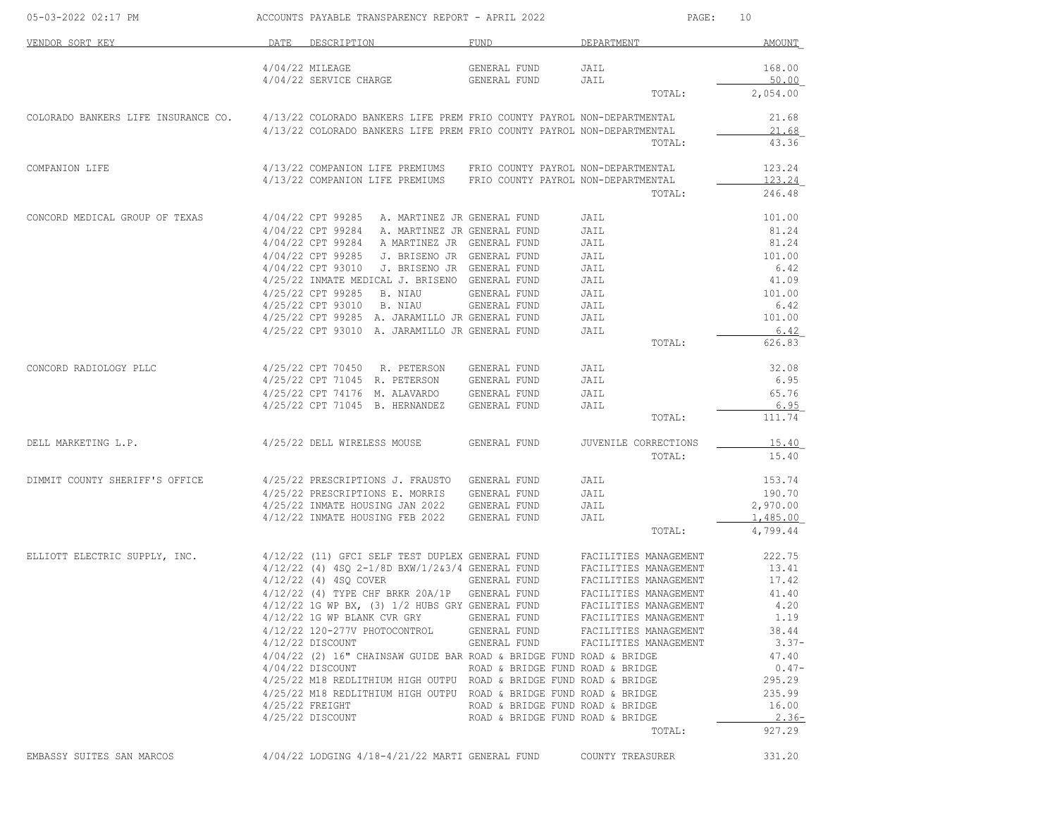| VENDOR SORT KEY | DATE | DESCRIPTION | FUND | DEPARTMENT | AMOUNT |
|---|---|---|---|---|---|
| | 4/04/22 | MILEAGE | GENERAL FUND | JAIL | 168.00 |
| | 4/04/22 | SERVICE CHARGE | GENERAL FUND | JAIL | 50.00 |
| | | | | TOTAL: | 2,054.00 |
| COLORADO BANKERS LIFE INSURANCE CO. | 4/13/22 | COLORADO BANKERS LIFE PREM | FRIO COUNTY PAYROL | NON-DEPARTMENTAL | 21.68 |
| | 4/13/22 | COLORADO BANKERS LIFE PREM | FRIO COUNTY PAYROL | NON-DEPARTMENTAL | 21.68 |
| | | | | TOTAL: | 43.36 |
| COMPANION LIFE | 4/13/22 | COMPANION LIFE PREMIUMS | FRIO COUNTY PAYROL | NON-DEPARTMENTAL | 123.24 |
| | 4/13/22 | COMPANION LIFE PREMIUMS | FRIO COUNTY PAYROL | NON-DEPARTMENTAL | 123.24 |
| | | | | TOTAL: | 246.48 |
| CONCORD MEDICAL GROUP OF TEXAS | 4/04/22 | CPT 99285 A. MARTINEZ JR | GENERAL FUND | JAIL | 101.00 |
| | 4/04/22 | CPT 99284 A. MARTINEZ JR | GENERAL FUND | JAIL | 81.24 |
| | 4/04/22 | CPT 99284 A MARTINEZ JR | GENERAL FUND | JAIL | 81.24 |
| | 4/04/22 | CPT 99285 J. BRISENO JR | GENERAL FUND | JAIL | 101.00 |
| | 4/04/22 | CPT 93010 J. BRISENO JR | GENERAL FUND | JAIL | 6.42 |
| | 4/25/22 | INMATE MEDICAL J. BRISENO | GENERAL FUND | JAIL | 41.09 |
| | 4/25/22 | CPT 99285 B. NIAU | GENERAL FUND | JAIL | 101.00 |
| | 4/25/22 | CPT 93010 B. NIAU | GENERAL FUND | JAIL | 6.42 |
| | 4/25/22 | CPT 99285 A. JARAMILLO JR | GENERAL FUND | JAIL | 101.00 |
| | 4/25/22 | CPT 93010 A. JARAMILLO JR | GENERAL FUND | JAIL | 6.42 |
| | | | | TOTAL: | 626.83 |
| CONCORD RADIOLOGY PLLC | 4/25/22 | CPT 70450 R. PETERSON | GENERAL FUND | JAIL | 32.08 |
| | 4/25/22 | CPT 71045 R. PETERSON | GENERAL FUND | JAIL | 6.95 |
| | 4/25/22 | CPT 74176 M. ALAVARDO | GENERAL FUND | JAIL | 65.76 |
| | 4/25/22 | CPT 71045 B. HERNANDEZ | GENERAL FUND | JAIL | 6.95 |
| | | | | TOTAL: | 111.74 |
| DELL MARKETING L.P. | 4/25/22 | DELL WIRELESS MOUSE | GENERAL FUND | JUVENILE CORRECTIONS | 15.40 |
| | | | | TOTAL: | 15.40 |
| DIMMIT COUNTY SHERIFF'S OFFICE | 4/25/22 | PRESCRIPTIONS J. FRAUSTO | GENERAL FUND | JAIL | 153.74 |
| | 4/25/22 | PRESCRIPTIONS E. MORRIS | GENERAL FUND | JAIL | 190.70 |
| | 4/25/22 | INMATE HOUSING JAN 2022 | GENERAL FUND | JAIL | 2,970.00 |
| | 4/12/22 | INMATE HOUSING FEB 2022 | GENERAL FUND | JAIL | 1,485.00 |
| | | | | TOTAL: | 4,799.44 |
| ELLIOTT ELECTRIC SUPPLY, INC. | 4/12/22 | (11) GFCI SELF TEST DUPLEX | GENERAL FUND | FACILITIES MANAGEMENT | 222.75 |
| | 4/12/22 | (4) 4SQ 2-1/8D BXW/1/2&3/4 | GENERAL FUND | FACILITIES MANAGEMENT | 13.41 |
| | 4/12/22 | (4) 4SQ COVER | GENERAL FUND | FACILITIES MANAGEMENT | 17.42 |
| | 4/12/22 | (4) TYPE CHF BRKR 20A/1P | GENERAL FUND | FACILITIES MANAGEMENT | 41.40 |
| | 4/12/22 | 1G WP BX, (3) 1/2 HUBS GRY | GENERAL FUND | FACILITIES MANAGEMENT | 4.20 |
| | 4/12/22 | 1G WP BLANK CVR GRY | GENERAL FUND | FACILITIES MANAGEMENT | 1.19 |
| | 4/12/22 | 120-277V PHOTOCONTROL | GENERAL FUND | FACILITIES MANAGEMENT | 38.44 |
| | 4/12/22 | DISCOUNT | GENERAL FUND | FACILITIES MANAGEMENT | 3.37- |
| | 4/04/22 | (2) 16" CHAINSAW GUIDE BAR | ROAD & BRIDGE FUND | ROAD & BRIDGE | 47.40 |
| | 4/04/22 | DISCOUNT | ROAD & BRIDGE FUND | ROAD & BRIDGE | 0.47- |
| | 4/25/22 | M18 REDLITHIUM HIGH OUTPU | ROAD & BRIDGE FUND | ROAD & BRIDGE | 295.29 |
| | 4/25/22 | M18 REDLITHIUM HIGH OUTPU | ROAD & BRIDGE FUND | ROAD & BRIDGE | 235.99 |
| | 4/25/22 | FREIGHT | ROAD & BRIDGE FUND | ROAD & BRIDGE | 16.00 |
| | 4/25/22 | DISCOUNT | ROAD & BRIDGE FUND | ROAD & BRIDGE | 2.36- |
| | | | | TOTAL: | 927.29 |
| EMBASSY SUITES SAN MARCOS | 4/04/22 | LODGING 4/18-4/21/22 MARTI | GENERAL FUND | COUNTY TREASURER | 331.20 |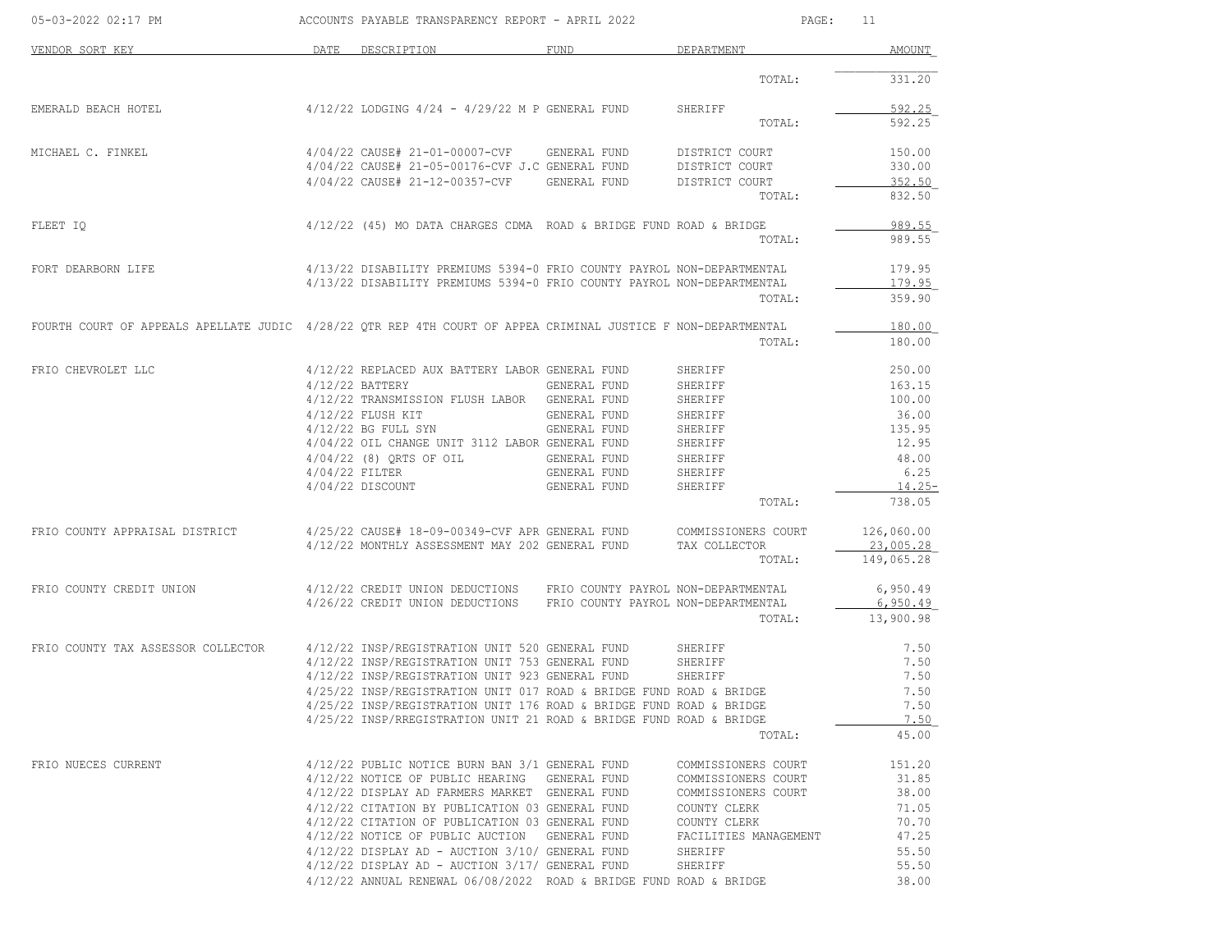ACCOUNTS PAYABLE TRANSPARENCY REPORT - APRIL 2022

| VENDOR SORT KEY | DATE | DESCRIPTION | FUND | DEPARTMENT | AMOUNT |
|---|---|---|---|---|---|
| | | | | TOTAL: | 331.20 |
| EMERALD BEACH HOTEL | 4/12/22 | LODGING 4/24 - 4/29/22 M P | GENERAL FUND | SHERIFF | 592.25 |
| | | | | TOTAL: | 592.25 |
| MICHAEL C. FINKEL | 4/04/22 | CAUSE# 21-01-00007-CVF | GENERAL FUND | DISTRICT COURT | 150.00 |
| | 4/04/22 | CAUSE# 21-05-00176-CVF J.C | GENERAL FUND | DISTRICT COURT | 330.00 |
| | 4/04/22 | CAUSE# 21-12-00357-CVF | GENERAL FUND | DISTRICT COURT | 352.50 |
| | | | | TOTAL: | 832.50 |
| FLEET IQ | 4/12/22 | (45) MO DATA CHARGES CDMA | ROAD & BRIDGE FUND | ROAD & BRIDGE | 989.55 |
| | | | | TOTAL: | 989.55 |
| FORT DEARBORN LIFE | 4/13/22 | DISABILITY PREMIUMS 5394-0 | FRIO COUNTY PAYROL | NON-DEPARTMENTAL | 179.95 |
| | 4/13/22 | DISABILITY PREMIUMS 5394-0 | FRIO COUNTY PAYROL | NON-DEPARTMENTAL | 179.95 |
| | | | | TOTAL: | 359.90 |
| FOURTH COURT OF APPEALS APELLATE JUDIC | 4/28/22 | QTR REP 4TH COURT OF APPEA | CRIMINAL JUSTICE F | NON-DEPARTMENTAL | 180.00 |
| | | | | TOTAL: | 180.00 |
| FRIO CHEVROLET LLC | 4/12/22 | REPLACED AUX BATTERY LABOR | GENERAL FUND | SHERIFF | 250.00 |
| | 4/12/22 | BATTERY | GENERAL FUND | SHERIFF | 163.15 |
| | 4/12/22 | TRANSMISSION FLUSH LABOR | GENERAL FUND | SHERIFF | 100.00 |
| | 4/12/22 | FLUSH KIT | GENERAL FUND | SHERIFF | 36.00 |
| | 4/12/22 | BG FULL SYN | GENERAL FUND | SHERIFF | 135.95 |
| | 4/04/22 | OIL CHANGE UNIT 3112 LABOR | GENERAL FUND | SHERIFF | 12.95 |
| | 4/04/22 | (8) QRTS OF OIL | GENERAL FUND | SHERIFF | 48.00 |
| | 4/04/22 | FILTER | GENERAL FUND | SHERIFF | 6.25 |
| | 4/04/22 | DISCOUNT | GENERAL FUND | SHERIFF | 14.25- |
| | | | | TOTAL: | 738.05 |
| FRIO COUNTY APPRAISAL DISTRICT | 4/25/22 | CAUSE# 18-09-00349-CVF APR | GENERAL FUND | COMMISSIONERS COURT | 126,060.00 |
| | 4/12/22 | MONTHLY ASSESSMENT MAY 202 | GENERAL FUND | TAX COLLECTOR | 23,005.28 |
| | | | | TOTAL: | 149,065.28 |
| FRIO COUNTY CREDIT UNION | 4/12/22 | CREDIT UNION DEDUCTIONS | FRIO COUNTY PAYROL | NON-DEPARTMENTAL | 6,950.49 |
| | 4/26/22 | CREDIT UNION DEDUCTIONS | FRIO COUNTY PAYROL | NON-DEPARTMENTAL | 6,950.49 |
| | | | | TOTAL: | 13,900.98 |
| FRIO COUNTY TAX ASSESSOR COLLECTOR | 4/12/22 | INSP/REGISTRATION UNIT 520 | GENERAL FUND | SHERIFF | 7.50 |
| | 4/12/22 | INSP/REGISTRATION UNIT 753 | GENERAL FUND | SHERIFF | 7.50 |
| | 4/12/22 | INSP/REGISTRATION UNIT 923 | GENERAL FUND | SHERIFF | 7.50 |
| | 4/25/22 | INSP/REGISTRATION UNIT 017 | ROAD & BRIDGE FUND | ROAD & BRIDGE | 7.50 |
| | 4/25/22 | INSP/REGISTRATION UNIT 176 | ROAD & BRIDGE FUND | ROAD & BRIDGE | 7.50 |
| | 4/25/22 | INSP/RREGISTRATION UNIT 21 | ROAD & BRIDGE FUND | ROAD & BRIDGE | 7.50 |
| | | | | TOTAL: | 45.00 |
| FRIO NUECES CURRENT | 4/12/22 | PUBLIC NOTICE BURN BAN 3/1 | GENERAL FUND | COMMISSIONERS COURT | 151.20 |
| | 4/12/22 | NOTICE OF PUBLIC HEARING | GENERAL FUND | COMMISSIONERS COURT | 31.85 |
| | 4/12/22 | DISPLAY AD FARMERS MARKET | GENERAL FUND | COMMISSIONERS COURT | 38.00 |
| | 4/12/22 | CITATION BY PUBLICATION 03 | GENERAL FUND | COUNTY CLERK | 71.05 |
| | 4/12/22 | CITATION OF PUBLICATION 03 | GENERAL FUND | COUNTY CLERK | 70.70 |
| | 4/12/22 | NOTICE OF PUBLIC AUCTION | GENERAL FUND | FACILITIES MANAGEMENT | 47.25 |
| | 4/12/22 | DISPLAY AD - AUCTION 3/10/ | GENERAL FUND | SHERIFF | 55.50 |
| | 4/12/22 | DISPLAY AD - AUCTION 3/17/ | GENERAL FUND | SHERIFF | 55.50 |
| | 4/12/22 | ANNUAL RENEWAL 06/08/2022 | ROAD & BRIDGE FUND | ROAD & BRIDGE | 38.00 |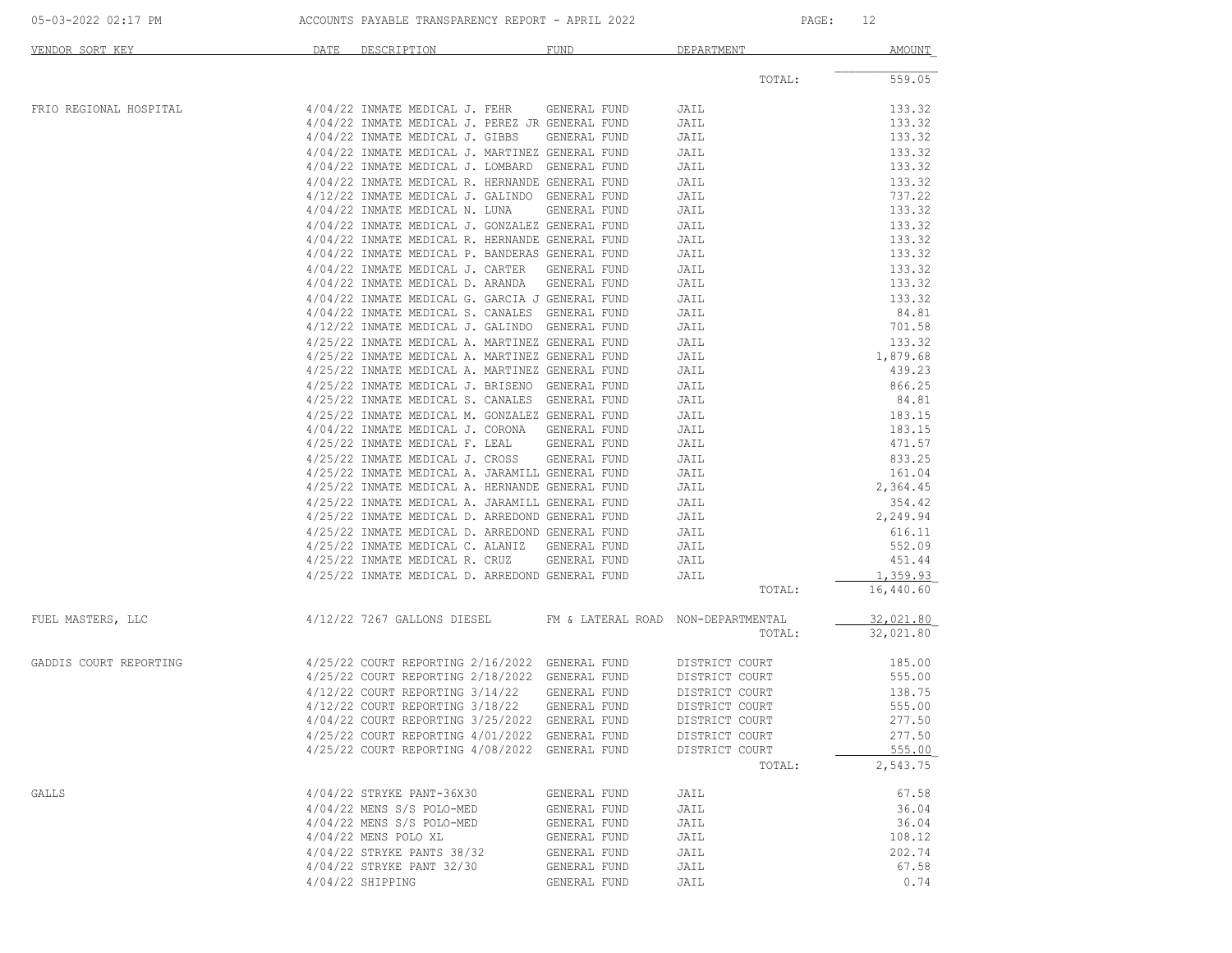# ACCOUNTS PAYABLE TRANSPARENCY REPORT - APRIL 2022

05-03-2022 02:17 PM

| VENDOR SORT KEY | DATE | DESCRIPTION | FUND | DEPARTMENT | AMOUNT |
|---|---|---|---|---|---|
| | | | | TOTAL: | 559.05 |
| FRIO REGIONAL HOSPITAL | 4/04/22 | INMATE MEDICAL J. FEHR | GENERAL FUND | JAIL | 133.32 |
| | 4/04/22 | INMATE MEDICAL J. PEREZ JR | GENERAL FUND | JAIL | 133.32 |
| | 4/04/22 | INMATE MEDICAL J. GIBBS | GENERAL FUND | JAIL | 133.32 |
| | 4/04/22 | INMATE MEDICAL J. MARTINEZ | GENERAL FUND | JAIL | 133.32 |
| | 4/04/22 | INMATE MEDICAL J. LOMBARD | GENERAL FUND | JAIL | 133.32 |
| | 4/04/22 | INMATE MEDICAL R. HERNANDE | GENERAL FUND | JAIL | 133.32 |
| | 4/12/22 | INMATE MEDICAL J. GALINDO | GENERAL FUND | JAIL | 737.22 |
| | 4/04/22 | INMATE MEDICAL N. LUNA | GENERAL FUND | JAIL | 133.32 |
| | 4/04/22 | INMATE MEDICAL J. GONZALEZ | GENERAL FUND | JAIL | 133.32 |
| | 4/04/22 | INMATE MEDICAL R. HERNANDE | GENERAL FUND | JAIL | 133.32 |
| | 4/04/22 | INMATE MEDICAL P. BANDERAS | GENERAL FUND | JAIL | 133.32 |
| | 4/04/22 | INMATE MEDICAL J. CARTER | GENERAL FUND | JAIL | 133.32 |
| | 4/04/22 | INMATE MEDICAL D. ARANDA | GENERAL FUND | JAIL | 133.32 |
| | 4/04/22 | INMATE MEDICAL G. GARCIA J | GENERAL FUND | JAIL | 133.32 |
| | 4/04/22 | INMATE MEDICAL S. CANALES | GENERAL FUND | JAIL | 84.81 |
| | 4/12/22 | INMATE MEDICAL J. GALINDO | GENERAL FUND | JAIL | 701.58 |
| | 4/25/22 | INMATE MEDICAL A. MARTINEZ | GENERAL FUND | JAIL | 133.32 |
| | 4/25/22 | INMATE MEDICAL A. MARTINEZ | GENERAL FUND | JAIL | 1,879.68 |
| | 4/25/22 | INMATE MEDICAL A. MARTINEZ | GENERAL FUND | JAIL | 439.23 |
| | 4/25/22 | INMATE MEDICAL J. BRISENO | GENERAL FUND | JAIL | 866.25 |
| | 4/25/22 | INMATE MEDICAL S. CANALES | GENERAL FUND | JAIL | 84.81 |
| | 4/25/22 | INMATE MEDICAL M. GONZALEZ | GENERAL FUND | JAIL | 183.15 |
| | 4/04/22 | INMATE MEDICAL J. CORONA | GENERAL FUND | JAIL | 183.15 |
| | 4/25/22 | INMATE MEDICAL F. LEAL | GENERAL FUND | JAIL | 471.57 |
| | 4/25/22 | INMATE MEDICAL J. CROSS | GENERAL FUND | JAIL | 833.25 |
| | 4/25/22 | INMATE MEDICAL A. JARAMILL | GENERAL FUND | JAIL | 161.04 |
| | 4/25/22 | INMATE MEDICAL A. HERNANDE | GENERAL FUND | JAIL | 2,364.45 |
| | 4/25/22 | INMATE MEDICAL A. JARAMILL | GENERAL FUND | JAIL | 354.42 |
| | 4/25/22 | INMATE MEDICAL D. ARREDOND | GENERAL FUND | JAIL | 2,249.94 |
| | 4/25/22 | INMATE MEDICAL D. ARREDOND | GENERAL FUND | JAIL | 616.11 |
| | 4/25/22 | INMATE MEDICAL C. ALANIZ | GENERAL FUND | JAIL | 552.09 |
| | 4/25/22 | INMATE MEDICAL R. CRUZ | GENERAL FUND | JAIL | 451.44 |
| | 4/25/22 | INMATE MEDICAL D. ARREDOND | GENERAL FUND | JAIL | 1,359.93 |
| | | | | TOTAL: | 16,440.60 |
| FUEL MASTERS, LLC | 4/12/22 | 7267 GALLONS DIESEL | FM & LATERAL ROAD | NON-DEPARTMENTAL | 32,021.80 |
| | | | | TOTAL: | 32,021.80 |
| GADDIS COURT REPORTING | 4/25/22 | COURT REPORTING 2/16/2022 | GENERAL FUND | DISTRICT COURT | 185.00 |
| | 4/25/22 | COURT REPORTING 2/18/2022 | GENERAL FUND | DISTRICT COURT | 555.00 |
| | 4/12/22 | COURT REPORTING 3/14/22 | GENERAL FUND | DISTRICT COURT | 138.75 |
| | 4/12/22 | COURT REPORTING 3/18/22 | GENERAL FUND | DISTRICT COURT | 555.00 |
| | 4/04/22 | COURT REPORTING 3/25/2022 | GENERAL FUND | DISTRICT COURT | 277.50 |
| | 4/25/22 | COURT REPORTING 4/01/2022 | GENERAL FUND | DISTRICT COURT | 277.50 |
| | 4/25/22 | COURT REPORTING 4/08/2022 | GENERAL FUND | DISTRICT COURT | 555.00 |
| | | | | TOTAL: | 2,543.75 |
| GALLS | 4/04/22 | STRYKE PANT-36X30 | GENERAL FUND | JAIL | 67.58 |
| | 4/04/22 | MENS S/S POLO-MED | GENERAL FUND | JAIL | 36.04 |
| | 4/04/22 | MENS S/S POLO-MED | GENERAL FUND | JAIL | 36.04 |
| | 4/04/22 | MENS POLO XL | GENERAL FUND | JAIL | 108.12 |
| | 4/04/22 | STRYKE PANTS 38/32 | GENERAL FUND | JAIL | 202.74 |
| | 4/04/22 | STRYKE PANT 32/30 | GENERAL FUND | JAIL | 67.58 |
| | 4/04/22 | SHIPPING | GENERAL FUND | JAIL | 0.74 |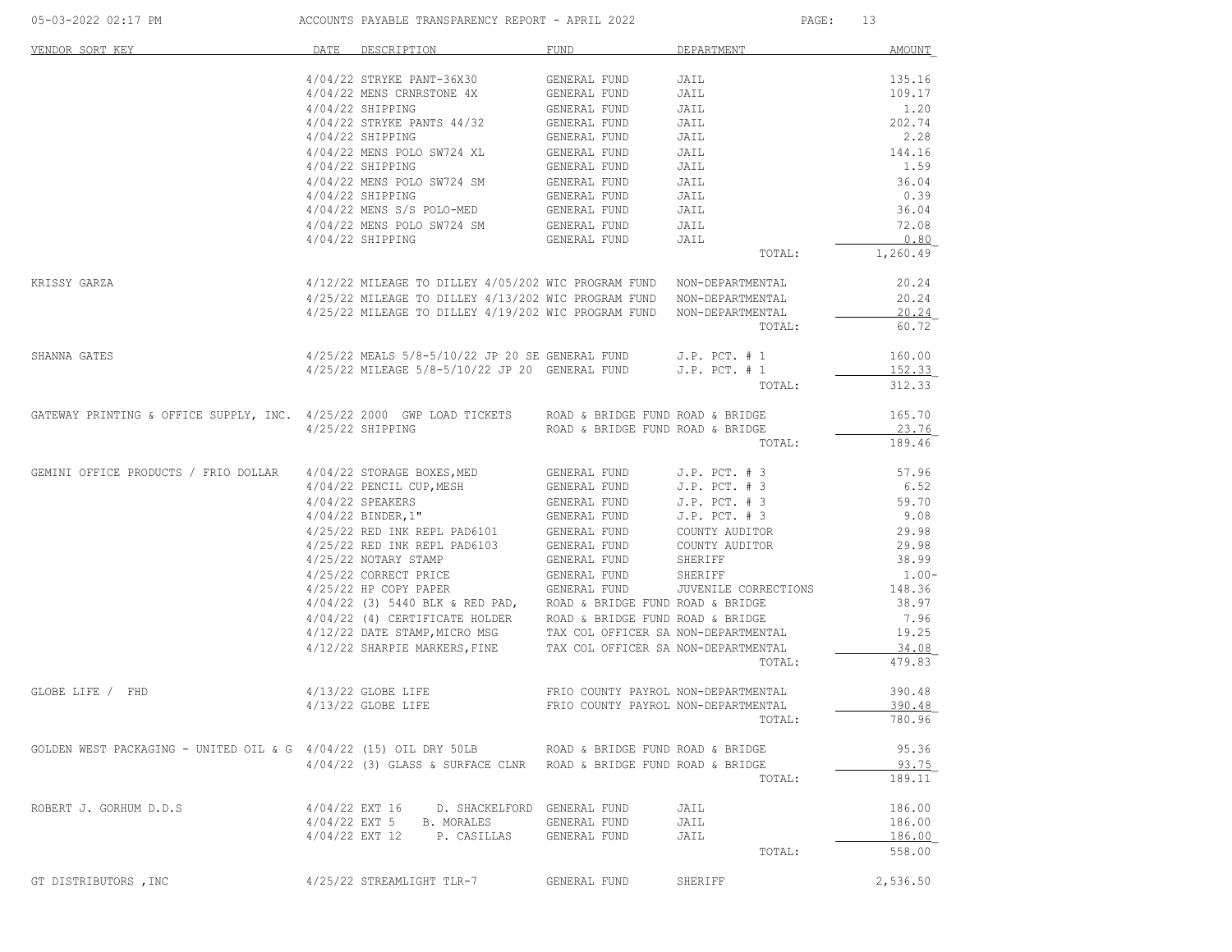ACCOUNTS PAYABLE TRANSPARENCY REPORT - APRIL 2022

| VENDOR SORT KEY | DATE | DESCRIPTION | FUND | DEPARTMENT | AMOUNT |
|---|---|---|---|---|---|
| | 4/04/22 | STRYKE PANT-36X30 | GENERAL FUND | JAIL | 135.16 |
| | 4/04/22 | MENS CRNRSTONE 4X | GENERAL FUND | JAIL | 109.17 |
| | 4/04/22 | SHIPPING | GENERAL FUND | JAIL | 1.20 |
| | 4/04/22 | STRYKE PANTS 44/32 | GENERAL FUND | JAIL | 202.74 |
| | 4/04/22 | SHIPPING | GENERAL FUND | JAIL | 2.28 |
| | 4/04/22 | MENS POLO SW724 XL | GENERAL FUND | JAIL | 144.16 |
| | 4/04/22 | SHIPPING | GENERAL FUND | JAIL | 1.59 |
| | 4/04/22 | MENS POLO SW724 SM | GENERAL FUND | JAIL | 36.04 |
| | 4/04/22 | SHIPPING | GENERAL FUND | JAIL | 0.39 |
| | 4/04/22 | MENS S/S POLO-MED | GENERAL FUND | JAIL | 36.04 |
| | 4/04/22 | MENS POLO SW724 SM | GENERAL FUND | JAIL | 72.08 |
| | 4/04/22 | SHIPPING | GENERAL FUND | JAIL | 0.80 |
| | | | | TOTAL: | 1,260.49 |
| KRISSY GARZA | 4/12/22 | MILEAGE TO DILLEY 4/05/202 | WIC PROGRAM FUND | NON-DEPARTMENTAL | 20.24 |
| | 4/25/22 | MILEAGE TO DILLEY 4/13/202 | WIC PROGRAM FUND | NON-DEPARTMENTAL | 20.24 |
| | 4/25/22 | MILEAGE TO DILLEY 4/19/202 | WIC PROGRAM FUND | NON-DEPARTMENTAL | 20.24 |
| | | | | TOTAL: | 60.72 |
| SHANNA GATES | 4/25/22 | MEALS 5/8-5/10/22 JP 20 SE | GENERAL FUND | J.P. PCT. # 1 | 160.00 |
| | 4/25/22 | MILEAGE 5/8-5/10/22 JP 20 | GENERAL FUND | J.P. PCT. # 1 | 152.33 |
| | | | | TOTAL: | 312.33 |
| GATEWAY PRINTING & OFFICE SUPPLY, INC. | 4/25/22 | 2000 GWP LOAD TICKETS | ROAD & BRIDGE FUND | ROAD & BRIDGE | 165.70 |
| | 4/25/22 | SHIPPING | ROAD & BRIDGE FUND | ROAD & BRIDGE | 23.76 |
| | | | | TOTAL: | 189.46 |
| GEMINI OFFICE PRODUCTS / FRIO DOLLAR | 4/04/22 | STORAGE BOXES,MED | GENERAL FUND | J.P. PCT. # 3 | 57.96 |
| | 4/04/22 | PENCIL CUP,MESH | GENERAL FUND | J.P. PCT. # 3 | 6.52 |
| | 4/04/22 | SPEAKERS | GENERAL FUND | J.P. PCT. # 3 | 59.70 |
| | 4/04/22 | BINDER,1" | GENERAL FUND | J.P. PCT. # 3 | 9.08 |
| | 4/25/22 | RED INK REPL PAD6101 | GENERAL FUND | COUNTY AUDITOR | 29.98 |
| | 4/25/22 | RED INK REPL PAD6103 | GENERAL FUND | COUNTY AUDITOR | 29.98 |
| | 4/25/22 | NOTARY STAMP | GENERAL FUND | SHERIFF | 38.99 |
| | 4/25/22 | CORRECT PRICE | GENERAL FUND | SHERIFF | 1.00- |
| | 4/25/22 | HP COPY PAPER | GENERAL FUND | JUVENILE CORRECTIONS | 148.36 |
| | 4/04/22 | (3) 5440 BLK & RED PAD, | ROAD & BRIDGE FUND | ROAD & BRIDGE | 38.97 |
| | 4/04/22 | (4) CERTIFICATE HOLDER | ROAD & BRIDGE FUND | ROAD & BRIDGE | 7.96 |
| | 4/12/22 | DATE STAMP,MICRO MSG | TAX COL OFFICER SA | NON-DEPARTMENTAL | 19.25 |
| | 4/12/22 | SHARPIE MARKERS,FINE | TAX COL OFFICER SA | NON-DEPARTMENTAL | 34.08 |
| | | | | TOTAL: | 479.83 |
| GLOBE LIFE / FHD | 4/13/22 | GLOBE LIFE | FRIO COUNTY PAYROL | NON-DEPARTMENTAL | 390.48 |
| | 4/13/22 | GLOBE LIFE | FRIO COUNTY PAYROL | NON-DEPARTMENTAL | 390.48 |
| | | | | TOTAL: | 780.96 |
| GOLDEN WEST PACKAGING - UNITED OIL & G | 4/04/22 | (15) OIL DRY 50LB | ROAD & BRIDGE FUND | ROAD & BRIDGE | 95.36 |
| | 4/04/22 | (3) GLASS & SURFACE CLNR | ROAD & BRIDGE FUND | ROAD & BRIDGE | 93.75 |
| | | | | TOTAL: | 189.11 |
| ROBERT J. GORHUM D.D.S | 4/04/22 | EXT 16 D. SHACKELFORD | GENERAL FUND | JAIL | 186.00 |
| | 4/04/22 | EXT 5 B. MORALES | GENERAL FUND | JAIL | 186.00 |
| | 4/04/22 | EXT 12 P. CASILLAS | GENERAL FUND | JAIL | 186.00 |
| | | | | TOTAL: | 558.00 |
| GT DISTRIBUTORS ,INC | 4/25/22 | STREAMLIGHT TLR-7 | GENERAL FUND | SHERIFF | 2,536.50 |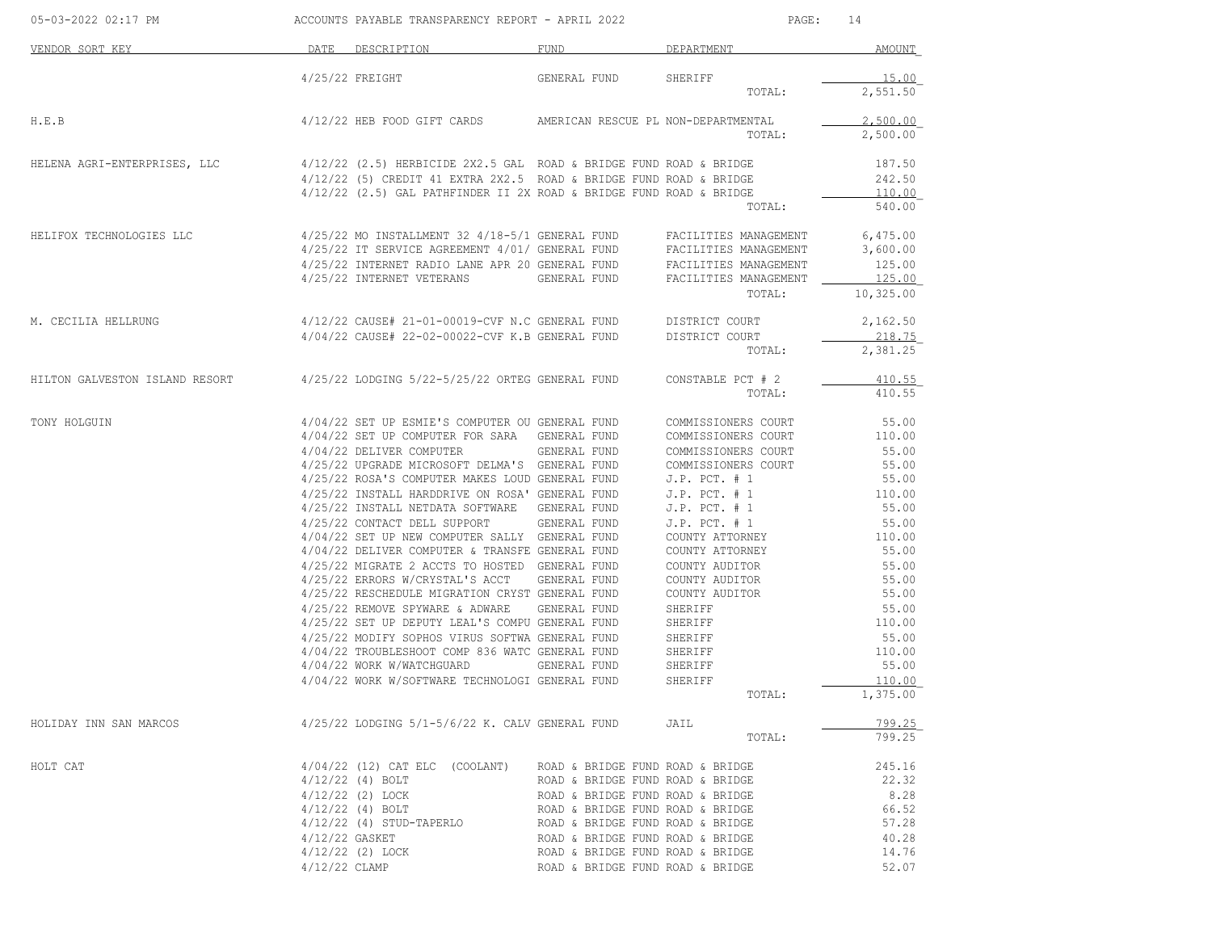| VENDOR SORT KEY | DATE | DESCRIPTION | FUND | DEPARTMENT | AMOUNT |
|---|---|---|---|---|---|
| | 4/25/22 | FREIGHT | GENERAL FUND | SHERIFF | 15.00 |
| | | | | TOTAL: | 2,551.50 |
| H.E.B | 4/12/22 | HEB FOOD GIFT CARDS | AMERICAN RESCUE PL | NON-DEPARTMENTAL | 2,500.00 |
| | | | | TOTAL: | 2,500.00 |
| HELENA AGRI-ENTERPRISES, LLC | 4/12/22 | (2.5) HERBICIDE 2X2.5 GAL | ROAD & BRIDGE FUND | ROAD & BRIDGE | 187.50 |
| | 4/12/22 | (5) CREDIT 41 EXTRA 2X2.5 | ROAD & BRIDGE FUND | ROAD & BRIDGE | 242.50 |
| | 4/12/22 | (2.5) GAL PATHFINDER II 2X | ROAD & BRIDGE FUND | ROAD & BRIDGE | 110.00 |
| | | | | TOTAL: | 540.00 |
| HELIFOX TECHNOLOGIES LLC | 4/25/22 | MO INSTALLMENT 32 4/18-5/1 | GENERAL FUND | FACILITIES MANAGEMENT | 6,475.00 |
| | 4/25/22 | IT SERVICE AGREEMENT 4/01/ | GENERAL FUND | FACILITIES MANAGEMENT | 3,600.00 |
| | 4/25/22 | INTERNET RADIO LANE APR 20 | GENERAL FUND | FACILITIES MANAGEMENT | 125.00 |
| | 4/25/22 | INTERNET VETERANS | GENERAL FUND | FACILITIES MANAGEMENT | 125.00 |
| | | | | TOTAL: | 10,325.00 |
| M. CECILIA HELLRUNG | 4/12/22 | CAUSE# 21-01-00019-CVF N.C | GENERAL FUND | DISTRICT COURT | 2,162.50 |
| | 4/04/22 | CAUSE# 22-02-00022-CVF K.B | GENERAL FUND | DISTRICT COURT | 218.75 |
| | | | | TOTAL: | 2,381.25 |
| HILTON GALVESTON ISLAND RESORT | 4/25/22 | LODGING 5/22-5/25/22 ORTEG | GENERAL FUND | CONSTABLE PCT # 2 | 410.55 |
| | | | | TOTAL: | 410.55 |
| TONY HOLGUIN | 4/04/22 | SET UP ESMIE'S COMPUTER OU | GENERAL FUND | COMMISSIONERS COURT | 55.00 |
| | 4/04/22 | SET UP COMPUTER FOR SARA | GENERAL FUND | COMMISSIONERS COURT | 110.00 |
| | 4/04/22 | DELIVER COMPUTER | GENERAL FUND | COMMISSIONERS COURT | 55.00 |
| | 4/25/22 | UPGRADE MICROSOFT DELMA'S | GENERAL FUND | COMMISSIONERS COURT | 55.00 |
| | 4/25/22 | ROSA'S COMPUTER MAKES LOUD | GENERAL FUND | J.P. PCT. # 1 | 55.00 |
| | 4/25/22 | INSTALL HARDDRIVE ON ROSA' | GENERAL FUND | J.P. PCT. # 1 | 110.00 |
| | 4/25/22 | INSTALL NETDATA SOFTWARE | GENERAL FUND | J.P. PCT. # 1 | 55.00 |
| | 4/25/22 | CONTACT DELL SUPPORT | GENERAL FUND | J.P. PCT. # 1 | 55.00 |
| | 4/04/22 | SET UP NEW COMPUTER SALLY | GENERAL FUND | COUNTY ATTORNEY | 110.00 |
| | 4/04/22 | DELIVER COMPUTER & TRANSFE | GENERAL FUND | COUNTY ATTORNEY | 55.00 |
| | 4/25/22 | MIGRATE 2 ACCTS TO HOSTED | GENERAL FUND | COUNTY AUDITOR | 55.00 |
| | 4/25/22 | ERRORS W/CRYSTAL'S ACCT | GENERAL FUND | COUNTY AUDITOR | 55.00 |
| | 4/25/22 | RESCHEDULE MIGRATION CRYST | GENERAL FUND | COUNTY AUDITOR | 55.00 |
| | 4/25/22 | REMOVE SPYWARE & ADWARE | GENERAL FUND | SHERIFF | 55.00 |
| | 4/25/22 | SET UP DEPUTY LEAL'S COMPU | GENERAL FUND | SHERIFF | 110.00 |
| | 4/25/22 | MODIFY SOPHOS VIRUS SOFTWA | GENERAL FUND | SHERIFF | 55.00 |
| | 4/04/22 | TROUBLESHOOT COMP 836 WATC | GENERAL FUND | SHERIFF | 110.00 |
| | 4/04/22 | WORK W/WATCHGUARD | GENERAL FUND | SHERIFF | 55.00 |
| | 4/04/22 | WORK W/SOFTWARE TECHNOLOGI | GENERAL FUND | SHERIFF | 110.00 |
| | | | | TOTAL: | 1,375.00 |
| HOLIDAY INN SAN MARCOS | 4/25/22 | LODGING 5/1-5/6/22 K. CALV | GENERAL FUND | JAIL | 799.25 |
| | | | | TOTAL: | 799.25 |
| HOLT CAT | 4/04/22 | (12) CAT ELC (COOLANT) | ROAD & BRIDGE FUND | ROAD & BRIDGE | 245.16 |
| | 4/12/22 | (4) BOLT | ROAD & BRIDGE FUND | ROAD & BRIDGE | 22.32 |
| | 4/12/22 | (2) LOCK | ROAD & BRIDGE FUND | ROAD & BRIDGE | 8.28 |
| | 4/12/22 | (4) BOLT | ROAD & BRIDGE FUND | ROAD & BRIDGE | 66.52 |
| | 4/12/22 | (4) STUD-TAPERLO | ROAD & BRIDGE FUND | ROAD & BRIDGE | 57.28 |
| | 4/12/22 | GASKET | ROAD & BRIDGE FUND | ROAD & BRIDGE | 40.28 |
| | 4/12/22 | (2) LOCK | ROAD & BRIDGE FUND | ROAD & BRIDGE | 14.76 |
| | 4/12/22 | CLAMP | ROAD & BRIDGE FUND | ROAD & BRIDGE | 52.07 |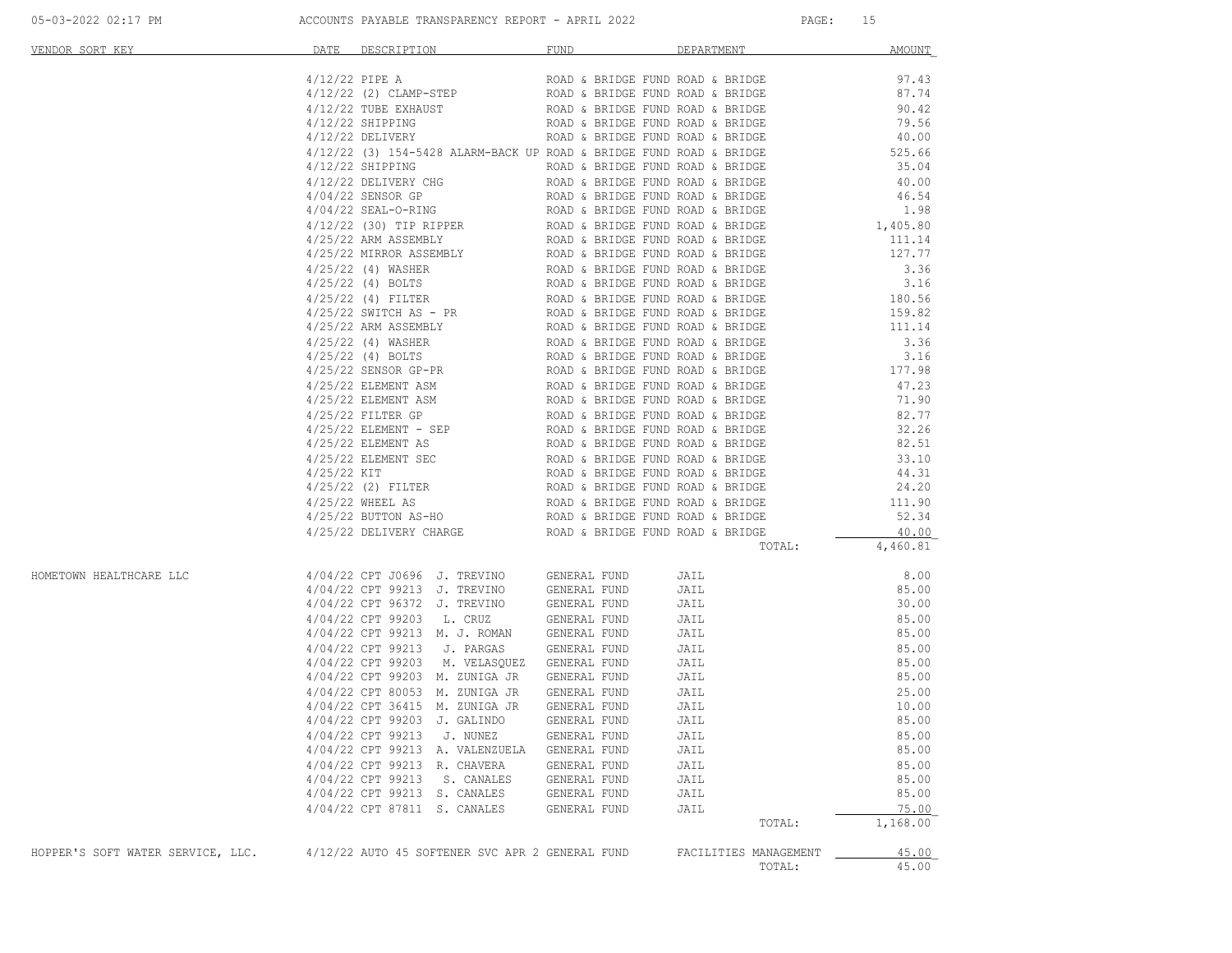| VENDOR SORT KEY | DATE | DESCRIPTION | FUND | DEPARTMENT | AMOUNT |
|---|---|---|---|---|---|
| | 4/12/22 | PIPE A | ROAD & BRIDGE FUND | ROAD & BRIDGE | 97.43 |
| | 4/12/22 | (2) CLAMP-STEP | ROAD & BRIDGE FUND | ROAD & BRIDGE | 87.74 |
| | 4/12/22 | TUBE EXHAUST | ROAD & BRIDGE FUND | ROAD & BRIDGE | 90.42 |
| | 4/12/22 | SHIPPING | ROAD & BRIDGE FUND | ROAD & BRIDGE | 79.56 |
| | 4/12/22 | DELIVERY | ROAD & BRIDGE FUND | ROAD & BRIDGE | 40.00 |
| | 4/12/22 | (3) 154-5428 ALARM-BACK UP | ROAD & BRIDGE FUND | ROAD & BRIDGE | 525.66 |
| | 4/12/22 | SHIPPING | ROAD & BRIDGE FUND | ROAD & BRIDGE | 35.04 |
| | 4/12/22 | DELIVERY CHG | ROAD & BRIDGE FUND | ROAD & BRIDGE | 40.00 |
| | 4/04/22 | SENSOR GP | ROAD & BRIDGE FUND | ROAD & BRIDGE | 46.54 |
| | 4/04/22 | SEAL-O-RING | ROAD & BRIDGE FUND | ROAD & BRIDGE | 1.98 |
| | 4/12/22 | (30) TIP RIPPER | ROAD & BRIDGE FUND | ROAD & BRIDGE | 1,405.80 |
| | 4/25/22 | ARM ASSEMBLY | ROAD & BRIDGE FUND | ROAD & BRIDGE | 111.14 |
| | 4/25/22 | MIRROR ASSEMBLY | ROAD & BRIDGE FUND | ROAD & BRIDGE | 127.77 |
| | 4/25/22 | (4) WASHER | ROAD & BRIDGE FUND | ROAD & BRIDGE | 3.36 |
| | 4/25/22 | (4) BOLTS | ROAD & BRIDGE FUND | ROAD & BRIDGE | 3.16 |
| | 4/25/22 | (4) FILTER | ROAD & BRIDGE FUND | ROAD & BRIDGE | 180.56 |
| | 4/25/22 | SWITCH AS - PR | ROAD & BRIDGE FUND | ROAD & BRIDGE | 159.82 |
| | 4/25/22 | ARM ASSEMBLY | ROAD & BRIDGE FUND | ROAD & BRIDGE | 111.14 |
| | 4/25/22 | (4) WASHER | ROAD & BRIDGE FUND | ROAD & BRIDGE | 3.36 |
| | 4/25/22 | (4) BOLTS | ROAD & BRIDGE FUND | ROAD & BRIDGE | 3.16 |
| | 4/25/22 | SENSOR GP-PR | ROAD & BRIDGE FUND | ROAD & BRIDGE | 177.98 |
| | 4/25/22 | ELEMENT ASM | ROAD & BRIDGE FUND | ROAD & BRIDGE | 47.23 |
| | 4/25/22 | ELEMENT ASM | ROAD & BRIDGE FUND | ROAD & BRIDGE | 71.90 |
| | 4/25/22 | FILTER GP | ROAD & BRIDGE FUND | ROAD & BRIDGE | 82.77 |
| | 4/25/22 | ELEMENT - SEP | ROAD & BRIDGE FUND | ROAD & BRIDGE | 32.26 |
| | 4/25/22 | ELEMENT AS | ROAD & BRIDGE FUND | ROAD & BRIDGE | 82.51 |
| | 4/25/22 | ELEMENT SEC | ROAD & BRIDGE FUND | ROAD & BRIDGE | 33.10 |
| | 4/25/22 | KIT | ROAD & BRIDGE FUND | ROAD & BRIDGE | 44.31 |
| | 4/25/22 | (2) FILTER | ROAD & BRIDGE FUND | ROAD & BRIDGE | 24.20 |
| | 4/25/22 | WHEEL AS | ROAD & BRIDGE FUND | ROAD & BRIDGE | 111.90 |
| | 4/25/22 | BUTTON AS-HO | ROAD & BRIDGE FUND | ROAD & BRIDGE | 52.34 |
| | 4/25/22 | DELIVERY CHARGE | ROAD & BRIDGE FUND | ROAD & BRIDGE | 40.00 |
| | | | | TOTAL: | 4,460.81 |
| HOMETOWN HEALTHCARE LLC | 4/04/22 | CPT J0696 J. TREVINO | GENERAL FUND | JAIL | 8.00 |
| | 4/04/22 | CPT 99213 J. TREVINO | GENERAL FUND | JAIL | 85.00 |
| | 4/04/22 | CPT 96372 J. TREVINO | GENERAL FUND | JAIL | 30.00 |
| | 4/04/22 | CPT 99203 L. CRUZ | GENERAL FUND | JAIL | 85.00 |
| | 4/04/22 | CPT 99213 M. J. ROMAN | GENERAL FUND | JAIL | 85.00 |
| | 4/04/22 | CPT 99213 J. PARGAS | GENERAL FUND | JAIL | 85.00 |
| | 4/04/22 | CPT 99203 M. VELASQUEZ | GENERAL FUND | JAIL | 85.00 |
| | 4/04/22 | CPT 99203 M. ZUNIGA JR | GENERAL FUND | JAIL | 85.00 |
| | 4/04/22 | CPT 80053 M. ZUNIGA JR | GENERAL FUND | JAIL | 25.00 |
| | 4/04/22 | CPT 36415 M. ZUNIGA JR | GENERAL FUND | JAIL | 10.00 |
| | 4/04/22 | CPT 99203 J. GALINDO | GENERAL FUND | JAIL | 85.00 |
| | 4/04/22 | CPT 99213 J. NUNEZ | GENERAL FUND | JAIL | 85.00 |
| | 4/04/22 | CPT 99213 A. VALENZUELA | GENERAL FUND | JAIL | 85.00 |
| | 4/04/22 | CPT 99213 R. CHAVERA | GENERAL FUND | JAIL | 85.00 |
| | 4/04/22 | CPT 99213 S. CANALES | GENERAL FUND | JAIL | 85.00 |
| | 4/04/22 | CPT 99213 S. CANALES | GENERAL FUND | JAIL | 85.00 |
| | 4/04/22 | CPT 87811 S. CANALES | GENERAL FUND | JAIL | 75.00 |
| | | | | TOTAL: | 1,168.00 |
| HOPPER'S SOFT WATER SERVICE, LLC. | 4/12/22 | AUTO 45 SOFTENER SVC APR 2 | GENERAL FUND | FACILITIES MANAGEMENT | 45.00 |
| | | | | TOTAL: | 45.00 |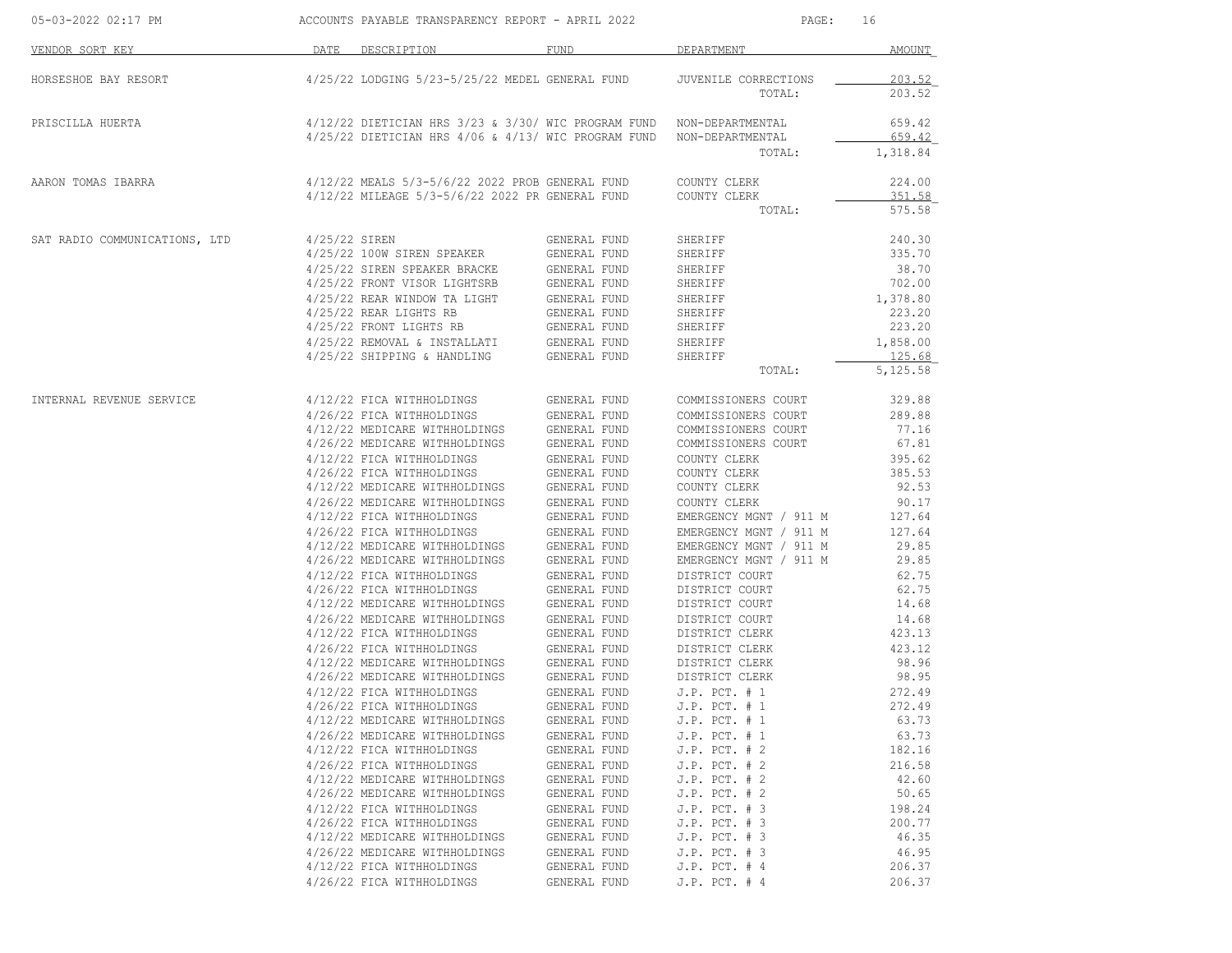ACCOUNTS PAYABLE TRANSPARENCY REPORT - APRIL 2022

| VENDOR SORT KEY | DATE | DESCRIPTION | FUND | DEPARTMENT | AMOUNT |
|---|---|---|---|---|---|
| HORSESHOE BAY RESORT | 4/25/22 | LODGING 5/23-5/25/22 MEDEL | GENERAL FUND | JUVENILE CORRECTIONS | 203.52 |
| | | | | TOTAL: | 203.52 |
| PRISCILLA HUERTA | 4/12/22 | DIETICIAN HRS 3/23 & 3/30/ | WIC PROGRAM FUND | NON-DEPARTMENTAL | 659.42 |
| | 4/25/22 | DIETICIAN HRS 4/06 & 4/13/ | WIC PROGRAM FUND | NON-DEPARTMENTAL | 659.42 |
| | | | | TOTAL: | 1,318.84 |
| AARON TOMAS IBARRA | 4/12/22 | MEALS 5/3-5/6/22 2022 PROB | GENERAL FUND | COUNTY CLERK | 224.00 |
| | 4/12/22 | MILEAGE 5/3-5/6/22 2022 PR | GENERAL FUND | COUNTY CLERK | 351.58 |
| | | | | TOTAL: | 575.58 |
| SAT RADIO COMMUNICATIONS, LTD | 4/25/22 | SIREN | GENERAL FUND | SHERIFF | 240.30 |
| | 4/25/22 | 100W SIREN SPEAKER | GENERAL FUND | SHERIFF | 335.70 |
| | 4/25/22 | SIREN SPEAKER BRACKE | GENERAL FUND | SHERIFF | 38.70 |
| | 4/25/22 | FRONT VISOR LIGHTSRB | GENERAL FUND | SHERIFF | 702.00 |
| | 4/25/22 | REAR WINDOW TA LIGHT | GENERAL FUND | SHERIFF | 1,378.80 |
| | 4/25/22 | REAR LIGHTS RB | GENERAL FUND | SHERIFF | 223.20 |
| | 4/25/22 | FRONT LIGHTS RB | GENERAL FUND | SHERIFF | 223.20 |
| | 4/25/22 | REMOVAL & INSTALLATI | GENERAL FUND | SHERIFF | 1,858.00 |
| | 4/25/22 | SHIPPING & HANDLING | GENERAL FUND | SHERIFF | 125.68 |
| | | | | TOTAL: | 5,125.58 |
| INTERNAL REVENUE SERVICE | 4/12/22 | FICA WITHHOLDINGS | GENERAL FUND | COMMISSIONERS COURT | 329.88 |
| | 4/26/22 | FICA WITHHOLDINGS | GENERAL FUND | COMMISSIONERS COURT | 289.88 |
| | 4/12/22 | MEDICARE WITHHOLDINGS | GENERAL FUND | COMMISSIONERS COURT | 77.16 |
| | 4/26/22 | MEDICARE WITHHOLDINGS | GENERAL FUND | COMMISSIONERS COURT | 67.81 |
| | 4/12/22 | FICA WITHHOLDINGS | GENERAL FUND | COUNTY CLERK | 395.62 |
| | 4/26/22 | FICA WITHHOLDINGS | GENERAL FUND | COUNTY CLERK | 385.53 |
| | 4/12/22 | MEDICARE WITHHOLDINGS | GENERAL FUND | COUNTY CLERK | 92.53 |
| | 4/26/22 | MEDICARE WITHHOLDINGS | GENERAL FUND | COUNTY CLERK | 90.17 |
| | 4/12/22 | FICA WITHHOLDINGS | GENERAL FUND | EMERGENCY MGNT / 911 M | 127.64 |
| | 4/26/22 | FICA WITHHOLDINGS | GENERAL FUND | EMERGENCY MGNT / 911 M | 127.64 |
| | 4/12/22 | MEDICARE WITHHOLDINGS | GENERAL FUND | EMERGENCY MGNT / 911 M | 29.85 |
| | 4/26/22 | MEDICARE WITHHOLDINGS | GENERAL FUND | EMERGENCY MGNT / 911 M | 29.85 |
| | 4/12/22 | FICA WITHHOLDINGS | GENERAL FUND | DISTRICT COURT | 62.75 |
| | 4/26/22 | FICA WITHHOLDINGS | GENERAL FUND | DISTRICT COURT | 62.75 |
| | 4/12/22 | MEDICARE WITHHOLDINGS | GENERAL FUND | DISTRICT COURT | 14.68 |
| | 4/26/22 | MEDICARE WITHHOLDINGS | GENERAL FUND | DISTRICT COURT | 14.68 |
| | 4/12/22 | FICA WITHHOLDINGS | GENERAL FUND | DISTRICT CLERK | 423.13 |
| | 4/26/22 | FICA WITHHOLDINGS | GENERAL FUND | DISTRICT CLERK | 423.12 |
| | 4/12/22 | MEDICARE WITHHOLDINGS | GENERAL FUND | DISTRICT CLERK | 98.96 |
| | 4/26/22 | MEDICARE WITHHOLDINGS | GENERAL FUND | DISTRICT CLERK | 98.95 |
| | 4/12/22 | FICA WITHHOLDINGS | GENERAL FUND | J.P. PCT. # 1 | 272.49 |
| | 4/26/22 | FICA WITHHOLDINGS | GENERAL FUND | J.P. PCT. # 1 | 272.49 |
| | 4/12/22 | MEDICARE WITHHOLDINGS | GENERAL FUND | J.P. PCT. # 1 | 63.73 |
| | 4/26/22 | MEDICARE WITHHOLDINGS | GENERAL FUND | J.P. PCT. # 1 | 63.73 |
| | 4/12/22 | FICA WITHHOLDINGS | GENERAL FUND | J.P. PCT. # 2 | 182.16 |
| | 4/26/22 | FICA WITHHOLDINGS | GENERAL FUND | J.P. PCT. # 2 | 216.58 |
| | 4/12/22 | MEDICARE WITHHOLDINGS | GENERAL FUND | J.P. PCT. # 2 | 42.60 |
| | 4/26/22 | MEDICARE WITHHOLDINGS | GENERAL FUND | J.P. PCT. # 2 | 50.65 |
| | 4/12/22 | FICA WITHHOLDINGS | GENERAL FUND | J.P. PCT. # 3 | 198.24 |
| | 4/26/22 | FICA WITHHOLDINGS | GENERAL FUND | J.P. PCT. # 3 | 200.77 |
| | 4/12/22 | MEDICARE WITHHOLDINGS | GENERAL FUND | J.P. PCT. # 3 | 46.35 |
| | 4/26/22 | MEDICARE WITHHOLDINGS | GENERAL FUND | J.P. PCT. # 3 | 46.95 |
| | 4/12/22 | FICA WITHHOLDINGS | GENERAL FUND | J.P. PCT. # 4 | 206.37 |
| | 4/26/22 | FICA WITHHOLDINGS | GENERAL FUND | J.P. PCT. # 4 | 206.37 |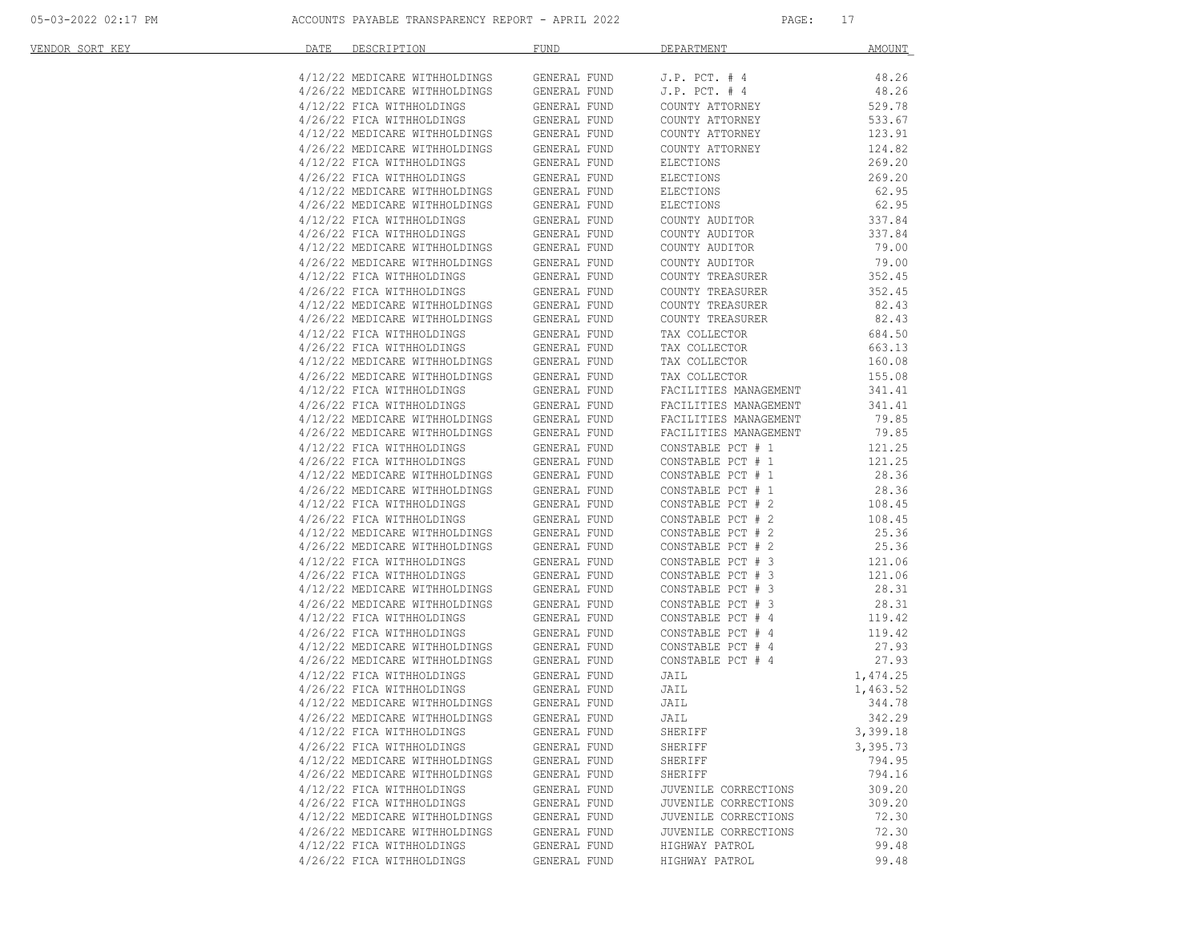| VENDOR SORT KEY | DATE | DESCRIPTION | FUND | DEPARTMENT | AMOUNT |
|---|---|---|---|---|---|
| | 4/12/22 | MEDICARE WITHHOLDINGS | GENERAL FUND | J.P. PCT. # 4 | 48.26 |
| | 4/26/22 | MEDICARE WITHHOLDINGS | GENERAL FUND | J.P. PCT. # 4 | 48.26 |
| | 4/12/22 | FICA WITHHOLDINGS | GENERAL FUND | COUNTY ATTORNEY | 529.78 |
| | 4/26/22 | FICA WITHHOLDINGS | GENERAL FUND | COUNTY ATTORNEY | 533.67 |
| | 4/12/22 | MEDICARE WITHHOLDINGS | GENERAL FUND | COUNTY ATTORNEY | 123.91 |
| | 4/26/22 | MEDICARE WITHHOLDINGS | GENERAL FUND | COUNTY ATTORNEY | 124.82 |
| | 4/12/22 | FICA WITHHOLDINGS | GENERAL FUND | ELECTIONS | 269.20 |
| | 4/26/22 | FICA WITHHOLDINGS | GENERAL FUND | ELECTIONS | 269.20 |
| | 4/12/22 | MEDICARE WITHHOLDINGS | GENERAL FUND | ELECTIONS | 62.95 |
| | 4/26/22 | MEDICARE WITHHOLDINGS | GENERAL FUND | ELECTIONS | 62.95 |
| | 4/12/22 | FICA WITHHOLDINGS | GENERAL FUND | COUNTY AUDITOR | 337.84 |
| | 4/26/22 | FICA WITHHOLDINGS | GENERAL FUND | COUNTY AUDITOR | 337.84 |
| | 4/12/22 | MEDICARE WITHHOLDINGS | GENERAL FUND | COUNTY AUDITOR | 79.00 |
| | 4/26/22 | MEDICARE WITHHOLDINGS | GENERAL FUND | COUNTY AUDITOR | 79.00 |
| | 4/12/22 | FICA WITHHOLDINGS | GENERAL FUND | COUNTY TREASURER | 352.45 |
| | 4/26/22 | FICA WITHHOLDINGS | GENERAL FUND | COUNTY TREASURER | 352.45 |
| | 4/12/22 | MEDICARE WITHHOLDINGS | GENERAL FUND | COUNTY TREASURER | 82.43 |
| | 4/26/22 | MEDICARE WITHHOLDINGS | GENERAL FUND | COUNTY TREASURER | 82.43 |
| | 4/12/22 | FICA WITHHOLDINGS | GENERAL FUND | TAX COLLECTOR | 684.50 |
| | 4/26/22 | FICA WITHHOLDINGS | GENERAL FUND | TAX COLLECTOR | 663.13 |
| | 4/12/22 | MEDICARE WITHHOLDINGS | GENERAL FUND | TAX COLLECTOR | 160.08 |
| | 4/26/22 | MEDICARE WITHHOLDINGS | GENERAL FUND | TAX COLLECTOR | 155.08 |
| | 4/12/22 | FICA WITHHOLDINGS | GENERAL FUND | FACILITIES MANAGEMENT | 341.41 |
| | 4/26/22 | FICA WITHHOLDINGS | GENERAL FUND | FACILITIES MANAGEMENT | 341.41 |
| | 4/12/22 | MEDICARE WITHHOLDINGS | GENERAL FUND | FACILITIES MANAGEMENT | 79.85 |
| | 4/26/22 | MEDICARE WITHHOLDINGS | GENERAL FUND | FACILITIES MANAGEMENT | 79.85 |
| | 4/12/22 | FICA WITHHOLDINGS | GENERAL FUND | CONSTABLE PCT # 1 | 121.25 |
| | 4/26/22 | FICA WITHHOLDINGS | GENERAL FUND | CONSTABLE PCT # 1 | 121.25 |
| | 4/12/22 | MEDICARE WITHHOLDINGS | GENERAL FUND | CONSTABLE PCT # 1 | 28.36 |
| | 4/26/22 | MEDICARE WITHHOLDINGS | GENERAL FUND | CONSTABLE PCT # 1 | 28.36 |
| | 4/12/22 | FICA WITHHOLDINGS | GENERAL FUND | CONSTABLE PCT # 2 | 108.45 |
| | 4/26/22 | FICA WITHHOLDINGS | GENERAL FUND | CONSTABLE PCT # 2 | 108.45 |
| | 4/12/22 | MEDICARE WITHHOLDINGS | GENERAL FUND | CONSTABLE PCT # 2 | 25.36 |
| | 4/26/22 | MEDICARE WITHHOLDINGS | GENERAL FUND | CONSTABLE PCT # 2 | 25.36 |
| | 4/12/22 | FICA WITHHOLDINGS | GENERAL FUND | CONSTABLE PCT # 3 | 121.06 |
| | 4/26/22 | FICA WITHHOLDINGS | GENERAL FUND | CONSTABLE PCT # 3 | 121.06 |
| | 4/12/22 | MEDICARE WITHHOLDINGS | GENERAL FUND | CONSTABLE PCT # 3 | 28.31 |
| | 4/26/22 | MEDICARE WITHHOLDINGS | GENERAL FUND | CONSTABLE PCT # 3 | 28.31 |
| | 4/12/22 | FICA WITHHOLDINGS | GENERAL FUND | CONSTABLE PCT # 4 | 119.42 |
| | 4/26/22 | FICA WITHHOLDINGS | GENERAL FUND | CONSTABLE PCT # 4 | 119.42 |
| | 4/12/22 | MEDICARE WITHHOLDINGS | GENERAL FUND | CONSTABLE PCT # 4 | 27.93 |
| | 4/26/22 | MEDICARE WITHHOLDINGS | GENERAL FUND | CONSTABLE PCT # 4 | 27.93 |
| | 4/12/22 | FICA WITHHOLDINGS | GENERAL FUND | JAIL | 1,474.25 |
| | 4/26/22 | FICA WITHHOLDINGS | GENERAL FUND | JAIL | 1,463.52 |
| | 4/12/22 | MEDICARE WITHHOLDINGS | GENERAL FUND | JAIL | 344.78 |
| | 4/26/22 | MEDICARE WITHHOLDINGS | GENERAL FUND | JAIL | 342.29 |
| | 4/12/22 | FICA WITHHOLDINGS | GENERAL FUND | SHERIFF | 3,399.18 |
| | 4/26/22 | FICA WITHHOLDINGS | GENERAL FUND | SHERIFF | 3,395.73 |
| | 4/12/22 | MEDICARE WITHHOLDINGS | GENERAL FUND | SHERIFF | 794.95 |
| | 4/26/22 | MEDICARE WITHHOLDINGS | GENERAL FUND | SHERIFF | 794.16 |
| | 4/12/22 | FICA WITHHOLDINGS | GENERAL FUND | JUVENILE CORRECTIONS | 309.20 |
| | 4/26/22 | FICA WITHHOLDINGS | GENERAL FUND | JUVENILE CORRECTIONS | 309.20 |
| | 4/12/22 | MEDICARE WITHHOLDINGS | GENERAL FUND | JUVENILE CORRECTIONS | 72.30 |
| | 4/26/22 | MEDICARE WITHHOLDINGS | GENERAL FUND | JUVENILE CORRECTIONS | 72.30 |
| | 4/12/22 | FICA WITHHOLDINGS | GENERAL FUND | HIGHWAY PATROL | 99.48 |
| | 4/26/22 | FICA WITHHOLDINGS | GENERAL FUND | HIGHWAY PATROL | 99.48 |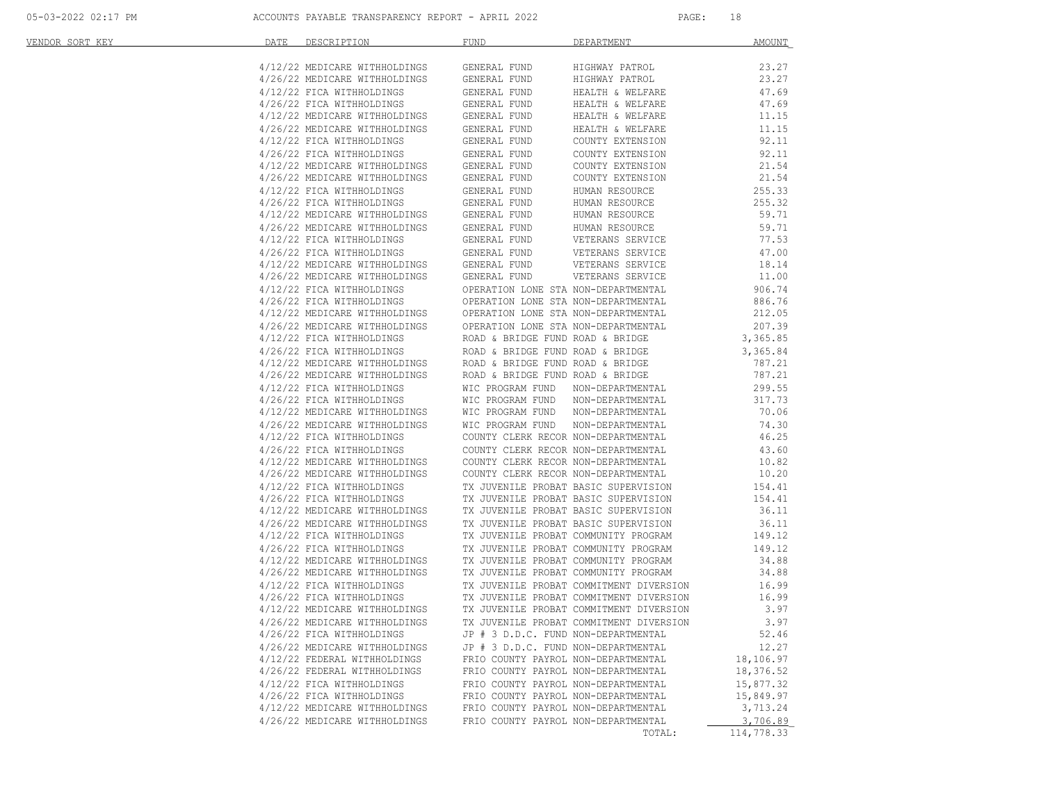ACCOUNTS PAYABLE TRANSPARENCY REPORT - APRIL 2022

| VENDOR SORT KEY | DATE | DESCRIPTION | FUND | DEPARTMENT | AMOUNT |
|---|---|---|---|---|---|
| | 4/12/22 | MEDICARE WITHHOLDINGS | GENERAL FUND | HIGHWAY PATROL | 23.27 |
| | 4/26/22 | MEDICARE WITHHOLDINGS | GENERAL FUND | HIGHWAY PATROL | 23.27 |
| | 4/12/22 | FICA WITHHOLDINGS | GENERAL FUND | HEALTH & WELFARE | 47.69 |
| | 4/26/22 | FICA WITHHOLDINGS | GENERAL FUND | HEALTH & WELFARE | 47.69 |
| | 4/12/22 | MEDICARE WITHHOLDINGS | GENERAL FUND | HEALTH & WELFARE | 11.15 |
| | 4/26/22 | MEDICARE WITHHOLDINGS | GENERAL FUND | HEALTH & WELFARE | 11.15 |
| | 4/12/22 | FICA WITHHOLDINGS | GENERAL FUND | COUNTY EXTENSION | 92.11 |
| | 4/26/22 | FICA WITHHOLDINGS | GENERAL FUND | COUNTY EXTENSION | 92.11 |
| | 4/12/22 | MEDICARE WITHHOLDINGS | GENERAL FUND | COUNTY EXTENSION | 21.54 |
| | 4/26/22 | MEDICARE WITHHOLDINGS | GENERAL FUND | COUNTY EXTENSION | 21.54 |
| | 4/12/22 | FICA WITHHOLDINGS | GENERAL FUND | HUMAN RESOURCE | 255.33 |
| | 4/26/22 | FICA WITHHOLDINGS | GENERAL FUND | HUMAN RESOURCE | 255.32 |
| | 4/12/22 | MEDICARE WITHHOLDINGS | GENERAL FUND | HUMAN RESOURCE | 59.71 |
| | 4/26/22 | MEDICARE WITHHOLDINGS | GENERAL FUND | HUMAN RESOURCE | 59.71 |
| | 4/12/22 | FICA WITHHOLDINGS | GENERAL FUND | VETERANS SERVICE | 77.53 |
| | 4/26/22 | FICA WITHHOLDINGS | GENERAL FUND | VETERANS SERVICE | 47.00 |
| | 4/12/22 | MEDICARE WITHHOLDINGS | GENERAL FUND | VETERANS SERVICE | 18.14 |
| | 4/26/22 | MEDICARE WITHHOLDINGS | GENERAL FUND | VETERANS SERVICE | 11.00 |
| | 4/12/22 | FICA WITHHOLDINGS | OPERATION LONE STA | NON-DEPARTMENTAL | 906.74 |
| | 4/26/22 | FICA WITHHOLDINGS | OPERATION LONE STA | NON-DEPARTMENTAL | 886.76 |
| | 4/12/22 | MEDICARE WITHHOLDINGS | OPERATION LONE STA | NON-DEPARTMENTAL | 212.05 |
| | 4/26/22 | MEDICARE WITHHOLDINGS | OPERATION LONE STA | NON-DEPARTMENTAL | 207.39 |
| | 4/12/22 | FICA WITHHOLDINGS | ROAD & BRIDGE FUND | ROAD & BRIDGE | 3,365.85 |
| | 4/26/22 | FICA WITHHOLDINGS | ROAD & BRIDGE FUND | ROAD & BRIDGE | 3,365.84 |
| | 4/12/22 | MEDICARE WITHHOLDINGS | ROAD & BRIDGE FUND | ROAD & BRIDGE | 787.21 |
| | 4/26/22 | MEDICARE WITHHOLDINGS | ROAD & BRIDGE FUND | ROAD & BRIDGE | 787.21 |
| | 4/12/22 | FICA WITHHOLDINGS | WIC PROGRAM FUND | NON-DEPARTMENTAL | 299.55 |
| | 4/26/22 | FICA WITHHOLDINGS | WIC PROGRAM FUND | NON-DEPARTMENTAL | 317.73 |
| | 4/12/22 | MEDICARE WITHHOLDINGS | WIC PROGRAM FUND | NON-DEPARTMENTAL | 70.06 |
| | 4/26/22 | MEDICARE WITHHOLDINGS | WIC PROGRAM FUND | NON-DEPARTMENTAL | 74.30 |
| | 4/12/22 | FICA WITHHOLDINGS | COUNTY CLERK RECOR | NON-DEPARTMENTAL | 46.25 |
| | 4/26/22 | FICA WITHHOLDINGS | COUNTY CLERK RECOR | NON-DEPARTMENTAL | 43.60 |
| | 4/12/22 | MEDICARE WITHHOLDINGS | COUNTY CLERK RECOR | NON-DEPARTMENTAL | 10.82 |
| | 4/26/22 | MEDICARE WITHHOLDINGS | COUNTY CLERK RECOR | NON-DEPARTMENTAL | 10.20 |
| | 4/12/22 | FICA WITHHOLDINGS | TX JUVENILE PROBAT | BASIC SUPERVISION | 154.41 |
| | 4/26/22 | FICA WITHHOLDINGS | TX JUVENILE PROBAT | BASIC SUPERVISION | 154.41 |
| | 4/12/22 | MEDICARE WITHHOLDINGS | TX JUVENILE PROBAT | BASIC SUPERVISION | 36.11 |
| | 4/26/22 | MEDICARE WITHHOLDINGS | TX JUVENILE PROBAT | BASIC SUPERVISION | 36.11 |
| | 4/12/22 | FICA WITHHOLDINGS | TX JUVENILE PROBAT | COMMUNITY PROGRAM | 149.12 |
| | 4/26/22 | FICA WITHHOLDINGS | TX JUVENILE PROBAT | COMMUNITY PROGRAM | 149.12 |
| | 4/12/22 | MEDICARE WITHHOLDINGS | TX JUVENILE PROBAT | COMMUNITY PROGRAM | 34.88 |
| | 4/26/22 | MEDICARE WITHHOLDINGS | TX JUVENILE PROBAT | COMMUNITY PROGRAM | 34.88 |
| | 4/12/22 | FICA WITHHOLDINGS | TX JUVENILE PROBAT | COMMITMENT DIVERSION | 16.99 |
| | 4/26/22 | FICA WITHHOLDINGS | TX JUVENILE PROBAT | COMMITMENT DIVERSION | 16.99 |
| | 4/12/22 | MEDICARE WITHHOLDINGS | TX JUVENILE PROBAT | COMMITMENT DIVERSION | 3.97 |
| | 4/26/22 | MEDICARE WITHHOLDINGS | TX JUVENILE PROBAT | COMMITMENT DIVERSION | 3.97 |
| | 4/26/22 | FICA WITHHOLDINGS | JP # 3 D.D.C. FUND | NON-DEPARTMENTAL | 52.46 |
| | 4/26/22 | MEDICARE WITHHOLDINGS | JP # 3 D.D.C. FUND | NON-DEPARTMENTAL | 12.27 |
| | 4/12/22 | FEDERAL WITHHOLDINGS | FRIO COUNTY PAYROL | NON-DEPARTMENTAL | 18,106.97 |
| | 4/26/22 | FEDERAL WITHHOLDINGS | FRIO COUNTY PAYROL | NON-DEPARTMENTAL | 18,376.52 |
| | 4/12/22 | FICA WITHHOLDINGS | FRIO COUNTY PAYROL | NON-DEPARTMENTAL | 15,877.32 |
| | 4/26/22 | FICA WITHHOLDINGS | FRIO COUNTY PAYROL | NON-DEPARTMENTAL | 15,849.97 |
| | 4/12/22 | MEDICARE WITHHOLDINGS | FRIO COUNTY PAYROL | NON-DEPARTMENTAL | 3,713.24 |
| | 4/26/22 | MEDICARE WITHHOLDINGS | FRIO COUNTY PAYROL | NON-DEPARTMENTAL | 3,706.89 |
| | | | | TOTAL: | 114,778.33 |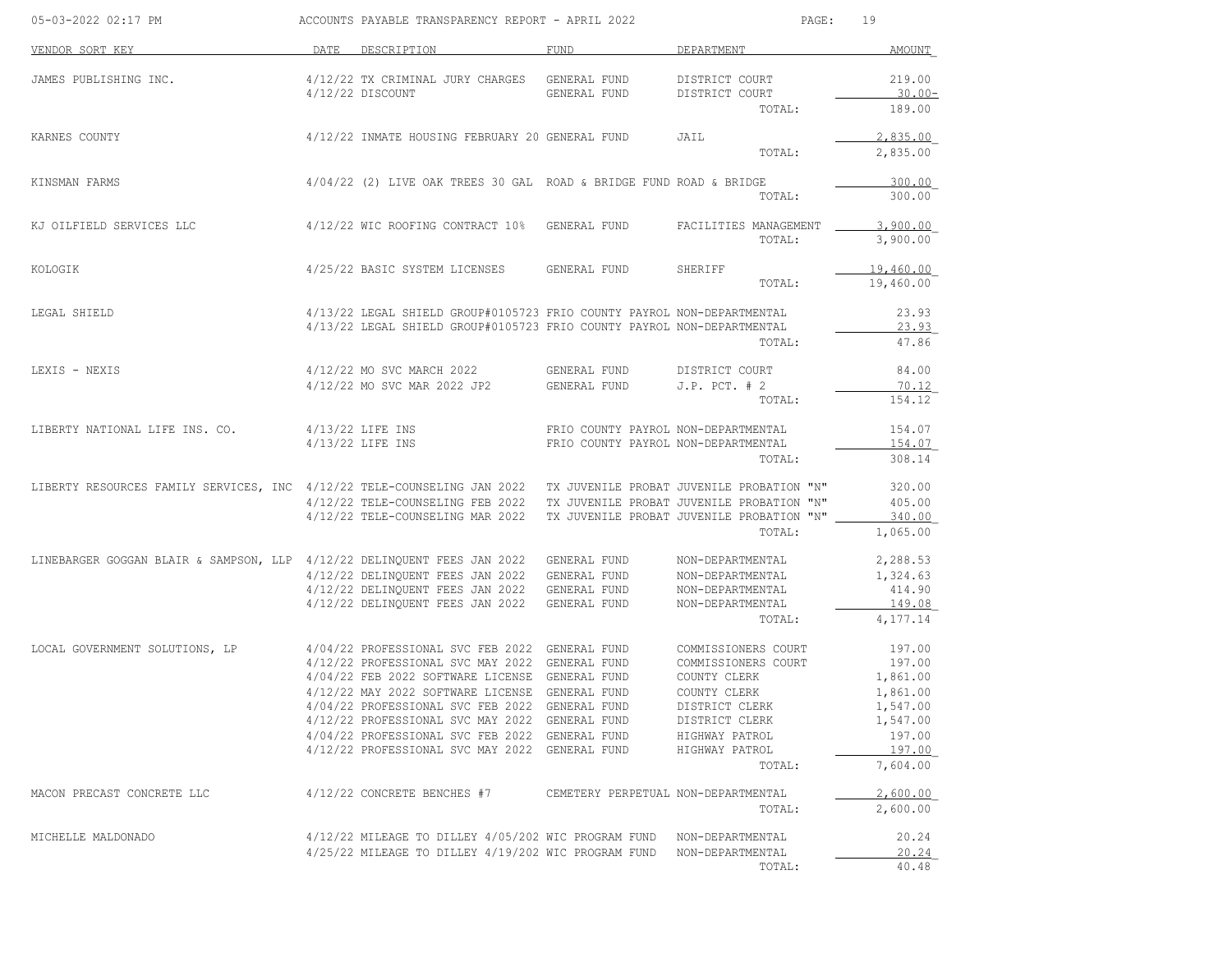# ACCOUNTS PAYABLE TRANSPARENCY REPORT - APRIL 2022

05-03-2022 02:17 PM

| VENDOR SORT KEY | DATE | DESCRIPTION | FUND | DEPARTMENT | AMOUNT |
|---|---|---|---|---|---|
| JAMES PUBLISHING INC. | 4/12/22 | TX CRIMINAL JURY CHARGES | GENERAL FUND | DISTRICT COURT | 219.00 |
| | 4/12/22 | DISCOUNT | GENERAL FUND | DISTRICT COURT | 30.00- |
| | | | | TOTAL: | 189.00 |
| KARNES COUNTY | 4/12/22 | INMATE HOUSING FEBRUARY 20 | GENERAL FUND | JAIL | 2,835.00 |
| | | | | TOTAL: | 2,835.00 |
| KINSMAN FARMS | 4/04/22 | (2) LIVE OAK TREES 30 GAL | ROAD & BRIDGE FUND | ROAD & BRIDGE | 300.00 |
| | | | | TOTAL: | 300.00 |
| KJ OILFIELD SERVICES LLC | 4/12/22 | WIC ROOFING CONTRACT 10% | GENERAL FUND | FACILITIES MANAGEMENT | 3,900.00 |
| | | | | TOTAL: | 3,900.00 |
| KOLOGIK | 4/25/22 | BASIC SYSTEM LICENSES | GENERAL FUND | SHERIFF | 19,460.00 |
| | | | | TOTAL: | 19,460.00 |
| LEGAL SHIELD | 4/13/22 | LEGAL SHIELD GROUP#0105723 | FRIO COUNTY PAYROL | NON-DEPARTMENTAL | 23.93 |
| | 4/13/22 | LEGAL SHIELD GROUP#0105723 | FRIO COUNTY PAYROL | NON-DEPARTMENTAL | 23.93 |
| | | | | TOTAL: | 47.86 |
| LEXIS - NEXIS | 4/12/22 | MO SVC MARCH 2022 | GENERAL FUND | DISTRICT COURT | 84.00 |
| | 4/12/22 | MO SVC MAR 2022 JP2 | GENERAL FUND | J.P. PCT. # 2 | 70.12 |
| | | | | TOTAL: | 154.12 |
| LIBERTY NATIONAL LIFE INS. CO. | 4/13/22 | LIFE INS | FRIO COUNTY PAYROL | NON-DEPARTMENTAL | 154.07 |
| | 4/13/22 | LIFE INS | FRIO COUNTY PAYROL | NON-DEPARTMENTAL | 154.07 |
| | | | | TOTAL: | 308.14 |
| LIBERTY RESOURCES FAMILY SERVICES, INC | 4/12/22 | TELE-COUNSELING JAN 2022 | TX JUVENILE PROBAT | JUVENILE PROBATION "N" | 320.00 |
| | 4/12/22 | TELE-COUNSELING FEB 2022 | TX JUVENILE PROBAT | JUVENILE PROBATION "N" | 405.00 |
| | 4/12/22 | TELE-COUNSELING MAR 2022 | TX JUVENILE PROBAT | JUVENILE PROBATION "N" | 340.00 |
| | | | | TOTAL: | 1,065.00 |
| LINEBARGER GOGGAN BLAIR & SAMPSON, LLP | 4/12/22 | DELINQUENT FEES JAN 2022 | GENERAL FUND | NON-DEPARTMENTAL | 2,288.53 |
| | 4/12/22 | DELINQUENT FEES JAN 2022 | GENERAL FUND | NON-DEPARTMENTAL | 1,324.63 |
| | 4/12/22 | DELINQUENT FEES JAN 2022 | GENERAL FUND | NON-DEPARTMENTAL | 414.90 |
| | 4/12/22 | DELINQUENT FEES JAN 2022 | GENERAL FUND | NON-DEPARTMENTAL | 149.08 |
| | | | | TOTAL: | 4,177.14 |
| LOCAL GOVERNMENT SOLUTIONS, LP | 4/04/22 | PROFESSIONAL SVC FEB 2022 | GENERAL FUND | COMMISSIONERS COURT | 197.00 |
| | 4/12/22 | PROFESSIONAL SVC MAY 2022 | GENERAL FUND | COMMISSIONERS COURT | 197.00 |
| | 4/04/22 | FEB 2022 SOFTWARE LICENSE | GENERAL FUND | COUNTY CLERK | 1,861.00 |
| | 4/12/22 | MAY 2022 SOFTWARE LICENSE | GENERAL FUND | COUNTY CLERK | 1,861.00 |
| | 4/04/22 | PROFESSIONAL SVC FEB 2022 | GENERAL FUND | DISTRICT CLERK | 1,547.00 |
| | 4/12/22 | PROFESSIONAL SVC MAY 2022 | GENERAL FUND | DISTRICT CLERK | 1,547.00 |
| | 4/04/22 | PROFESSIONAL SVC FEB 2022 | GENERAL FUND | HIGHWAY PATROL | 197.00 |
| | 4/12/22 | PROFESSIONAL SVC MAY 2022 | GENERAL FUND | HIGHWAY PATROL | 197.00 |
| | | | | TOTAL: | 7,604.00 |
| MACON PRECAST CONCRETE LLC | 4/12/22 | CONCRETE BENCHES #7 | CEMETERY PERPETUAL | NON-DEPARTMENTAL | 2,600.00 |
| | | | | TOTAL: | 2,600.00 |
| MICHELLE MALDONADO | 4/12/22 | MILEAGE TO DILLEY 4/05/202 | WIC PROGRAM FUND | NON-DEPARTMENTAL | 20.24 |
| | 4/25/22 | MILEAGE TO DILLEY 4/19/202 | WIC PROGRAM FUND | NON-DEPARTMENTAL | 20.24 |
| | | | | TOTAL: | 40.48 |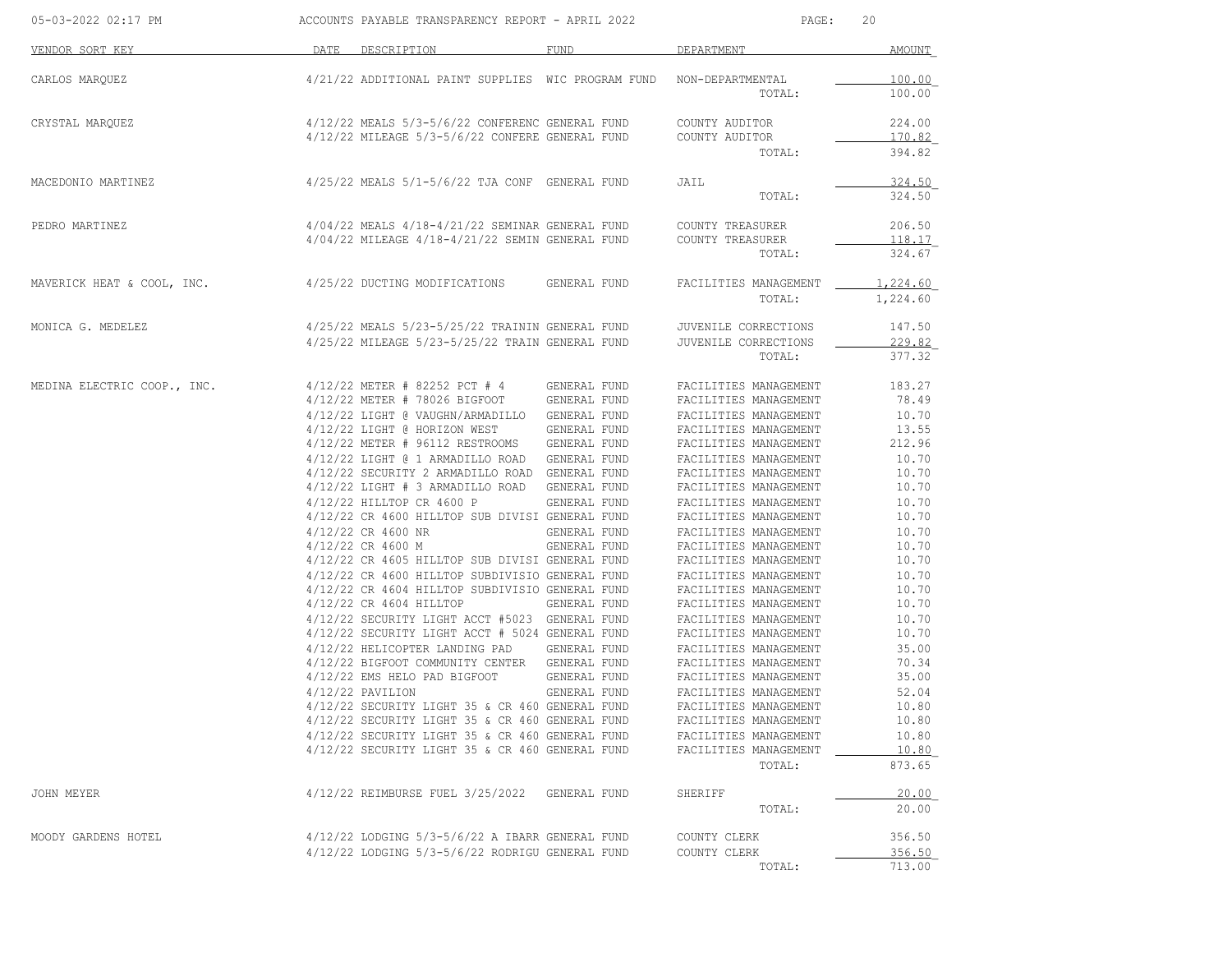ACCOUNTS PAYABLE TRANSPARENCY REPORT - APRIL 2022

| VENDOR SORT KEY | DATE | DESCRIPTION | FUND | DEPARTMENT | AMOUNT |
|---|---|---|---|---|---|
| CARLOS MARQUEZ | 4/21/22 | ADDITIONAL PAINT SUPPLIES | WIC PROGRAM FUND | NON-DEPARTMENTAL | 100.00 |
| | | | | TOTAL: | 100.00 |
| CRYSTAL MARQUEZ | 4/12/22 | MEALS 5/3-5/6/22 CONFERENC | GENERAL FUND | COUNTY AUDITOR | 224.00 |
| | 4/12/22 | MILEAGE 5/3-5/6/22 CONFERE | GENERAL FUND | COUNTY AUDITOR | 170.82 |
| | | | | TOTAL: | 394.82 |
| MACEDONIO MARTINEZ | 4/25/22 | MEALS 5/1-5/6/22 TJA CONF | GENERAL FUND | JAIL | 324.50 |
| | | | | TOTAL: | 324.50 |
| PEDRO MARTINEZ | 4/04/22 | MEALS 4/18-4/21/22 SEMINAR | GENERAL FUND | COUNTY TREASURER | 206.50 |
| | 4/04/22 | MILEAGE 4/18-4/21/22 SEMIN | GENERAL FUND | COUNTY TREASURER | 118.17 |
| | | | | TOTAL: | 324.67 |
| MAVERICK HEAT & COOL, INC. | 4/25/22 | DUCTING MODIFICATIONS | GENERAL FUND | FACILITIES MANAGEMENT | 1,224.60 |
| | | | | TOTAL: | 1,224.60 |
| MONICA G. MEDELEZ | 4/25/22 | MEALS 5/23-5/25/22 TRAININ | GENERAL FUND | JUVENILE CORRECTIONS | 147.50 |
| | 4/25/22 | MILEAGE 5/23-5/25/22 TRAIN | GENERAL FUND | JUVENILE CORRECTIONS | 229.82 |
| | | | | TOTAL: | 377.32 |
| MEDINA ELECTRIC COOP., INC. | 4/12/22 | METER # 82252 PCT # 4 | GENERAL FUND | FACILITIES MANAGEMENT | 183.27 |
| | 4/12/22 | METER # 78026 BIGFOOT | GENERAL FUND | FACILITIES MANAGEMENT | 78.49 |
| | 4/12/22 | LIGHT @ VAUGHN/ARMADILLO | GENERAL FUND | FACILITIES MANAGEMENT | 10.70 |
| | 4/12/22 | LIGHT @ HORIZON WEST | GENERAL FUND | FACILITIES MANAGEMENT | 13.55 |
| | 4/12/22 | METER # 96112 RESTROOMS | GENERAL FUND | FACILITIES MANAGEMENT | 212.96 |
| | 4/12/22 | LIGHT @ 1 ARMADILLO ROAD | GENERAL FUND | FACILITIES MANAGEMENT | 10.70 |
| | 4/12/22 | SECURITY 2 ARMADILLO ROAD | GENERAL FUND | FACILITIES MANAGEMENT | 10.70 |
| | 4/12/22 | LIGHT # 3 ARMADILLO ROAD | GENERAL FUND | FACILITIES MANAGEMENT | 10.70 |
| | 4/12/22 | HILLTOP CR 4600 P | GENERAL FUND | FACILITIES MANAGEMENT | 10.70 |
| | 4/12/22 | CR 4600 HILLTOP SUB DIVISI | GENERAL FUND | FACILITIES MANAGEMENT | 10.70 |
| | 4/12/22 | CR 4600 NR | GENERAL FUND | FACILITIES MANAGEMENT | 10.70 |
| | 4/12/22 | CR 4600 M | GENERAL FUND | FACILITIES MANAGEMENT | 10.70 |
| | 4/12/22 | CR 4605 HILLTOP SUB DIVISI | GENERAL FUND | FACILITIES MANAGEMENT | 10.70 |
| | 4/12/22 | CR 4600 HILLTOP SUBDIVISIO | GENERAL FUND | FACILITIES MANAGEMENT | 10.70 |
| | 4/12/22 | CR 4604 HILLTOP SUBDIVISIO | GENERAL FUND | FACILITIES MANAGEMENT | 10.70 |
| | 4/12/22 | CR 4604 HILLTOP | GENERAL FUND | FACILITIES MANAGEMENT | 10.70 |
| | 4/12/22 | SECURITY LIGHT ACCT #5023 | GENERAL FUND | FACILITIES MANAGEMENT | 10.70 |
| | 4/12/22 | SECURITY LIGHT ACCT # 5024 | GENERAL FUND | FACILITIES MANAGEMENT | 10.70 |
| | 4/12/22 | HELICOPTER LANDING PAD | GENERAL FUND | FACILITIES MANAGEMENT | 35.00 |
| | 4/12/22 | BIGFOOT COMMUNITY CENTER | GENERAL FUND | FACILITIES MANAGEMENT | 70.34 |
| | 4/12/22 | EMS HELO PAD BIGFOOT | GENERAL FUND | FACILITIES MANAGEMENT | 35.00 |
| | 4/12/22 | PAVILION | GENERAL FUND | FACILITIES MANAGEMENT | 52.04 |
| | 4/12/22 | SECURITY LIGHT 35 & CR 460 | GENERAL FUND | FACILITIES MANAGEMENT | 10.80 |
| | 4/12/22 | SECURITY LIGHT 35 & CR 460 | GENERAL FUND | FACILITIES MANAGEMENT | 10.80 |
| | 4/12/22 | SECURITY LIGHT 35 & CR 460 | GENERAL FUND | FACILITIES MANAGEMENT | 10.80 |
| | 4/12/22 | SECURITY LIGHT 35 & CR 460 | GENERAL FUND | FACILITIES MANAGEMENT | 10.80 |
| | | | | TOTAL: | 873.65 |
| JOHN MEYER | 4/12/22 | REIMBURSE FUEL 3/25/2022 | GENERAL FUND | SHERIFF | 20.00 |
| | | | | TOTAL: | 20.00 |
| MOODY GARDENS HOTEL | 4/12/22 | LODGING 5/3-5/6/22 A IBARR | GENERAL FUND | COUNTY CLERK | 356.50 |
| | 4/12/22 | LODGING 5/3-5/6/22 RODRIGU | GENERAL FUND | COUNTY CLERK | 356.50 |
| | | | | TOTAL: | 713.00 |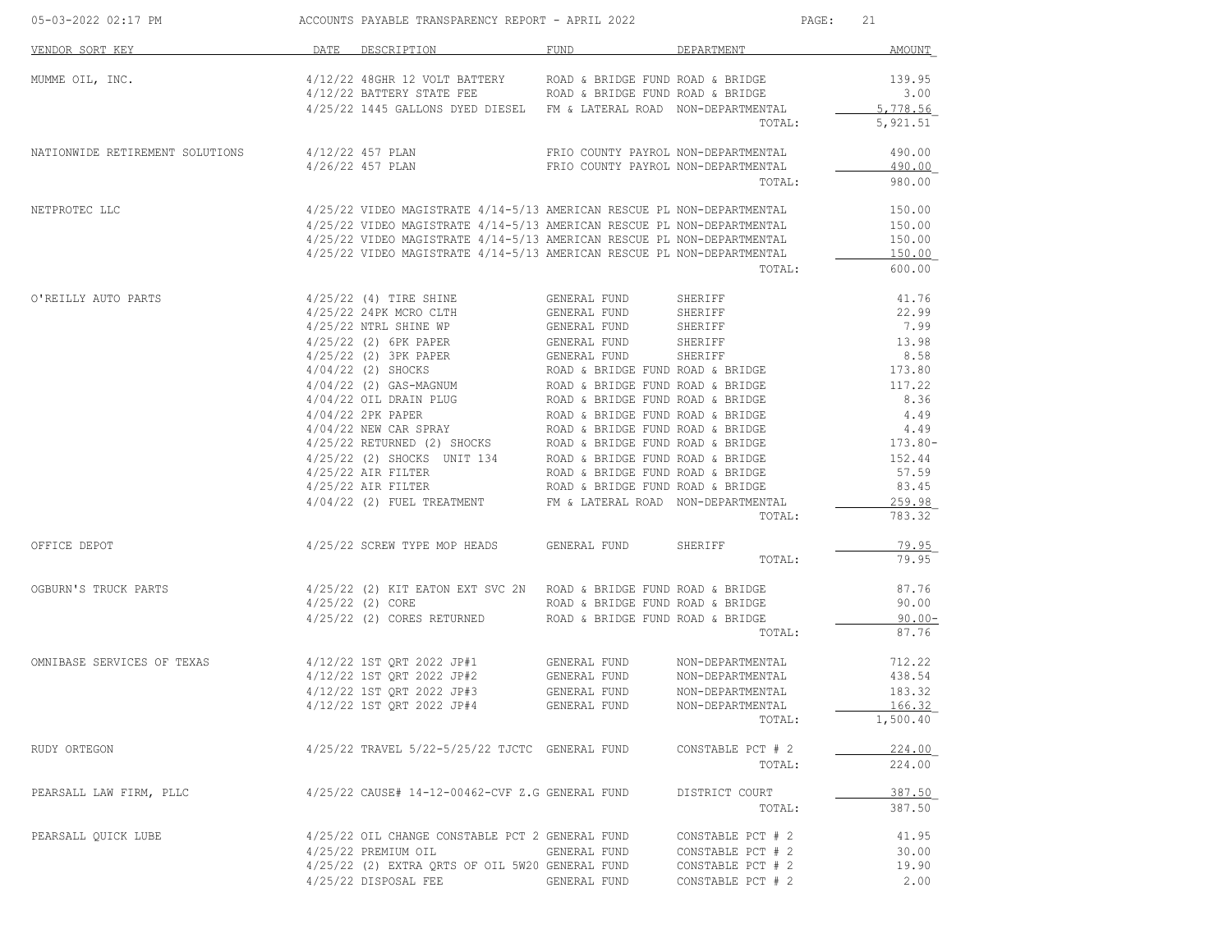| VENDOR SORT KEY | DATE | DESCRIPTION | FUND | DEPARTMENT | AMOUNT |
|---|---|---|---|---|---|
| MUMME OIL, INC. | 4/12/22 | 48GHR 12 VOLT BATTERY | ROAD & BRIDGE FUND | ROAD & BRIDGE | 139.95 |
| | 4/12/22 | BATTERY STATE FEE | ROAD & BRIDGE FUND | ROAD & BRIDGE | 3.00 |
| | 4/25/22 | 1445 GALLONS DYED DIESEL | FM & LATERAL ROAD | NON-DEPARTMENTAL | 5,778.56 |
| | | | | TOTAL: | 5,921.51 |
| NATIONWIDE RETIREMENT SOLUTIONS | 4/12/22 | 457 PLAN | FRIO COUNTY PAYROL | NON-DEPARTMENTAL | 490.00 |
| | 4/26/22 | 457 PLAN | FRIO COUNTY PAYROL | NON-DEPARTMENTAL | 490.00 |
| | | | | TOTAL: | 980.00 |
| NETPROTEC LLC | 4/25/22 | VIDEO MAGISTRATE 4/14-5/13 | AMERICAN RESCUE PL | NON-DEPARTMENTAL | 150.00 |
| | 4/25/22 | VIDEO MAGISTRATE 4/14-5/13 | AMERICAN RESCUE PL | NON-DEPARTMENTAL | 150.00 |
| | 4/25/22 | VIDEO MAGISTRATE 4/14-5/13 | AMERICAN RESCUE PL | NON-DEPARTMENTAL | 150.00 |
| | 4/25/22 | VIDEO MAGISTRATE 4/14-5/13 | AMERICAN RESCUE PL | NON-DEPARTMENTAL | 150.00 |
| | | | | TOTAL: | 600.00 |
| O'REILLY AUTO PARTS | 4/25/22 | (4) TIRE SHINE | GENERAL FUND | SHERIFF | 41.76 |
| | 4/25/22 | 24PK MCRO CLTH | GENERAL FUND | SHERIFF | 22.99 |
| | 4/25/22 | NTRL SHINE WP | GENERAL FUND | SHERIFF | 7.99 |
| | 4/25/22 | (2) 6PK PAPER | GENERAL FUND | SHERIFF | 13.98 |
| | 4/25/22 | (2) 3PK PAPER | GENERAL FUND | SHERIFF | 8.58 |
| | 4/04/22 | (2) SHOCKS | ROAD & BRIDGE FUND | ROAD & BRIDGE | 173.80 |
| | 4/04/22 | (2) GAS-MAGNUM | ROAD & BRIDGE FUND | ROAD & BRIDGE | 117.22 |
| | 4/04/22 | OIL DRAIN PLUG | ROAD & BRIDGE FUND | ROAD & BRIDGE | 8.36 |
| | 4/04/22 | 2PK PAPER | ROAD & BRIDGE FUND | ROAD & BRIDGE | 4.49 |
| | 4/04/22 | NEW CAR SPRAY | ROAD & BRIDGE FUND | ROAD & BRIDGE | 4.49 |
| | 4/25/22 | RETURNED (2) SHOCKS | ROAD & BRIDGE FUND | ROAD & BRIDGE | 173.80- |
| | 4/25/22 | (2) SHOCKS UNIT 134 | ROAD & BRIDGE FUND | ROAD & BRIDGE | 152.44 |
| | 4/25/22 | AIR FILTER | ROAD & BRIDGE FUND | ROAD & BRIDGE | 57.59 |
| | 4/25/22 | AIR FILTER | ROAD & BRIDGE FUND | ROAD & BRIDGE | 83.45 |
| | 4/04/22 | (2) FUEL TREATMENT | FM & LATERAL ROAD | NON-DEPARTMENTAL | 259.98 |
| | | | | TOTAL: | 783.32 |
| OFFICE DEPOT | 4/25/22 | SCREW TYPE MOP HEADS | GENERAL FUND | SHERIFF | 79.95 |
| | | | | TOTAL: | 79.95 |
| OGBURN'S TRUCK PARTS | 4/25/22 | (2) KIT EATON EXT SVC 2N | ROAD & BRIDGE FUND | ROAD & BRIDGE | 87.76 |
| | 4/25/22 | (2) CORE | ROAD & BRIDGE FUND | ROAD & BRIDGE | 90.00 |
| | 4/25/22 | (2) CORES RETURNED | ROAD & BRIDGE FUND | ROAD & BRIDGE | 90.00- |
| | | | | TOTAL: | 87.76 |
| OMNIBASE SERVICES OF TEXAS | 4/12/22 | 1ST QRT 2022 JP#1 | GENERAL FUND | NON-DEPARTMENTAL | 712.22 |
| | 4/12/22 | 1ST QRT 2022 JP#2 | GENERAL FUND | NON-DEPARTMENTAL | 438.54 |
| | 4/12/22 | 1ST QRT 2022 JP#3 | GENERAL FUND | NON-DEPARTMENTAL | 183.32 |
| | 4/12/22 | 1ST QRT 2022 JP#4 | GENERAL FUND | NON-DEPARTMENTAL | 166.32 |
| | | | | TOTAL: | 1,500.40 |
| RUDY ORTEGON | 4/25/22 | TRAVEL 5/22-5/25/22 TJCTC | GENERAL FUND | CONSTABLE PCT # 2 | 224.00 |
| | | | | TOTAL: | 224.00 |
| PEARSALL LAW FIRM, PLLC | 4/25/22 | CAUSE# 14-12-00462-CVF Z.G | GENERAL FUND | DISTRICT COURT | 387.50 |
| | | | | TOTAL: | 387.50 |
| PEARSALL QUICK LUBE | 4/25/22 | OIL CHANGE CONSTABLE PCT 2 | GENERAL FUND | CONSTABLE PCT # 2 | 41.95 |
| | 4/25/22 | PREMIUM OIL | GENERAL FUND | CONSTABLE PCT # 2 | 30.00 |
| | 4/25/22 | (2) EXTRA QRTS OF OIL 5W20 | GENERAL FUND | CONSTABLE PCT # 2 | 19.90 |
| | 4/25/22 | DISPOSAL FEE | GENERAL FUND | CONSTABLE PCT # 2 | 2.00 |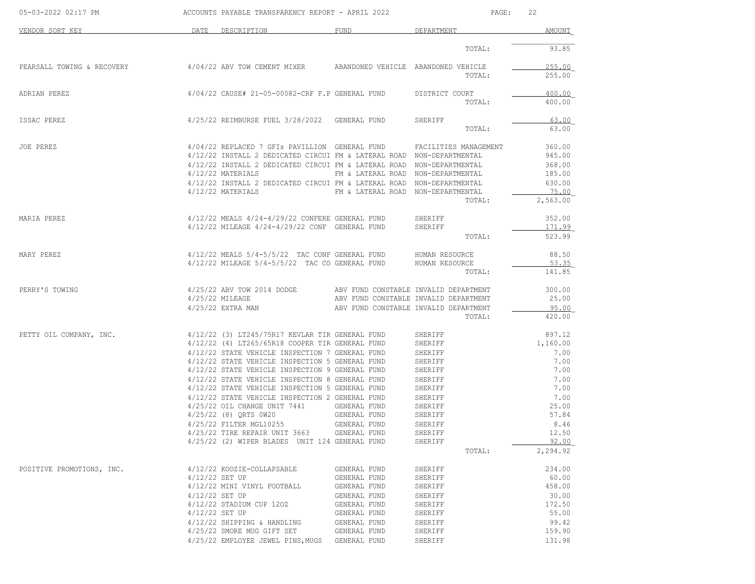| VENDOR SORT KEY | DATE | DESCRIPTION | FUND | DEPARTMENT | AMOUNT |
|---|---|---|---|---|---|
| | | | | TOTAL: | 93.85 |
| PEARSALL TOWING & RECOVERY | 4/04/22 | ABV TOW CEMENT MIXER | ABANDONED VEHICLE | ABANDONED VEHICLE | 255.00 |
| | | | | TOTAL: | 255.00 |
| ADRIAN PEREZ | 4/04/22 | CAUSE# 21-05-00082-CRF F.P | GENERAL FUND | DISTRICT COURT | 400.00 |
| | | | | TOTAL: | 400.00 |
| ISSAC PEREZ | 4/25/22 | REIMBURSE FUEL 3/28/2022 | GENERAL FUND | SHERIFF | 63.00 |
| | | | | TOTAL: | 63.00 |
| JOE PEREZ | 4/04/22 | REPLACED 7 GFIs PAVILLION | GENERAL FUND | FACILITIES MANAGEMENT | 360.00 |
| | 4/12/22 | INSTALL 2 DEDICATED CIRCUI | FM & LATERAL ROAD | NON-DEPARTMENTAL | 945.00 |
| | 4/12/22 | INSTALL 2 DEDICATED CIRCUI | FM & LATERAL ROAD | NON-DEPARTMENTAL | 368.00 |
| | 4/12/22 | MATERIALS | FM & LATERAL ROAD | NON-DEPARTMENTAL | 185.00 |
| | 4/12/22 | INSTALL 2 DEDICATED CIRCUI | FM & LATERAL ROAD | NON-DEPARTMENTAL | 630.00 |
| | 4/12/22 | MATERIALS | FM & LATERAL ROAD | NON-DEPARTMENTAL | 75.00 |
| | | | | TOTAL: | 2,563.00 |
| MARIA PEREZ | 4/12/22 | MEALS 4/24-4/29/22 CONFERE | GENERAL FUND | SHERIFF | 352.00 |
| | 4/12/22 | MILEAGE 4/24-4/29/22 CONF | GENERAL FUND | SHERIFF | 171.99 |
| | | | | TOTAL: | 523.99 |
| MARY PEREZ | 4/12/22 | MEALS 5/4-5/5/22 TAC CONF | GENERAL FUND | HUMAN RESOURCE | 88.50 |
| | 4/12/22 | MILEAGE 5/4-5/5/22 TAC CO | GENERAL FUND | HUMAN RESOURCE | 53.35 |
| | | | | TOTAL: | 141.85 |
| PERRY'S TOWING | 4/25/22 | ABV TOW 2014 DODGE | ABV FUND CONSTABLE | INVALID DEPARTMENT | 300.00 |
| | 4/25/22 | MILEAGE | ABV FUND CONSTABLE | INVALID DEPARTMENT | 25.00 |
| | 4/25/22 | EXTRA MAN | ABV FUND CONSTABLE | INVALID DEPARTMENT | 95.00 |
| | | | | TOTAL: | 420.00 |
| PETTY OIL COMPANY, INC. | 4/12/22 | (3) LT245/75R17 KEVLAR TIR | GENERAL FUND | SHERIFF | 897.12 |
| | 4/12/22 | (4) LT265/65R18 COOPER TIR | GENERAL FUND | SHERIFF | 1,160.00 |
| | 4/12/22 | STATE VEHICLE INSPECTION 7 | GENERAL FUND | SHERIFF | 7.00 |
| | 4/12/22 | STATE VEHICLE INSPECTION 5 | GENERAL FUND | SHERIFF | 7.00 |
| | 4/12/22 | STATE VEHICLE INSPECTION 9 | GENERAL FUND | SHERIFF | 7.00 |
| | 4/12/22 | STATE VEHICLE INSPECTION 8 | GENERAL FUND | SHERIFF | 7.00 |
| | 4/12/22 | STATE VEHICLE INSPECTION 5 | GENERAL FUND | SHERIFF | 7.00 |
| | 4/12/22 | STATE VEHICLE INSPECTION 2 | GENERAL FUND | SHERIFF | 7.00 |
| | 4/25/22 | OIL CHANGE UNIT 7441 | GENERAL FUND | SHERIFF | 25.00 |
| | 4/25/22 | (8) QRTS 0W20 | GENERAL FUND | SHERIFF | 57.84 |
| | 4/25/22 | FILTER MGL10255 | GENERAL FUND | SHERIFF | 8.46 |
| | 4/25/22 | TIRE REPAIR UNIT 3663 | GENERAL FUND | SHERIFF | 12.50 |
| | 4/25/22 | (2) WIPER BLADES UNIT 124 | GENERAL FUND | SHERIFF | 92.00 |
| | | | | TOTAL: | 2,294.92 |
| POSITIVE PROMOTIONS, INC. | 4/12/22 | KOOZIE-COLLAPSABLE | GENERAL FUND | SHERIFF | 234.00 |
| | 4/12/22 | SET UP | GENERAL FUND | SHERIFF | 60.00 |
| | 4/12/22 | MINI VINYL FOOTBALL | GENERAL FUND | SHERIFF | 458.00 |
| | 4/12/22 | SET UP | GENERAL FUND | SHERIFF | 30.00 |
| | 4/12/22 | STADIUM CUP 12OZ | GENERAL FUND | SHERIFF | 172.50 |
| | 4/12/22 | SET UP | GENERAL FUND | SHERIFF | 55.00 |
| | 4/12/22 | SHIPPING & HANDLING | GENERAL FUND | SHERIFF | 99.42 |
| | 4/25/22 | SMORE MUG GIFT SET | GENERAL FUND | SHERIFF | 159.90 |
| | 4/25/22 | EMPLOYEE JEWEL PINS,MUGS | GENERAL FUND | SHERIFF | 131.98 |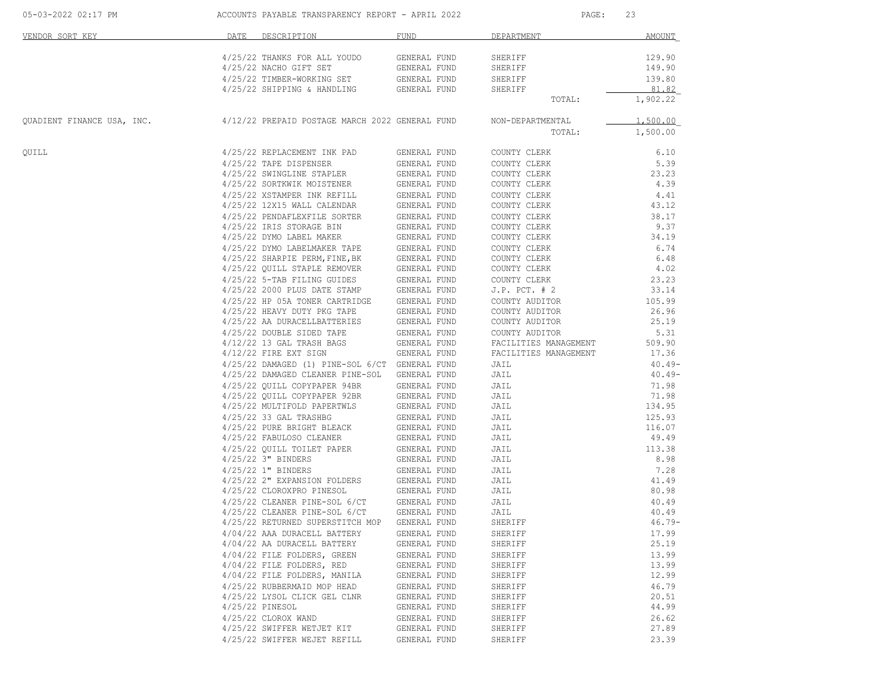| VENDOR SORT KEY | DATE | DESCRIPTION | FUND | DEPARTMENT | AMOUNT |
|---|---|---|---|---|---|
| | 4/25/22 | THANKS FOR ALL YOUDO | GENERAL FUND | SHERIFF | 129.90 |
| | 4/25/22 | NACHO GIFT SET | GENERAL FUND | SHERIFF | 149.90 |
| | 4/25/22 | TIMBER-WORKING SET | GENERAL FUND | SHERIFF | 139.80 |
| | 4/25/22 | SHIPPING & HANDLING | GENERAL FUND | SHERIFF | 81.82 |
| | | | | TOTAL: | 1,902.22 |
| QUADIENT FINANCE USA, INC. | 4/12/22 | PREPAID POSTAGE MARCH 2022 | GENERAL FUND | NON-DEPARTMENTAL | 1,500.00 |
| | | | | TOTAL: | 1,500.00 |
| QUILL | 4/25/22 | REPLACEMENT INK PAD | GENERAL FUND | COUNTY CLERK | 6.10 |
| | 4/25/22 | TAPE DISPENSER | GENERAL FUND | COUNTY CLERK | 5.39 |
| | 4/25/22 | SWINGLINE STAPLER | GENERAL FUND | COUNTY CLERK | 23.23 |
| | 4/25/22 | SORTKWIK MOISTENER | GENERAL FUND | COUNTY CLERK | 4.39 |
| | 4/25/22 | XSTAMPER INK REFILL | GENERAL FUND | COUNTY CLERK | 4.41 |
| | 4/25/22 | 12X15 WALL CALENDAR | GENERAL FUND | COUNTY CLERK | 43.12 |
| | 4/25/22 | PENDAFLEXFILE SORTER | GENERAL FUND | COUNTY CLERK | 38.17 |
| | 4/25/22 | IRIS STORAGE BIN | GENERAL FUND | COUNTY CLERK | 9.37 |
| | 4/25/22 | DYMO LABEL MAKER | GENERAL FUND | COUNTY CLERK | 34.19 |
| | 4/25/22 | DYMO LABELMAKER TAPE | GENERAL FUND | COUNTY CLERK | 6.74 |
| | 4/25/22 | SHARPIE PERM,FINE,BK | GENERAL FUND | COUNTY CLERK | 6.48 |
| | 4/25/22 | QUILL STAPLE REMOVER | GENERAL FUND | COUNTY CLERK | 4.02 |
| | 4/25/22 | 5-TAB FILING GUIDES | GENERAL FUND | COUNTY CLERK | 23.23 |
| | 4/25/22 | 2000 PLUS DATE STAMP | GENERAL FUND | J.P. PCT. # 2 | 33.14 |
| | 4/25/22 | HP 05A TONER CARTRIDGE | GENERAL FUND | COUNTY AUDITOR | 105.99 |
| | 4/25/22 | HEAVY DUTY PKG TAPE | GENERAL FUND | COUNTY AUDITOR | 26.96 |
| | 4/25/22 | AA DURACELLBATTERIES | GENERAL FUND | COUNTY AUDITOR | 25.19 |
| | 4/25/22 | DOUBLE SIDED TAPE | GENERAL FUND | COUNTY AUDITOR | 5.31 |
| | 4/12/22 | 13 GAL TRASH BAGS | GENERAL FUND | FACILITIES MANAGEMENT | 509.90 |
| | 4/12/22 | FIRE EXT SIGN | GENERAL FUND | FACILITIES MANAGEMENT | 17.36 |
| | 4/25/22 | DAMAGED (1) PINE-SOL 6/CT | GENERAL FUND | JAIL | 40.49- |
| | 4/25/22 | DAMAGED CLEANER PINE-SOL | GENERAL FUND | JAIL | 40.49- |
| | 4/25/22 | QUILL COPYPAPER 94BR | GENERAL FUND | JAIL | 71.98 |
| | 4/25/22 | QUILL COPYPAPER 92BR | GENERAL FUND | JAIL | 71.98 |
| | 4/25/22 | MULTIFOLD PAPERTWLS | GENERAL FUND | JAIL | 134.95 |
| | 4/25/22 | 33 GAL TRASHBG | GENERAL FUND | JAIL | 125.93 |
| | 4/25/22 | PURE BRIGHT BLEACK | GENERAL FUND | JAIL | 116.07 |
| | 4/25/22 | FABULOSO CLEANER | GENERAL FUND | JAIL | 49.49 |
| | 4/25/22 | QUILL TOILET PAPER | GENERAL FUND | JAIL | 113.38 |
| | 4/25/22 | 3" BINDERS | GENERAL FUND | JAIL | 8.98 |
| | 4/25/22 | 1" BINDERS | GENERAL FUND | JAIL | 7.28 |
| | 4/25/22 | 2" EXPANSION FOLDERS | GENERAL FUND | JAIL | 41.49 |
| | 4/25/22 | CLOROXPRO PINESOL | GENERAL FUND | JAIL | 80.98 |
| | 4/25/22 | CLEANER PINE-SOL 6/CT | GENERAL FUND | JAIL | 40.49 |
| | 4/25/22 | CLEANER PINE-SOL 6/CT | GENERAL FUND | JAIL | 40.49 |
| | 4/25/22 | RETURNED SUPERSTITCH MOP | GENERAL FUND | SHERIFF | 46.79- |
| | 4/04/22 | AAA DURACELL BATTERY | GENERAL FUND | SHERIFF | 17.99 |
| | 4/04/22 | AA DURACELL BATTERY | GENERAL FUND | SHERIFF | 25.19 |
| | 4/04/22 | FILE FOLDERS, GREEN | GENERAL FUND | SHERIFF | 13.99 |
| | 4/04/22 | FILE FOLDERS, RED | GENERAL FUND | SHERIFF | 13.99 |
| | 4/04/22 | FILE FOLDERS, MANILA | GENERAL FUND | SHERIFF | 12.99 |
| | 4/25/22 | RUBBERMAID MOP HEAD | GENERAL FUND | SHERIFF | 46.79 |
| | 4/25/22 | LYSOL CLICK GEL CLNR | GENERAL FUND | SHERIFF | 20.51 |
| | 4/25/22 | PINESOL | GENERAL FUND | SHERIFF | 44.99 |
| | 4/25/22 | CLOROX WAND | GENERAL FUND | SHERIFF | 26.62 |
| | 4/25/22 | SWIFFER WETJET KIT | GENERAL FUND | SHERIFF | 27.89 |
| | 4/25/22 | SWIFFER WEJET REFILL | GENERAL FUND | SHERIFF | 23.39 |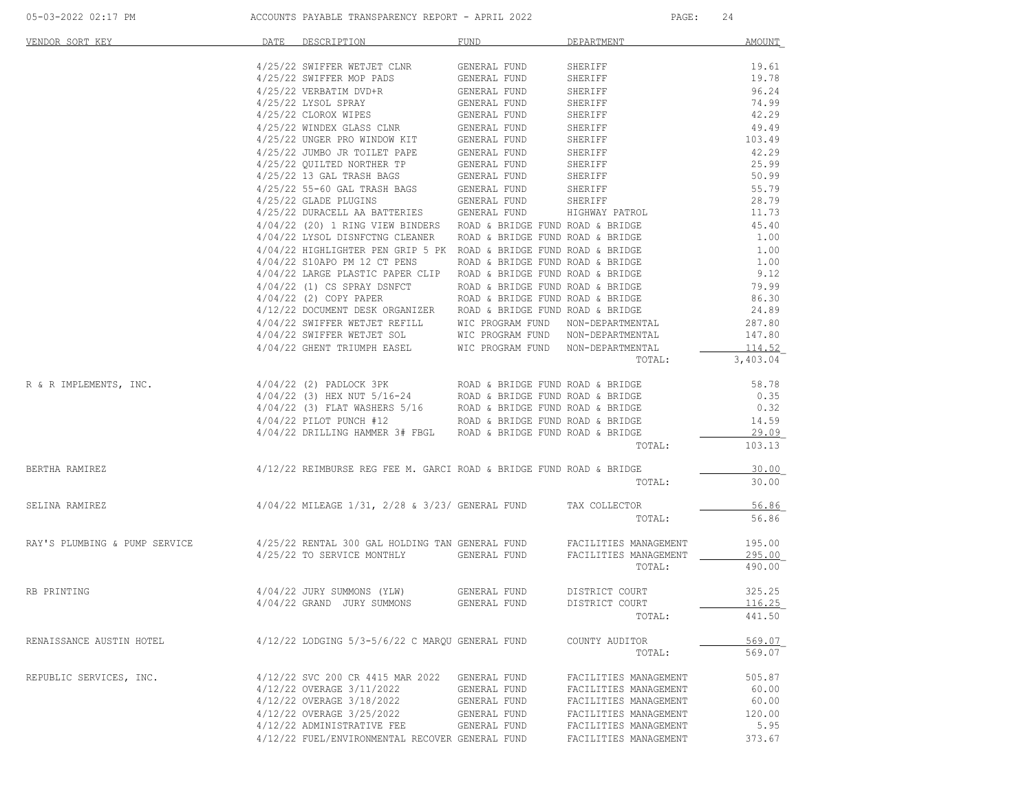| VENDOR SORT KEY | DATE | DESCRIPTION | FUND | DEPARTMENT | AMOUNT |
|---|---|---|---|---|---|
| | 4/25/22 | SWIFFER WETJET CLNR | GENERAL FUND | SHERIFF | 19.61 |
| | 4/25/22 | SWIFFER MOP PADS | GENERAL FUND | SHERIFF | 19.78 |
| | 4/25/22 | VERBATIM DVD+R | GENERAL FUND | SHERIFF | 96.24 |
| | 4/25/22 | LYSOL SPRAY | GENERAL FUND | SHERIFF | 74.99 |
| | 4/25/22 | CLOROX WIPES | GENERAL FUND | SHERIFF | 42.29 |
| | 4/25/22 | WINDEX GLASS CLNR | GENERAL FUND | SHERIFF | 49.49 |
| | 4/25/22 | UNGER PRO WINDOW KIT | GENERAL FUND | SHERIFF | 103.49 |
| | 4/25/22 | JUMBO JR TOILET PAPE | GENERAL FUND | SHERIFF | 42.29 |
| | 4/25/22 | QUILTED NORTHER TP | GENERAL FUND | SHERIFF | 25.99 |
| | 4/25/22 | 13 GAL TRASH BAGS | GENERAL FUND | SHERIFF | 50.99 |
| | 4/25/22 | 55-60 GAL TRASH BAGS | GENERAL FUND | SHERIFF | 55.79 |
| | 4/25/22 | GLADE PLUGINS | GENERAL FUND | SHERIFF | 28.79 |
| | 4/25/22 | DURACELL AA BATTERIES | GENERAL FUND | HIGHWAY PATROL | 11.73 |
| | 4/04/22 | (20) 1 RING VIEW BINDERS | ROAD & BRIDGE FUND | ROAD & BRIDGE | 45.40 |
| | 4/04/22 | LYSOL DISNFCTNG CLEANER | ROAD & BRIDGE FUND | ROAD & BRIDGE | 1.00 |
| | 4/04/22 | HIGHLIGHTER PEN GRIP 5 PK | ROAD & BRIDGE FUND | ROAD & BRIDGE | 1.00 |
| | 4/04/22 | S10APO PM 12 CT PENS | ROAD & BRIDGE FUND | ROAD & BRIDGE | 1.00 |
| | 4/04/22 | LARGE PLASTIC PAPER CLIP | ROAD & BRIDGE FUND | ROAD & BRIDGE | 9.12 |
| | 4/04/22 | (1) CS SPRAY DSNFCT | ROAD & BRIDGE FUND | ROAD & BRIDGE | 79.99 |
| | 4/04/22 | (2) COPY PAPER | ROAD & BRIDGE FUND | ROAD & BRIDGE | 86.30 |
| | 4/12/22 | DOCUMENT DESK ORGANIZER | ROAD & BRIDGE FUND | ROAD & BRIDGE | 24.89 |
| | 4/04/22 | SWIFFER WETJET REFILL | WIC PROGRAM FUND | NON-DEPARTMENTAL | 287.80 |
| | 4/04/22 | SWIFFER WETJET SOL | WIC PROGRAM FUND | NON-DEPARTMENTAL | 147.80 |
| | 4/04/22 | GHENT TRIUMPH EASEL | WIC PROGRAM FUND | NON-DEPARTMENTAL | 114.52 |
| | | | | TOTAL: | 3,403.04 |
| R & R IMPLEMENTS, INC. | 4/04/22 | (2) PADLOCK 3PK | ROAD & BRIDGE FUND | ROAD & BRIDGE | 58.78 |
| | 4/04/22 | (3) HEX NUT 5/16-24 | ROAD & BRIDGE FUND | ROAD & BRIDGE | 0.35 |
| | 4/04/22 | (3) FLAT WASHERS 5/16 | ROAD & BRIDGE FUND | ROAD & BRIDGE | 0.32 |
| | 4/04/22 | PILOT PUNCH #12 | ROAD & BRIDGE FUND | ROAD & BRIDGE | 14.59 |
| | 4/04/22 | DRILLING HAMMER 3# FBGL | ROAD & BRIDGE FUND | ROAD & BRIDGE | 29.09 |
| | | | | TOTAL: | 103.13 |
| BERTHA RAMIREZ | 4/12/22 | REIMBURSE REG FEE M. GARCI | ROAD & BRIDGE FUND | ROAD & BRIDGE | 30.00 |
| | | | | TOTAL: | 30.00 |
| SELINA RAMIREZ | 4/04/22 | MILEAGE 1/31, 2/28 & 3/23/ | GENERAL FUND | TAX COLLECTOR | 56.86 |
| | | | | TOTAL: | 56.86 |
| RAY'S PLUMBING & PUMP SERVICE | 4/25/22 | RENTAL 300 GAL HOLDING TAN | GENERAL FUND | FACILITIES MANAGEMENT | 195.00 |
| | 4/25/22 | TO SERVICE MONTHLY | GENERAL FUND | FACILITIES MANAGEMENT | 295.00 |
| | | | | TOTAL: | 490.00 |
| RB PRINTING | 4/04/22 | JURY SUMMONS (YLW) | GENERAL FUND | DISTRICT COURT | 325.25 |
| | 4/04/22 | GRAND JURY SUMMONS | GENERAL FUND | DISTRICT COURT | 116.25 |
| | | | | TOTAL: | 441.50 |
| RENAISSANCE AUSTIN HOTEL | 4/12/22 | LODGING 5/3-5/6/22 C MARQU | GENERAL FUND | COUNTY AUDITOR | 569.07 |
| | | | | TOTAL: | 569.07 |
| REPUBLIC SERVICES, INC. | 4/12/22 | SVC 200 CR 4415 MAR 2022 | GENERAL FUND | FACILITIES MANAGEMENT | 505.87 |
| | 4/12/22 | OVERAGE 3/11/2022 | GENERAL FUND | FACILITIES MANAGEMENT | 60.00 |
| | 4/12/22 | OVERAGE 3/18/2022 | GENERAL FUND | FACILITIES MANAGEMENT | 60.00 |
| | 4/12/22 | OVERAGE 3/25/2022 | GENERAL FUND | FACILITIES MANAGEMENT | 120.00 |
| | 4/12/22 | ADMINISTRATIVE FEE | GENERAL FUND | FACILITIES MANAGEMENT | 5.95 |
| | 4/12/22 | FUEL/ENVIRONMENTAL RECOVER | GENERAL FUND | FACILITIES MANAGEMENT | 373.67 |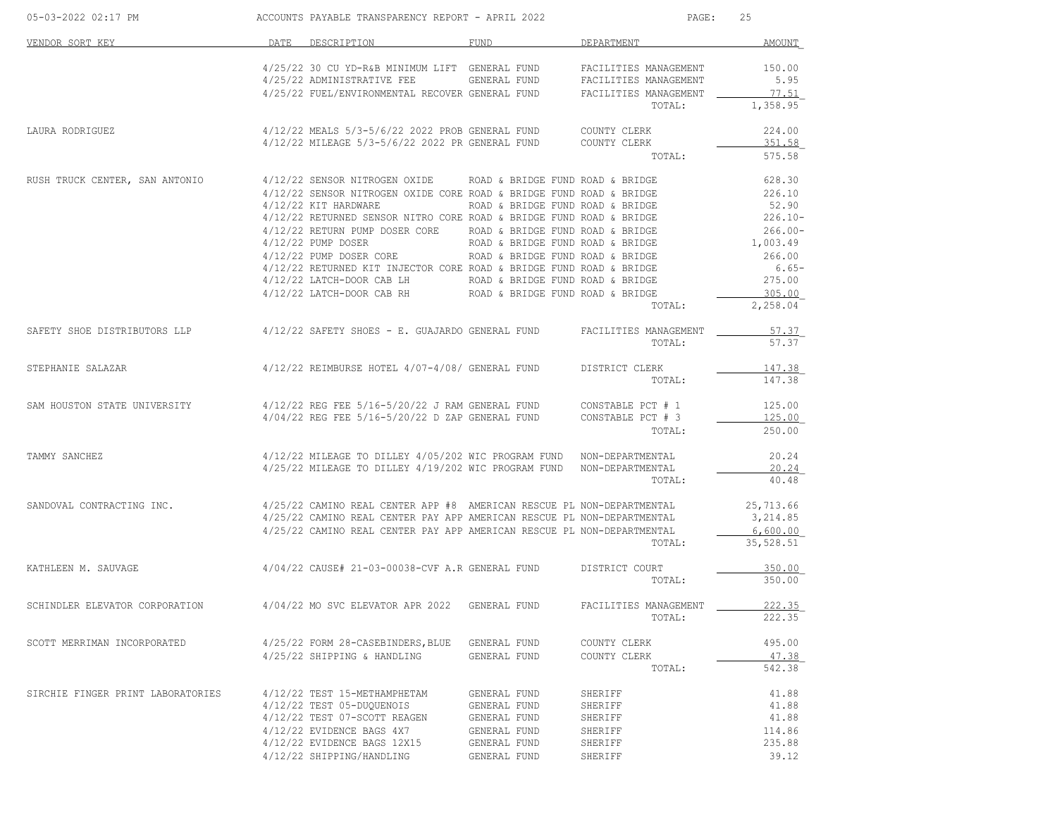| VENDOR SORT KEY | DATE | DESCRIPTION | FUND | DEPARTMENT | AMOUNT |
|---|---|---|---|---|---|
| | 4/25/22 | 30 CU YD-R&B MINIMUM LIFT | GENERAL FUND | FACILITIES MANAGEMENT | 150.00 |
| | 4/25/22 | ADMINISTRATIVE FEE | GENERAL FUND | FACILITIES MANAGEMENT | 5.95 |
| | 4/25/22 | FUEL/ENVIRONMENTAL RECOVER | GENERAL FUND | FACILITIES MANAGEMENT | 77.51 |
| | | | | TOTAL: | 1,358.95 |
| LAURA RODRIGUEZ | 4/12/22 | MEALS 5/3-5/6/22 2022 PROB | GENERAL FUND | COUNTY CLERK | 224.00 |
| | 4/12/22 | MILEAGE 5/3-5/6/22 2022 PR | GENERAL FUND | COUNTY CLERK | 351.58 |
| | | | | TOTAL: | 575.58 |
| RUSH TRUCK CENTER, SAN ANTONIO | 4/12/22 | SENSOR NITROGEN OXIDE | ROAD & BRIDGE FUND | ROAD & BRIDGE | 628.30 |
| | 4/12/22 | SENSOR NITROGEN OXIDE CORE | ROAD & BRIDGE FUND | ROAD & BRIDGE | 226.10 |
| | 4/12/22 | KIT HARDWARE | ROAD & BRIDGE FUND | ROAD & BRIDGE | 52.90 |
| | 4/12/22 | RETURNED SENSOR NITRO CORE | ROAD & BRIDGE FUND | ROAD & BRIDGE | 226.10- |
| | 4/12/22 | RETURN PUMP DOSER CORE | ROAD & BRIDGE FUND | ROAD & BRIDGE | 266.00- |
| | 4/12/22 | PUMP DOSER | ROAD & BRIDGE FUND | ROAD & BRIDGE | 1,003.49 |
| | 4/12/22 | PUMP DOSER CORE | ROAD & BRIDGE FUND | ROAD & BRIDGE | 266.00 |
| | 4/12/22 | RETURNED KIT INJECTOR CORE | ROAD & BRIDGE FUND | ROAD & BRIDGE | 6.65- |
| | 4/12/22 | LATCH-DOOR CAB LH | ROAD & BRIDGE FUND | ROAD & BRIDGE | 275.00 |
| | 4/12/22 | LATCH-DOOR CAB RH | ROAD & BRIDGE FUND | ROAD & BRIDGE | 305.00 |
| | | | | TOTAL: | 2,258.04 |
| SAFETY SHOE DISTRIBUTORS LLP | 4/12/22 | SAFETY SHOES - E. GUAJARDO | GENERAL FUND | FACILITIES MANAGEMENT | 57.37 |
| | | | | TOTAL: | 57.37 |
| STEPHANIE SALAZAR | 4/12/22 | REIMBURSE HOTEL 4/07-4/08/ | GENERAL FUND | DISTRICT CLERK | 147.38 |
| | | | | TOTAL: | 147.38 |
| SAM HOUSTON STATE UNIVERSITY | 4/12/22 | REG FEE 5/16-5/20/22 J RAM | GENERAL FUND | CONSTABLE PCT # 1 | 125.00 |
| | 4/04/22 | REG FEE 5/16-5/20/22 D ZAP | GENERAL FUND | CONSTABLE PCT # 3 | 125.00 |
| | | | | TOTAL: | 250.00 |
| TAMMY SANCHEZ | 4/12/22 | MILEAGE TO DILLEY 4/05/202 | WIC PROGRAM FUND | NON-DEPARTMENTAL | 20.24 |
| | 4/25/22 | MILEAGE TO DILLEY 4/19/202 | WIC PROGRAM FUND | NON-DEPARTMENTAL | 20.24 |
| | | | | TOTAL: | 40.48 |
| SANDOVAL CONTRACTING INC. | 4/25/22 | CAMINO REAL CENTER APP #8 | AMERICAN RESCUE PL | NON-DEPARTMENTAL | 25,713.66 |
| | 4/25/22 | CAMINO REAL CENTER PAY APP | AMERICAN RESCUE PL | NON-DEPARTMENTAL | 3,214.85 |
| | 4/25/22 | CAMINO REAL CENTER PAY APP | AMERICAN RESCUE PL | NON-DEPARTMENTAL | 6,600.00 |
| | | | | TOTAL: | 35,528.51 |
| KATHLEEN M. SAUVAGE | 4/04/22 | CAUSE# 21-03-00038-CVF A.R | GENERAL FUND | DISTRICT COURT | 350.00 |
| | | | | TOTAL: | 350.00 |
| SCHINDLER ELEVATOR CORPORATION | 4/04/22 | MO SVC ELEVATOR APR 2022 | GENERAL FUND | FACILITIES MANAGEMENT | 222.35 |
| | | | | TOTAL: | 222.35 |
| SCOTT MERRIMAN INCORPORATED | 4/25/22 | FORM 28-CASEBINDERS,BLUE | GENERAL FUND | COUNTY CLERK | 495.00 |
| | 4/25/22 | SHIPPING & HANDLING | GENERAL FUND | COUNTY CLERK | 47.38 |
| | | | | TOTAL: | 542.38 |
| SIRCHIE FINGER PRINT LABORATORIES | 4/12/22 | TEST 15-METHAMPHETAM | GENERAL FUND | SHERIFF | 41.88 |
| | 4/12/22 | TEST 05-DUQUENOIS | GENERAL FUND | SHERIFF | 41.88 |
| | 4/12/22 | TEST 07-SCOTT REAGEN | GENERAL FUND | SHERIFF | 41.88 |
| | 4/12/22 | EVIDENCE BAGS 4X7 | GENERAL FUND | SHERIFF | 114.86 |
| | 4/12/22 | EVIDENCE BAGS 12X15 | GENERAL FUND | SHERIFF | 235.88 |
| | 4/12/22 | SHIPPING/HANDLING | GENERAL FUND | SHERIFF | 39.12 |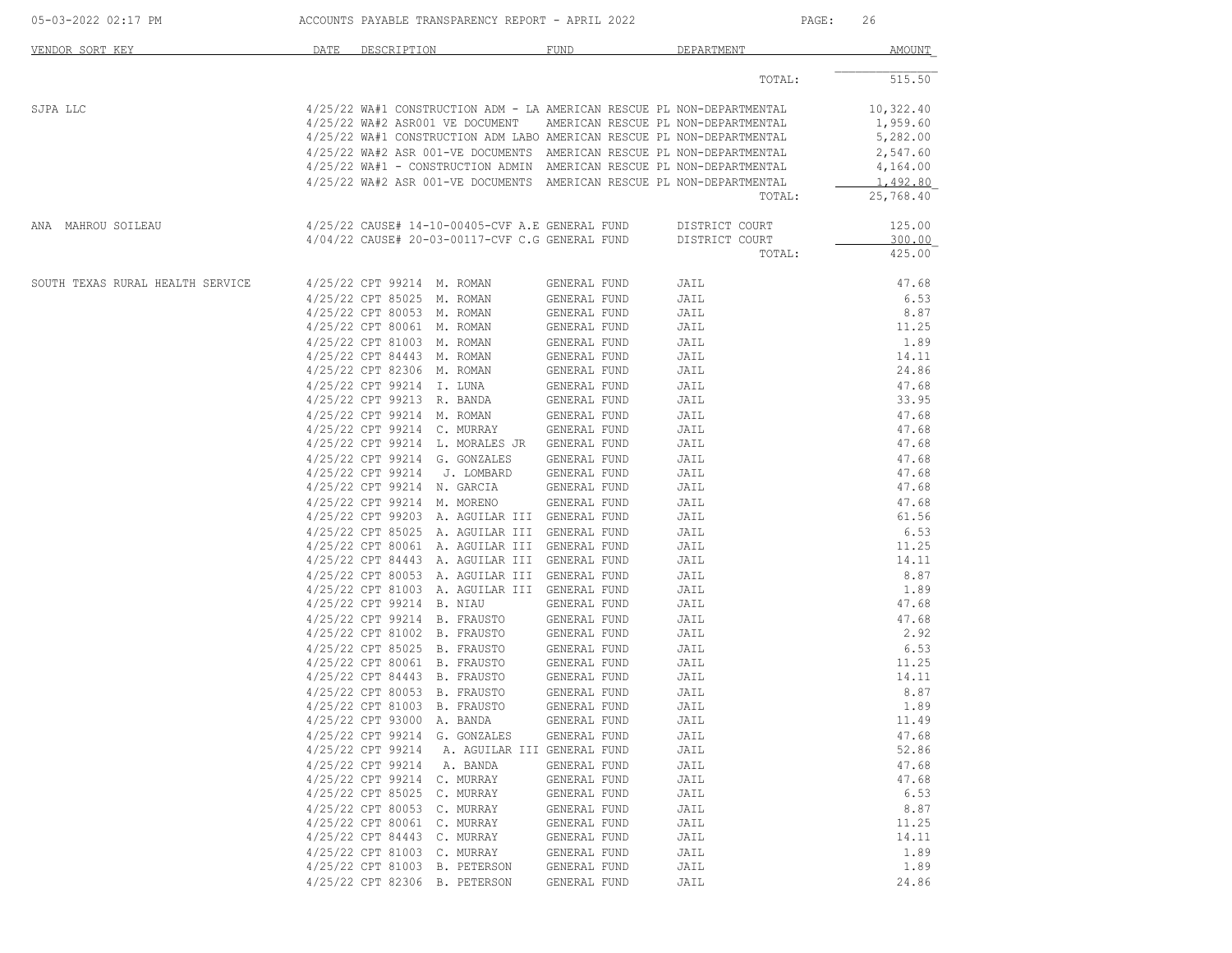| VENDOR SORT KEY | DATE | DESCRIPTION | FUND | DEPARTMENT | AMOUNT |
|---|---|---|---|---|---|
| | | | | TOTAL: | 515.50 |
| SJPA LLC | 4/25/22 | WA#1 CONSTRUCTION ADM - LA | AMERICAN RESCUE PL | NON-DEPARTMENTAL | 10,322.40 |
| | 4/25/22 | WA#2 ASR001 VE DOCUMENT | AMERICAN RESCUE PL | NON-DEPARTMENTAL | 1,959.60 |
| | 4/25/22 | WA#1 CONSTRUCTION ADM LABO | AMERICAN RESCUE PL | NON-DEPARTMENTAL | 5,282.00 |
| | 4/25/22 | WA#2 ASR 001-VE DOCUMENTS | AMERICAN RESCUE PL | NON-DEPARTMENTAL | 2,547.60 |
| | 4/25/22 | WA#1 - CONSTRUCTION ADMIN | AMERICAN RESCUE PL | NON-DEPARTMENTAL | 4,164.00 |
| | 4/25/22 | WA#2 ASR 001-VE DOCUMENTS | AMERICAN RESCUE PL | NON-DEPARTMENTAL | 1,492.80 |
| | | | | TOTAL: | 25,768.40 |
| ANA MAHROU SOILEAU | 4/25/22 | CAUSE# 14-10-00405-CVF A.E | GENERAL FUND | DISTRICT COURT | 125.00 |
| | 4/04/22 | CAUSE# 20-03-00117-CVF C.G | GENERAL FUND | DISTRICT COURT | 300.00 |
| | | | | TOTAL: | 425.00 |
| SOUTH TEXAS RURAL HEALTH SERVICE | 4/25/22 | CPT 99214 M. ROMAN | GENERAL FUND | JAIL | 47.68 |
| | 4/25/22 | CPT 85025 M. ROMAN | GENERAL FUND | JAIL | 6.53 |
| | 4/25/22 | CPT 80053 M. ROMAN | GENERAL FUND | JAIL | 8.87 |
| | 4/25/22 | CPT 80061 M. ROMAN | GENERAL FUND | JAIL | 11.25 |
| | 4/25/22 | CPT 81003 M. ROMAN | GENERAL FUND | JAIL | 1.89 |
| | 4/25/22 | CPT 84443 M. ROMAN | GENERAL FUND | JAIL | 14.11 |
| | 4/25/22 | CPT 82306 M. ROMAN | GENERAL FUND | JAIL | 24.86 |
| | 4/25/22 | CPT 99214 I. LUNA | GENERAL FUND | JAIL | 47.68 |
| | 4/25/22 | CPT 99213 R. BANDA | GENERAL FUND | JAIL | 33.95 |
| | 4/25/22 | CPT 99214 M. ROMAN | GENERAL FUND | JAIL | 47.68 |
| | 4/25/22 | CPT 99214 C. MURRAY | GENERAL FUND | JAIL | 47.68 |
| | 4/25/22 | CPT 99214 L. MORALES JR | GENERAL FUND | JAIL | 47.68 |
| | 4/25/22 | CPT 99214 G. GONZALES | GENERAL FUND | JAIL | 47.68 |
| | 4/25/22 | CPT 99214 J. LOMBARD | GENERAL FUND | JAIL | 47.68 |
| | 4/25/22 | CPT 99214 N. GARCIA | GENERAL FUND | JAIL | 47.68 |
| | 4/25/22 | CPT 99214 M. MORENO | GENERAL FUND | JAIL | 47.68 |
| | 4/25/22 | CPT 99203 A. AGUILAR III | GENERAL FUND | JAIL | 61.56 |
| | 4/25/22 | CPT 85025 A. AGUILAR III | GENERAL FUND | JAIL | 6.53 |
| | 4/25/22 | CPT 80061 A. AGUILAR III | GENERAL FUND | JAIL | 11.25 |
| | 4/25/22 | CPT 84443 A. AGUILAR III | GENERAL FUND | JAIL | 14.11 |
| | 4/25/22 | CPT 80053 A. AGUILAR III | GENERAL FUND | JAIL | 8.87 |
| | 4/25/22 | CPT 81003 A. AGUILAR III | GENERAL FUND | JAIL | 1.89 |
| | 4/25/22 | CPT 99214 B. NIAU | GENERAL FUND | JAIL | 47.68 |
| | 4/25/22 | CPT 99214 B. FRAUSTO | GENERAL FUND | JAIL | 47.68 |
| | 4/25/22 | CPT 81002 B. FRAUSTO | GENERAL FUND | JAIL | 2.92 |
| | 4/25/22 | CPT 85025 B. FRAUSTO | GENERAL FUND | JAIL | 6.53 |
| | 4/25/22 | CPT 80061 B. FRAUSTO | GENERAL FUND | JAIL | 11.25 |
| | 4/25/22 | CPT 84443 B. FRAUSTO | GENERAL FUND | JAIL | 14.11 |
| | 4/25/22 | CPT 80053 B. FRAUSTO | GENERAL FUND | JAIL | 8.87 |
| | 4/25/22 | CPT 81003 B. FRAUSTO | GENERAL FUND | JAIL | 1.89 |
| | 4/25/22 | CPT 93000 A. BANDA | GENERAL FUND | JAIL | 11.49 |
| | 4/25/22 | CPT 99214 G. GONZALES | GENERAL FUND | JAIL | 47.68 |
| | 4/25/22 | CPT 99214 A. AGUILAR III | GENERAL FUND | JAIL | 52.86 |
| | 4/25/22 | CPT 99214 A. BANDA | GENERAL FUND | JAIL | 47.68 |
| | 4/25/22 | CPT 99214 C. MURRAY | GENERAL FUND | JAIL | 47.68 |
| | 4/25/22 | CPT 85025 C. MURRAY | GENERAL FUND | JAIL | 6.53 |
| | 4/25/22 | CPT 80053 C. MURRAY | GENERAL FUND | JAIL | 8.87 |
| | 4/25/22 | CPT 80061 C. MURRAY | GENERAL FUND | JAIL | 11.25 |
| | 4/25/22 | CPT 84443 C. MURRAY | GENERAL FUND | JAIL | 14.11 |
| | 4/25/22 | CPT 81003 C. MURRAY | GENERAL FUND | JAIL | 1.89 |
| | 4/25/22 | CPT 81003 B. PETERSON | GENERAL FUND | JAIL | 1.89 |
| | 4/25/22 | CPT 82306 B. PETERSON | GENERAL FUND | JAIL | 24.86 |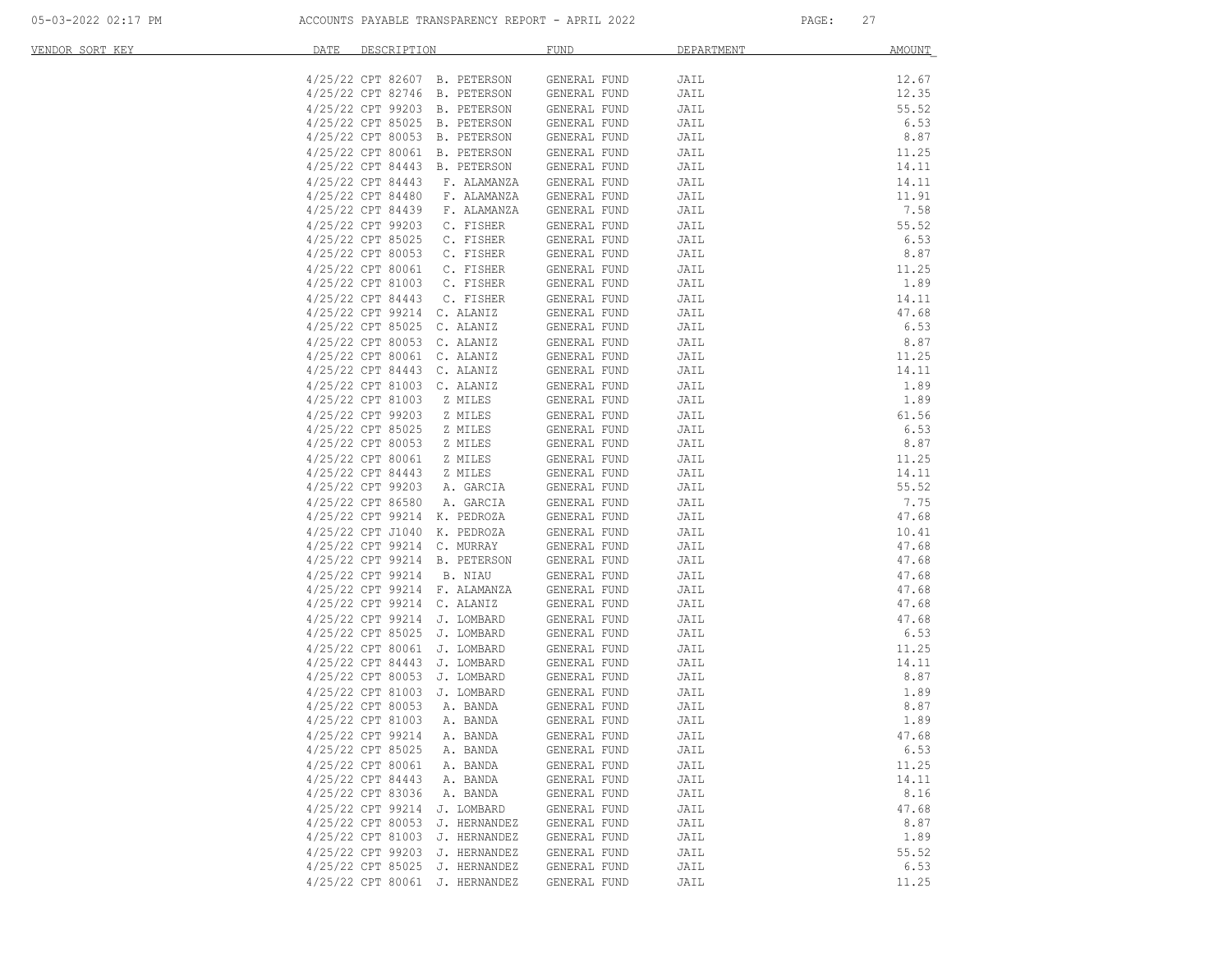| VENDOR SORT KEY | DATE | DESCRIPTION | FUND | DEPARTMENT | AMOUNT |
|---|---|---|---|---|---|
| | 4/25/22 | CPT 82607 B. PETERSON | GENERAL FUND | JAIL | 12.67 |
| | 4/25/22 | CPT 82746 B. PETERSON | GENERAL FUND | JAIL | 12.35 |
| | 4/25/22 | CPT 99203 B. PETERSON | GENERAL FUND | JAIL | 55.52 |
| | 4/25/22 | CPT 85025 B. PETERSON | GENERAL FUND | JAIL | 6.53 |
| | 4/25/22 | CPT 80053 B. PETERSON | GENERAL FUND | JAIL | 8.87 |
| | 4/25/22 | CPT 80061 B. PETERSON | GENERAL FUND | JAIL | 11.25 |
| | 4/25/22 | CPT 84443 B. PETERSON | GENERAL FUND | JAIL | 14.11 |
| | 4/25/22 | CPT 84443 F. ALAMANZA | GENERAL FUND | JAIL | 14.11 |
| | 4/25/22 | CPT 84480 F. ALAMANZA | GENERAL FUND | JAIL | 11.91 |
| | 4/25/22 | CPT 84439 F. ALAMANZA | GENERAL FUND | JAIL | 7.58 |
| | 4/25/22 | CPT 99203 C. FISHER | GENERAL FUND | JAIL | 55.52 |
| | 4/25/22 | CPT 85025 C. FISHER | GENERAL FUND | JAIL | 6.53 |
| | 4/25/22 | CPT 80053 C. FISHER | GENERAL FUND | JAIL | 8.87 |
| | 4/25/22 | CPT 80061 C. FISHER | GENERAL FUND | JAIL | 11.25 |
| | 4/25/22 | CPT 81003 C. FISHER | GENERAL FUND | JAIL | 1.89 |
| | 4/25/22 | CPT 84443 C. FISHER | GENERAL FUND | JAIL | 14.11 |
| | 4/25/22 | CPT 99214 C. ALANIZ | GENERAL FUND | JAIL | 47.68 |
| | 4/25/22 | CPT 85025 C. ALANIZ | GENERAL FUND | JAIL | 6.53 |
| | 4/25/22 | CPT 80053 C. ALANIZ | GENERAL FUND | JAIL | 8.87 |
| | 4/25/22 | CPT 80061 C. ALANIZ | GENERAL FUND | JAIL | 11.25 |
| | 4/25/22 | CPT 84443 C. ALANIZ | GENERAL FUND | JAIL | 14.11 |
| | 4/25/22 | CPT 81003 C. ALANIZ | GENERAL FUND | JAIL | 1.89 |
| | 4/25/22 | CPT 81003 Z MILES | GENERAL FUND | JAIL | 1.89 |
| | 4/25/22 | CPT 99203 Z MILES | GENERAL FUND | JAIL | 61.56 |
| | 4/25/22 | CPT 85025 Z MILES | GENERAL FUND | JAIL | 6.53 |
| | 4/25/22 | CPT 80053 Z MILES | GENERAL FUND | JAIL | 8.87 |
| | 4/25/22 | CPT 80061 Z MILES | GENERAL FUND | JAIL | 11.25 |
| | 4/25/22 | CPT 84443 Z MILES | GENERAL FUND | JAIL | 14.11 |
| | 4/25/22 | CPT 99203 A. GARCIA | GENERAL FUND | JAIL | 55.52 |
| | 4/25/22 | CPT 86580 A. GARCIA | GENERAL FUND | JAIL | 7.75 |
| | 4/25/22 | CPT 99214 K. PEDROZA | GENERAL FUND | JAIL | 47.68 |
| | 4/25/22 | CPT J1040 K. PEDROZA | GENERAL FUND | JAIL | 10.41 |
| | 4/25/22 | CPT 99214 C. MURRAY | GENERAL FUND | JAIL | 47.68 |
| | 4/25/22 | CPT 99214 B. PETERSON | GENERAL FUND | JAIL | 47.68 |
| | 4/25/22 | CPT 99214 B. NIAU | GENERAL FUND | JAIL | 47.68 |
| | 4/25/22 | CPT 99214 F. ALAMANZA | GENERAL FUND | JAIL | 47.68 |
| | 4/25/22 | CPT 99214 C. ALANIZ | GENERAL FUND | JAIL | 47.68 |
| | 4/25/22 | CPT 99214 J. LOMBARD | GENERAL FUND | JAIL | 47.68 |
| | 4/25/22 | CPT 85025 J. LOMBARD | GENERAL FUND | JAIL | 6.53 |
| | 4/25/22 | CPT 80061 J. LOMBARD | GENERAL FUND | JAIL | 11.25 |
| | 4/25/22 | CPT 84443 J. LOMBARD | GENERAL FUND | JAIL | 14.11 |
| | 4/25/22 | CPT 80053 J. LOMBARD | GENERAL FUND | JAIL | 8.87 |
| | 4/25/22 | CPT 81003 J. LOMBARD | GENERAL FUND | JAIL | 1.89 |
| | 4/25/22 | CPT 80053 A. BANDA | GENERAL FUND | JAIL | 8.87 |
| | 4/25/22 | CPT 81003 A. BANDA | GENERAL FUND | JAIL | 1.89 |
| | 4/25/22 | CPT 99214 A. BANDA | GENERAL FUND | JAIL | 47.68 |
| | 4/25/22 | CPT 85025 A. BANDA | GENERAL FUND | JAIL | 6.53 |
| | 4/25/22 | CPT 80061 A. BANDA | GENERAL FUND | JAIL | 11.25 |
| | 4/25/22 | CPT 84443 A. BANDA | GENERAL FUND | JAIL | 14.11 |
| | 4/25/22 | CPT 83036 A. BANDA | GENERAL FUND | JAIL | 8.16 |
| | 4/25/22 | CPT 99214 J. LOMBARD | GENERAL FUND | JAIL | 47.68 |
| | 4/25/22 | CPT 80053 J. HERNANDEZ | GENERAL FUND | JAIL | 8.87 |
| | 4/25/22 | CPT 81003 J. HERNANDEZ | GENERAL FUND | JAIL | 1.89 |
| | 4/25/22 | CPT 99203 J. HERNANDEZ | GENERAL FUND | JAIL | 55.52 |
| | 4/25/22 | CPT 85025 J. HERNANDEZ | GENERAL FUND | JAIL | 6.53 |
| | 4/25/22 | CPT 80061 J. HERNANDEZ | GENERAL FUND | JAIL | 11.25 |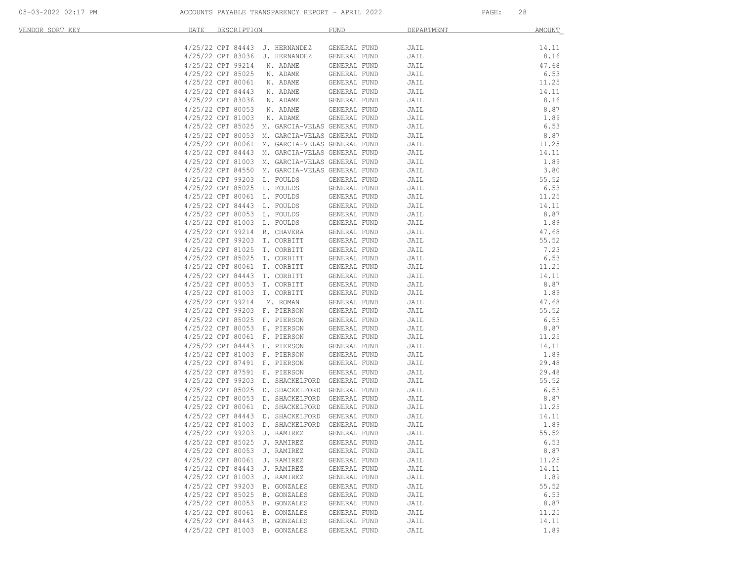| VENDOR SORT KEY | DATE | DESCRIPTION | FUND | DEPARTMENT | AMOUNT |
|---|---|---|---|---|---|
| | 4/25/22 | CPT 84443 J. HERNANDEZ | GENERAL FUND | JAIL | 14.11 |
| | 4/25/22 | CPT 83036 J. HERNANDEZ | GENERAL FUND | JAIL | 8.16 |
| | 4/25/22 | CPT 99214 N. ADAME | GENERAL FUND | JAIL | 47.68 |
| | 4/25/22 | CPT 85025 N. ADAME | GENERAL FUND | JAIL | 6.53 |
| | 4/25/22 | CPT 80061 N. ADAME | GENERAL FUND | JAIL | 11.25 |
| | 4/25/22 | CPT 84443 N. ADAME | GENERAL FUND | JAIL | 14.11 |
| | 4/25/22 | CPT 83036 N. ADAME | GENERAL FUND | JAIL | 8.16 |
| | 4/25/22 | CPT 80053 N. ADAME | GENERAL FUND | JAIL | 8.87 |
| | 4/25/22 | CPT 81003 N. ADAME | GENERAL FUND | JAIL | 1.89 |
| | 4/25/22 | CPT 85025 M. GARCIA-VELAS | GENERAL FUND | JAIL | 6.53 |
| | 4/25/22 | CPT 80053 M. GARCIA-VELAS | GENERAL FUND | JAIL | 8.87 |
| | 4/25/22 | CPT 80061 M. GARCIA-VELAS | GENERAL FUND | JAIL | 11.25 |
| | 4/25/22 | CPT 84443 M. GARCIA-VELAS | GENERAL FUND | JAIL | 14.11 |
| | 4/25/22 | CPT 81003 M. GARCIA-VELAS | GENERAL FUND | JAIL | 1.89 |
| | 4/25/22 | CPT 84550 M. GARCIA-VELAS | GENERAL FUND | JAIL | 3.80 |
| | 4/25/22 | CPT 99203 L. FOULDS | GENERAL FUND | JAIL | 55.52 |
| | 4/25/22 | CPT 85025 L. FOULDS | GENERAL FUND | JAIL | 6.53 |
| | 4/25/22 | CPT 80061 L. FOULDS | GENERAL FUND | JAIL | 11.25 |
| | 4/25/22 | CPT 84443 L. FOULDS | GENERAL FUND | JAIL | 14.11 |
| | 4/25/22 | CPT 80053 L. FOULDS | GENERAL FUND | JAIL | 8.87 |
| | 4/25/22 | CPT 81003 L. FOULDS | GENERAL FUND | JAIL | 1.89 |
| | 4/25/22 | CPT 99214 R. CHAVERA | GENERAL FUND | JAIL | 47.68 |
| | 4/25/22 | CPT 99203 T. CORBITT | GENERAL FUND | JAIL | 55.52 |
| | 4/25/22 | CPT 81025 T. CORBITT | GENERAL FUND | JAIL | 7.23 |
| | 4/25/22 | CPT 85025 T. CORBITT | GENERAL FUND | JAIL | 6.53 |
| | 4/25/22 | CPT 80061 T. CORBITT | GENERAL FUND | JAIL | 11.25 |
| | 4/25/22 | CPT 84443 T. CORBITT | GENERAL FUND | JAIL | 14.11 |
| | 4/25/22 | CPT 80053 T. CORBITT | GENERAL FUND | JAIL | 8.87 |
| | 4/25/22 | CPT 81003 T. CORBITT | GENERAL FUND | JAIL | 1.89 |
| | 4/25/22 | CPT 99214 M. ROMAN | GENERAL FUND | JAIL | 47.68 |
| | 4/25/22 | CPT 99203 F. PIERSON | GENERAL FUND | JAIL | 55.52 |
| | 4/25/22 | CPT 85025 F. PIERSON | GENERAL FUND | JAIL | 6.53 |
| | 4/25/22 | CPT 80053 F. PIERSON | GENERAL FUND | JAIL | 8.87 |
| | 4/25/22 | CPT 80061 F. PIERSON | GENERAL FUND | JAIL | 11.25 |
| | 4/25/22 | CPT 84443 F. PIERSON | GENERAL FUND | JAIL | 14.11 |
| | 4/25/22 | CPT 81003 F. PIERSON | GENERAL FUND | JAIL | 1.89 |
| | 4/25/22 | CPT 87491 F. PIERSON | GENERAL FUND | JAIL | 29.48 |
| | 4/25/22 | CPT 87591 F. PIERSON | GENERAL FUND | JAIL | 29.48 |
| | 4/25/22 | CPT 99203 D. SHACKELFORD | GENERAL FUND | JAIL | 55.52 |
| | 4/25/22 | CPT 85025 D. SHACKELFORD | GENERAL FUND | JAIL | 6.53 |
| | 4/25/22 | CPT 80053 D. SHACKELFORD | GENERAL FUND | JAIL | 8.87 |
| | 4/25/22 | CPT 80061 D. SHACKELFORD | GENERAL FUND | JAIL | 11.25 |
| | 4/25/22 | CPT 84443 D. SHACKELFORD | GENERAL FUND | JAIL | 14.11 |
| | 4/25/22 | CPT 81003 D. SHACKELFORD | GENERAL FUND | JAIL | 1.89 |
| | 4/25/22 | CPT 99203 J. RAMIREZ | GENERAL FUND | JAIL | 55.52 |
| | 4/25/22 | CPT 85025 J. RAMIREZ | GENERAL FUND | JAIL | 6.53 |
| | 4/25/22 | CPT 80053 J. RAMIREZ | GENERAL FUND | JAIL | 8.87 |
| | 4/25/22 | CPT 80061 J. RAMIREZ | GENERAL FUND | JAIL | 11.25 |
| | 4/25/22 | CPT 84443 J. RAMIREZ | GENERAL FUND | JAIL | 14.11 |
| | 4/25/22 | CPT 81003 J. RAMIREZ | GENERAL FUND | JAIL | 1.89 |
| | 4/25/22 | CPT 99203 B. GONZALES | GENERAL FUND | JAIL | 55.52 |
| | 4/25/22 | CPT 85025 B. GONZALES | GENERAL FUND | JAIL | 6.53 |
| | 4/25/22 | CPT 80053 B. GONZALES | GENERAL FUND | JAIL | 8.87 |
| | 4/25/22 | CPT 80061 B. GONZALES | GENERAL FUND | JAIL | 11.25 |
| | 4/25/22 | CPT 84443 B. GONZALES | GENERAL FUND | JAIL | 14.11 |
| | 4/25/22 | CPT 81003 B. GONZALES | GENERAL FUND | JAIL | 1.89 |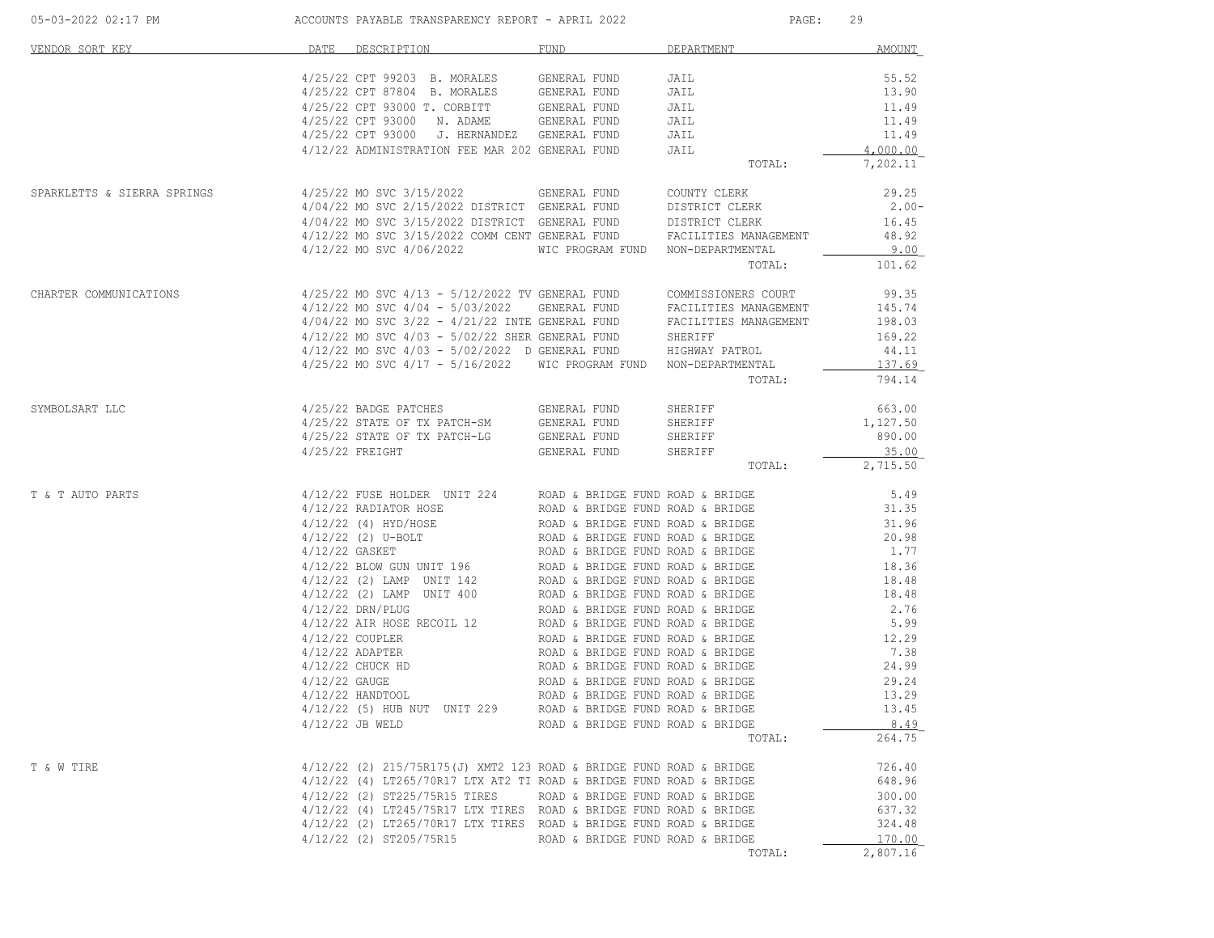| VENDOR SORT KEY | DATE | DESCRIPTION | FUND | DEPARTMENT | AMOUNT |
|---|---|---|---|---|---|
| | 4/25/22 | CPT 99203 B. MORALES | GENERAL FUND | JAIL | 55.52 |
| | 4/25/22 | CPT 87804 B. MORALES | GENERAL FUND | JAIL | 13.90 |
| | 4/25/22 | CPT 93000 T. CORBITT | GENERAL FUND | JAIL | 11.49 |
| | 4/25/22 | CPT 93000 N. ADAME | GENERAL FUND | JAIL | 11.49 |
| | 4/25/22 | CPT 93000 J. HERNANDEZ | GENERAL FUND | JAIL | 11.49 |
| | 4/12/22 | ADMINISTRATION FEE MAR 202 | GENERAL FUND | JAIL | 4,000.00 |
| | | | | TOTAL: | 7,202.11 |
| SPARKLETTS & SIERRA SPRINGS | 4/25/22 | MO SVC 3/15/2022 | GENERAL FUND | COUNTY CLERK | 29.25 |
| | 4/04/22 | MO SVC 2/15/2022 DISTRICT | GENERAL FUND | DISTRICT CLERK | 2.00- |
| | 4/04/22 | MO SVC 3/15/2022 DISTRICT | GENERAL FUND | DISTRICT CLERK | 16.45 |
| | 4/12/22 | MO SVC 3/15/2022 COMM CENT | GENERAL FUND | FACILITIES MANAGEMENT | 48.92 |
| | 4/12/22 | MO SVC 4/06/2022 | WIC PROGRAM FUND | NON-DEPARTMENTAL | 9.00 |
| | | | | TOTAL: | 101.62 |
| CHARTER COMMUNICATIONS | 4/25/22 | MO SVC 4/13 - 5/12/2022 TV | GENERAL FUND | COMMISSIONERS COURT | 99.35 |
| | 4/12/22 | MO SVC 4/04 - 5/03/2022 | GENERAL FUND | FACILITIES MANAGEMENT | 145.74 |
| | 4/04/22 | MO SVC 3/22 - 4/21/22 INTE | GENERAL FUND | FACILITIES MANAGEMENT | 198.03 |
| | 4/12/22 | MO SVC 4/03 - 5/02/22 SHER | GENERAL FUND | SHERIFF | 169.22 |
| | 4/12/22 | MO SVC 4/03 - 5/02/2022 D | GENERAL FUND | HIGHWAY PATROL | 44.11 |
| | 4/25/22 | MO SVC 4/17 - 5/16/2022 | WIC PROGRAM FUND | NON-DEPARTMENTAL | 137.69 |
| | | | | TOTAL: | 794.14 |
| SYMBOLSART LLC | 4/25/22 | BADGE PATCHES | GENERAL FUND | SHERIFF | 663.00 |
| | 4/25/22 | STATE OF TX PATCH-SM | GENERAL FUND | SHERIFF | 1,127.50 |
| | 4/25/22 | STATE OF TX PATCH-LG | GENERAL FUND | SHERIFF | 890.00 |
| | 4/25/22 | FREIGHT | GENERAL FUND | SHERIFF | 35.00 |
| | | | | TOTAL: | 2,715.50 |
| T & T AUTO PARTS | 4/12/22 | FUSE HOLDER UNIT 224 | ROAD & BRIDGE FUND | ROAD & BRIDGE | 5.49 |
| | 4/12/22 | RADIATOR HOSE | ROAD & BRIDGE FUND | ROAD & BRIDGE | 31.35 |
| | 4/12/22 | (4) HYD/HOSE | ROAD & BRIDGE FUND | ROAD & BRIDGE | 31.96 |
| | 4/12/22 | (2) U-BOLT | ROAD & BRIDGE FUND | ROAD & BRIDGE | 20.98 |
| | 4/12/22 | GASKET | ROAD & BRIDGE FUND | ROAD & BRIDGE | 1.77 |
| | 4/12/22 | BLOW GUN UNIT 196 | ROAD & BRIDGE FUND | ROAD & BRIDGE | 18.36 |
| | 4/12/22 | (2) LAMP UNIT 142 | ROAD & BRIDGE FUND | ROAD & BRIDGE | 18.48 |
| | 4/12/22 | (2) LAMP UNIT 400 | ROAD & BRIDGE FUND | ROAD & BRIDGE | 18.48 |
| | 4/12/22 | DRN/PLUG | ROAD & BRIDGE FUND | ROAD & BRIDGE | 2.76 |
| | 4/12/22 | AIR HOSE RECOIL 12 | ROAD & BRIDGE FUND | ROAD & BRIDGE | 5.99 |
| | 4/12/22 | COUPLER | ROAD & BRIDGE FUND | ROAD & BRIDGE | 12.29 |
| | 4/12/22 | ADAPTER | ROAD & BRIDGE FUND | ROAD & BRIDGE | 7.38 |
| | 4/12/22 | CHUCK HD | ROAD & BRIDGE FUND | ROAD & BRIDGE | 24.99 |
| | 4/12/22 | GAUGE | ROAD & BRIDGE FUND | ROAD & BRIDGE | 29.24 |
| | 4/12/22 | HANDTOOL | ROAD & BRIDGE FUND | ROAD & BRIDGE | 13.29 |
| | 4/12/22 | (5) HUB NUT UNIT 229 | ROAD & BRIDGE FUND | ROAD & BRIDGE | 13.45 |
| | 4/12/22 | JB WELD | ROAD & BRIDGE FUND | ROAD & BRIDGE | 8.49 |
| | | | | TOTAL: | 264.75 |
| T & W TIRE | 4/12/22 | (2) 215/75R175(J) XMT2 123 | ROAD & BRIDGE FUND | ROAD & BRIDGE | 726.40 |
| | 4/12/22 | (4) LT265/70R17 LTX AT2 TI | ROAD & BRIDGE FUND | ROAD & BRIDGE | 648.96 |
| | 4/12/22 | (2) ST225/75R15 TIRES | ROAD & BRIDGE FUND | ROAD & BRIDGE | 300.00 |
| | 4/12/22 | (4) LT245/75R17 LTX TIRES | ROAD & BRIDGE FUND | ROAD & BRIDGE | 637.32 |
| | 4/12/22 | (2) LT265/70R17 LTX TIRES | ROAD & BRIDGE FUND | ROAD & BRIDGE | 324.48 |
| | 4/12/22 | (2) ST205/75R15 | ROAD & BRIDGE FUND | ROAD & BRIDGE | 170.00 |
| | | | | TOTAL: | 2,807.16 |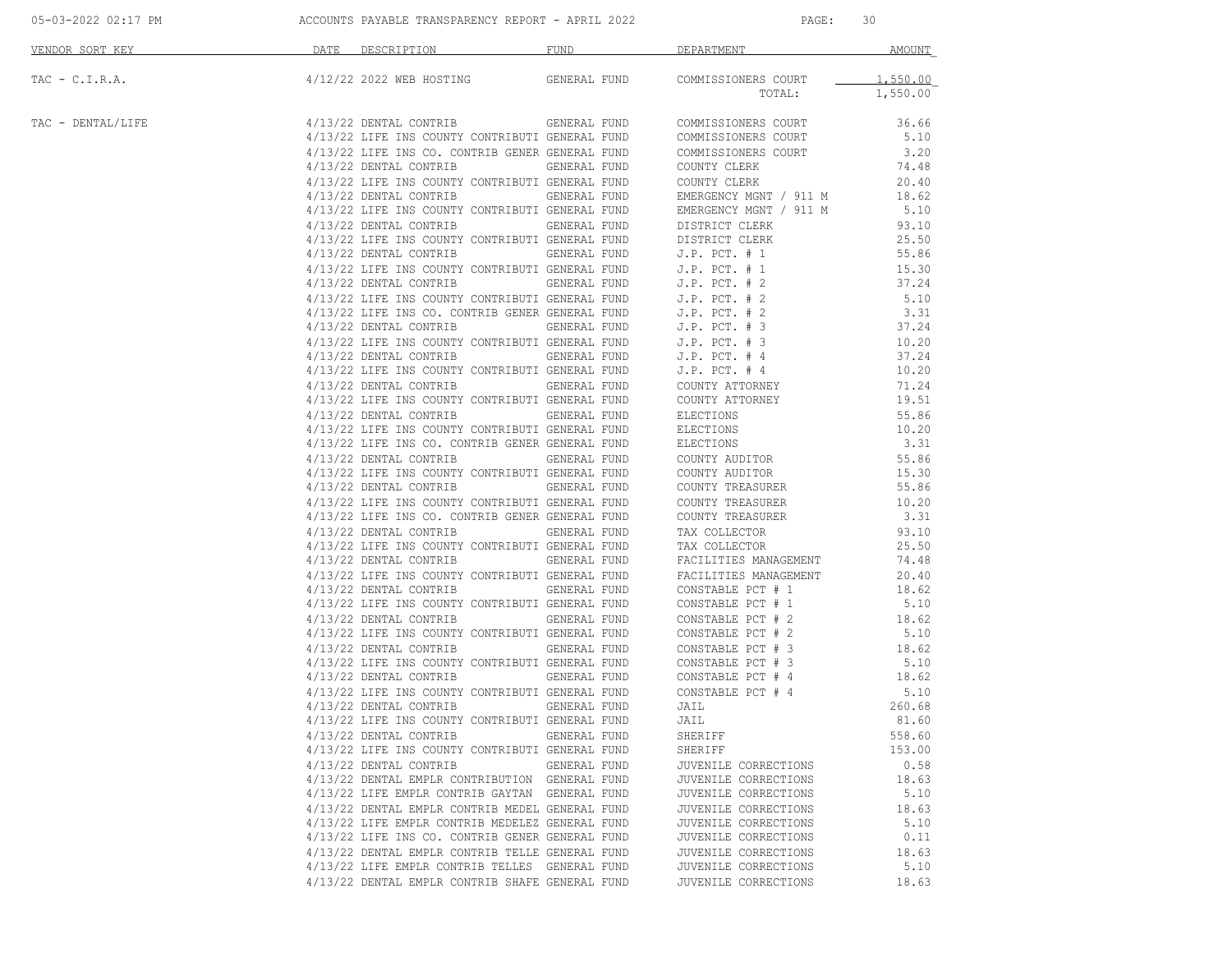| VENDOR SORT KEY | DATE | DESCRIPTION | FUND | DEPARTMENT | AMOUNT |
|---|---|---|---|---|---|
| TAC - C.I.R.A. | 4/12/22 | 2022 WEB HOSTING | GENERAL FUND | COMMISSIONERS COURT | 1,550.00 |
| | | | | TOTAL: | 1,550.00 |
| TAC - DENTAL/LIFE | 4/13/22 | DENTAL CONTRIB | GENERAL FUND | COMMISSIONERS COURT | 36.66 |
| | 4/13/22 | LIFE INS COUNTY CONTRIBUTI | GENERAL FUND | COMMISSIONERS COURT | 5.10 |
| | 4/13/22 | LIFE INS CO. CONTRIB GENER | GENERAL FUND | COMMISSIONERS COURT | 3.20 |
| | 4/13/22 | DENTAL CONTRIB | GENERAL FUND | COUNTY CLERK | 74.48 |
| | 4/13/22 | LIFE INS COUNTY CONTRIBUTI | GENERAL FUND | COUNTY CLERK | 20.40 |
| | 4/13/22 | DENTAL CONTRIB | GENERAL FUND | EMERGENCY MGNT / 911 M | 18.62 |
| | 4/13/22 | LIFE INS COUNTY CONTRIBUTI | GENERAL FUND | EMERGENCY MGNT / 911 M | 5.10 |
| | 4/13/22 | DENTAL CONTRIB | GENERAL FUND | DISTRICT CLERK | 93.10 |
| | 4/13/22 | LIFE INS COUNTY CONTRIBUTI | GENERAL FUND | DISTRICT CLERK | 25.50 |
| | 4/13/22 | DENTAL CONTRIB | GENERAL FUND | J.P. PCT. # 1 | 55.86 |
| | 4/13/22 | LIFE INS COUNTY CONTRIBUTI | GENERAL FUND | J.P. PCT. # 1 | 15.30 |
| | 4/13/22 | DENTAL CONTRIB | GENERAL FUND | J.P. PCT. # 2 | 37.24 |
| | 4/13/22 | LIFE INS COUNTY CONTRIBUTI | GENERAL FUND | J.P. PCT. # 2 | 5.10 |
| | 4/13/22 | LIFE INS CO. CONTRIB GENER | GENERAL FUND | J.P. PCT. # 2 | 3.31 |
| | 4/13/22 | DENTAL CONTRIB | GENERAL FUND | J.P. PCT. # 3 | 37.24 |
| | 4/13/22 | LIFE INS COUNTY CONTRIBUTI | GENERAL FUND | J.P. PCT. # 3 | 10.20 |
| | 4/13/22 | DENTAL CONTRIB | GENERAL FUND | J.P. PCT. # 4 | 37.24 |
| | 4/13/22 | LIFE INS COUNTY CONTRIBUTI | GENERAL FUND | J.P. PCT. # 4 | 10.20 |
| | 4/13/22 | DENTAL CONTRIB | GENERAL FUND | COUNTY ATTORNEY | 71.24 |
| | 4/13/22 | LIFE INS COUNTY CONTRIBUTI | GENERAL FUND | COUNTY ATTORNEY | 19.51 |
| | 4/13/22 | DENTAL CONTRIB | GENERAL FUND | ELECTIONS | 55.86 |
| | 4/13/22 | LIFE INS COUNTY CONTRIBUTI | GENERAL FUND | ELECTIONS | 10.20 |
| | 4/13/22 | LIFE INS CO. CONTRIB GENER | GENERAL FUND | ELECTIONS | 3.31 |
| | 4/13/22 | DENTAL CONTRIB | GENERAL FUND | COUNTY AUDITOR | 55.86 |
| | 4/13/22 | LIFE INS COUNTY CONTRIBUTI | GENERAL FUND | COUNTY AUDITOR | 15.30 |
| | 4/13/22 | DENTAL CONTRIB | GENERAL FUND | COUNTY TREASURER | 55.86 |
| | 4/13/22 | LIFE INS COUNTY CONTRIBUTI | GENERAL FUND | COUNTY TREASURER | 10.20 |
| | 4/13/22 | LIFE INS CO. CONTRIB GENER | GENERAL FUND | COUNTY TREASURER | 3.31 |
| | 4/13/22 | DENTAL CONTRIB | GENERAL FUND | TAX COLLECTOR | 93.10 |
| | 4/13/22 | LIFE INS COUNTY CONTRIBUTI | GENERAL FUND | TAX COLLECTOR | 25.50 |
| | 4/13/22 | DENTAL CONTRIB | GENERAL FUND | FACILITIES MANAGEMENT | 74.48 |
| | 4/13/22 | LIFE INS COUNTY CONTRIBUTI | GENERAL FUND | FACILITIES MANAGEMENT | 20.40 |
| | 4/13/22 | DENTAL CONTRIB | GENERAL FUND | CONSTABLE PCT # 1 | 18.62 |
| | 4/13/22 | LIFE INS COUNTY CONTRIBUTI | GENERAL FUND | CONSTABLE PCT # 1 | 5.10 |
| | 4/13/22 | DENTAL CONTRIB | GENERAL FUND | CONSTABLE PCT # 2 | 18.62 |
| | 4/13/22 | LIFE INS COUNTY CONTRIBUTI | GENERAL FUND | CONSTABLE PCT # 2 | 5.10 |
| | 4/13/22 | DENTAL CONTRIB | GENERAL FUND | CONSTABLE PCT # 3 | 18.62 |
| | 4/13/22 | LIFE INS COUNTY CONTRIBUTI | GENERAL FUND | CONSTABLE PCT # 3 | 5.10 |
| | 4/13/22 | DENTAL CONTRIB | GENERAL FUND | CONSTABLE PCT # 4 | 18.62 |
| | 4/13/22 | LIFE INS COUNTY CONTRIBUTI | GENERAL FUND | CONSTABLE PCT # 4 | 5.10 |
| | 4/13/22 | DENTAL CONTRIB | GENERAL FUND | JAIL | 260.68 |
| | 4/13/22 | LIFE INS COUNTY CONTRIBUTI | GENERAL FUND | JAIL | 81.60 |
| | 4/13/22 | DENTAL CONTRIB | GENERAL FUND | SHERIFF | 558.60 |
| | 4/13/22 | LIFE INS COUNTY CONTRIBUTI | GENERAL FUND | SHERIFF | 153.00 |
| | 4/13/22 | DENTAL CONTRIB | GENERAL FUND | JUVENILE CORRECTIONS | 0.58 |
| | 4/13/22 | DENTAL EMPLR CONTRIBUTION | GENERAL FUND | JUVENILE CORRECTIONS | 18.63 |
| | 4/13/22 | LIFE EMPLR CONTRIB GAYTAN | GENERAL FUND | JUVENILE CORRECTIONS | 5.10 |
| | 4/13/22 | DENTAL EMPLR CONTRIB MEDEL | GENERAL FUND | JUVENILE CORRECTIONS | 18.63 |
| | 4/13/22 | LIFE EMPLR CONTRIB MEDELEZ | GENERAL FUND | JUVENILE CORRECTIONS | 5.10 |
| | 4/13/22 | LIFE INS CO. CONTRIB GENER | GENERAL FUND | JUVENILE CORRECTIONS | 0.11 |
| | 4/13/22 | DENTAL EMPLR CONTRIB TELLE | GENERAL FUND | JUVENILE CORRECTIONS | 18.63 |
| | 4/13/22 | LIFE EMPLR CONTRIB TELLES | GENERAL FUND | JUVENILE CORRECTIONS | 5.10 |
| | 4/13/22 | DENTAL EMPLR CONTRIB SHAFE | GENERAL FUND | JUVENILE CORRECTIONS | 18.63 |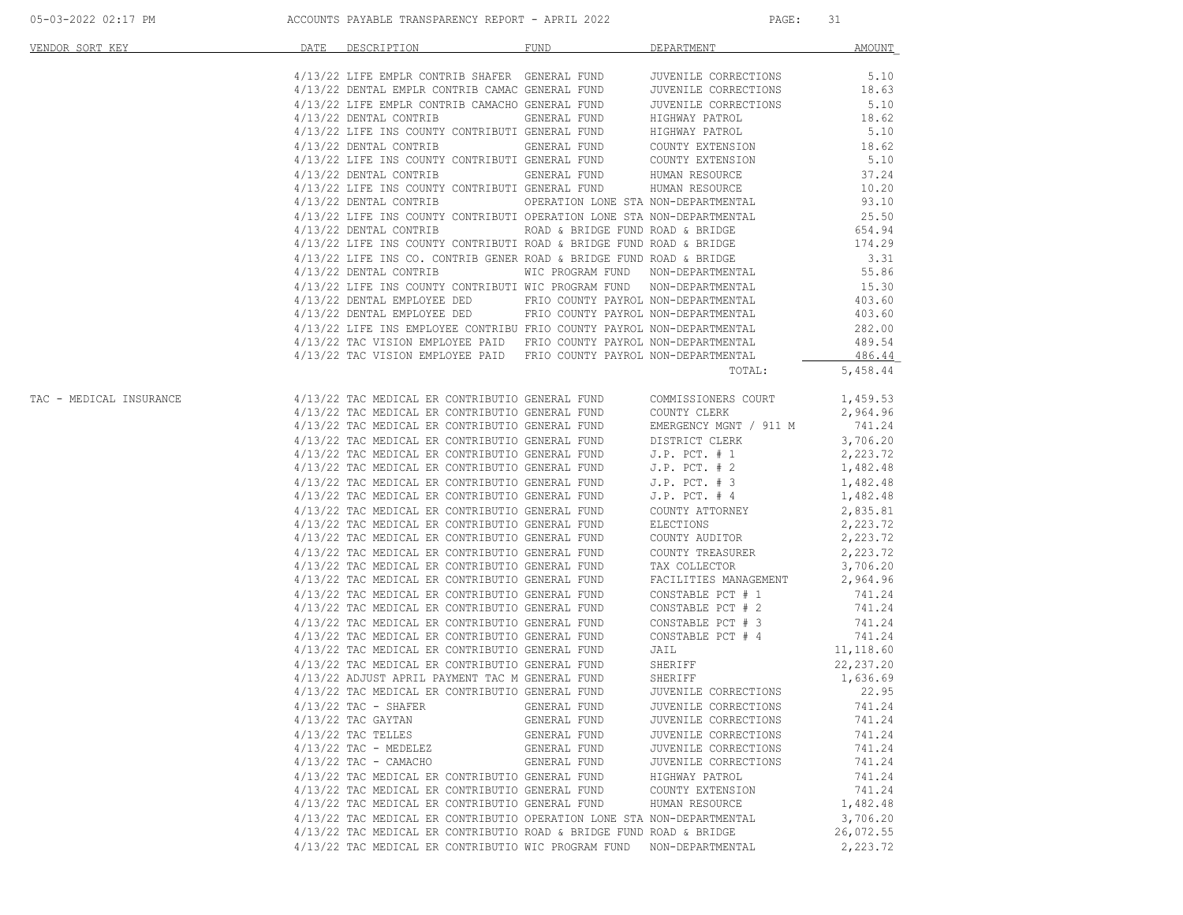| VENDOR SORT KEY | DATE | DESCRIPTION | FUND | DEPARTMENT | AMOUNT |
|---|---|---|---|---|---|
| | 4/13/22 | LIFE EMPLR CONTRIB SHAFER | GENERAL FUND | JUVENILE CORRECTIONS | 5.10 |
| | 4/13/22 | DENTAL EMPLR CONTRIB CAMAC | GENERAL FUND | JUVENILE CORRECTIONS | 18.63 |
| | 4/13/22 | LIFE EMPLR CONTRIB CAMACHO | GENERAL FUND | JUVENILE CORRECTIONS | 5.10 |
| | 4/13/22 | DENTAL CONTRIB | GENERAL FUND | HIGHWAY PATROL | 18.62 |
| | 4/13/22 | LIFE INS COUNTY CONTRIBUTI | GENERAL FUND | HIGHWAY PATROL | 5.10 |
| | 4/13/22 | DENTAL CONTRIB | GENERAL FUND | COUNTY EXTENSION | 18.62 |
| | 4/13/22 | LIFE INS COUNTY CONTRIBUTI | GENERAL FUND | COUNTY EXTENSION | 5.10 |
| | 4/13/22 | DENTAL CONTRIB | GENERAL FUND | HUMAN RESOURCE | 37.24 |
| | 4/13/22 | LIFE INS COUNTY CONTRIBUTI | GENERAL FUND | HUMAN RESOURCE | 10.20 |
| | 4/13/22 | DENTAL CONTRIB | OPERATION LONE STA | NON-DEPARTMENTAL | 93.10 |
| | 4/13/22 | LIFE INS COUNTY CONTRIBUTI | OPERATION LONE STA | NON-DEPARTMENTAL | 25.50 |
| | 4/13/22 | DENTAL CONTRIB | ROAD & BRIDGE FUND | ROAD & BRIDGE | 654.94 |
| | 4/13/22 | LIFE INS COUNTY CONTRIBUTI | ROAD & BRIDGE FUND | ROAD & BRIDGE | 174.29 |
| | 4/13/22 | LIFE INS CO. CONTRIB GENER | ROAD & BRIDGE FUND | ROAD & BRIDGE | 3.31 |
| | 4/13/22 | DENTAL CONTRIB | WIC PROGRAM FUND | NON-DEPARTMENTAL | 55.86 |
| | 4/13/22 | LIFE INS COUNTY CONTRIBUTI | WIC PROGRAM FUND | NON-DEPARTMENTAL | 15.30 |
| | 4/13/22 | DENTAL EMPLOYEE DED | FRIO COUNTY PAYROL | NON-DEPARTMENTAL | 403.60 |
| | 4/13/22 | DENTAL EMPLOYEE DED | FRIO COUNTY PAYROL | NON-DEPARTMENTAL | 403.60 |
| | 4/13/22 | LIFE INS EMPLOYEE CONTRIBU | FRIO COUNTY PAYROL | NON-DEPARTMENTAL | 282.00 |
| | 4/13/22 | TAC VISION EMPLOYEE PAID | FRIO COUNTY PAYROL | NON-DEPARTMENTAL | 489.54 |
| | 4/13/22 | TAC VISION EMPLOYEE PAID | FRIO COUNTY PAYROL | NON-DEPARTMENTAL | 486.44 |
| | | | | TOTAL: | 5,458.44 |
| TAC - MEDICAL INSURANCE | 4/13/22 | TAC MEDICAL ER CONTRIBUTIO | GENERAL FUND | COMMISSIONERS COURT | 1,459.53 |
| | 4/13/22 | TAC MEDICAL ER CONTRIBUTIO | GENERAL FUND | COUNTY CLERK | 2,964.96 |
| | 4/13/22 | TAC MEDICAL ER CONTRIBUTIO | GENERAL FUND | EMERGENCY MGNT / 911 M | 741.24 |
| | 4/13/22 | TAC MEDICAL ER CONTRIBUTIO | GENERAL FUND | DISTRICT CLERK | 3,706.20 |
| | 4/13/22 | TAC MEDICAL ER CONTRIBUTIO | GENERAL FUND | J.P. PCT. # 1 | 2,223.72 |
| | 4/13/22 | TAC MEDICAL ER CONTRIBUTIO | GENERAL FUND | J.P. PCT. # 2 | 1,482.48 |
| | 4/13/22 | TAC MEDICAL ER CONTRIBUTIO | GENERAL FUND | J.P. PCT. # 3 | 1,482.48 |
| | 4/13/22 | TAC MEDICAL ER CONTRIBUTIO | GENERAL FUND | J.P. PCT. # 4 | 1,482.48 |
| | 4/13/22 | TAC MEDICAL ER CONTRIBUTIO | GENERAL FUND | COUNTY ATTORNEY | 2,835.81 |
| | 4/13/22 | TAC MEDICAL ER CONTRIBUTIO | GENERAL FUND | ELECTIONS | 2,223.72 |
| | 4/13/22 | TAC MEDICAL ER CONTRIBUTIO | GENERAL FUND | COUNTY AUDITOR | 2,223.72 |
| | 4/13/22 | TAC MEDICAL ER CONTRIBUTIO | GENERAL FUND | COUNTY TREASURER | 2,223.72 |
| | 4/13/22 | TAC MEDICAL ER CONTRIBUTIO | GENERAL FUND | TAX COLLECTOR | 3,706.20 |
| | 4/13/22 | TAC MEDICAL ER CONTRIBUTIO | GENERAL FUND | FACILITIES MANAGEMENT | 2,964.96 |
| | 4/13/22 | TAC MEDICAL ER CONTRIBUTIO | GENERAL FUND | CONSTABLE PCT # 1 | 741.24 |
| | 4/13/22 | TAC MEDICAL ER CONTRIBUTIO | GENERAL FUND | CONSTABLE PCT # 2 | 741.24 |
| | 4/13/22 | TAC MEDICAL ER CONTRIBUTIO | GENERAL FUND | CONSTABLE PCT # 3 | 741.24 |
| | 4/13/22 | TAC MEDICAL ER CONTRIBUTIO | GENERAL FUND | CONSTABLE PCT # 4 | 741.24 |
| | 4/13/22 | TAC MEDICAL ER CONTRIBUTIO | GENERAL FUND | JAIL | 11,118.60 |
| | 4/13/22 | TAC MEDICAL ER CONTRIBUTIO | GENERAL FUND | SHERIFF | 22,237.20 |
| | 4/13/22 | ADJUST APRIL PAYMENT TAC M | GENERAL FUND | SHERIFF | 1,636.69 |
| | 4/13/22 | TAC MEDICAL ER CONTRIBUTIO | GENERAL FUND | JUVENILE CORRECTIONS | 22.95 |
| | 4/13/22 | TAC - SHAFER | GENERAL FUND | JUVENILE CORRECTIONS | 741.24 |
| | 4/13/22 | TAC GAYTAN | GENERAL FUND | JUVENILE CORRECTIONS | 741.24 |
| | 4/13/22 | TAC TELLES | GENERAL FUND | JUVENILE CORRECTIONS | 741.24 |
| | 4/13/22 | TAC - MEDELEZ | GENERAL FUND | JUVENILE CORRECTIONS | 741.24 |
| | 4/13/22 | TAC - CAMACHO | GENERAL FUND | JUVENILE CORRECTIONS | 741.24 |
| | 4/13/22 | TAC MEDICAL ER CONTRIBUTIO | GENERAL FUND | HIGHWAY PATROL | 741.24 |
| | 4/13/22 | TAC MEDICAL ER CONTRIBUTIO | GENERAL FUND | COUNTY EXTENSION | 741.24 |
| | 4/13/22 | TAC MEDICAL ER CONTRIBUTIO | GENERAL FUND | HUMAN RESOURCE | 1,482.48 |
| | 4/13/22 | TAC MEDICAL ER CONTRIBUTIO | OPERATION LONE STA | NON-DEPARTMENTAL | 3,706.20 |
| | 4/13/22 | TAC MEDICAL ER CONTRIBUTIO | ROAD & BRIDGE FUND | ROAD & BRIDGE | 26,072.55 |
| | 4/13/22 | TAC MEDICAL ER CONTRIBUTIO | WIC PROGRAM FUND | NON-DEPARTMENTAL | 2,223.72 |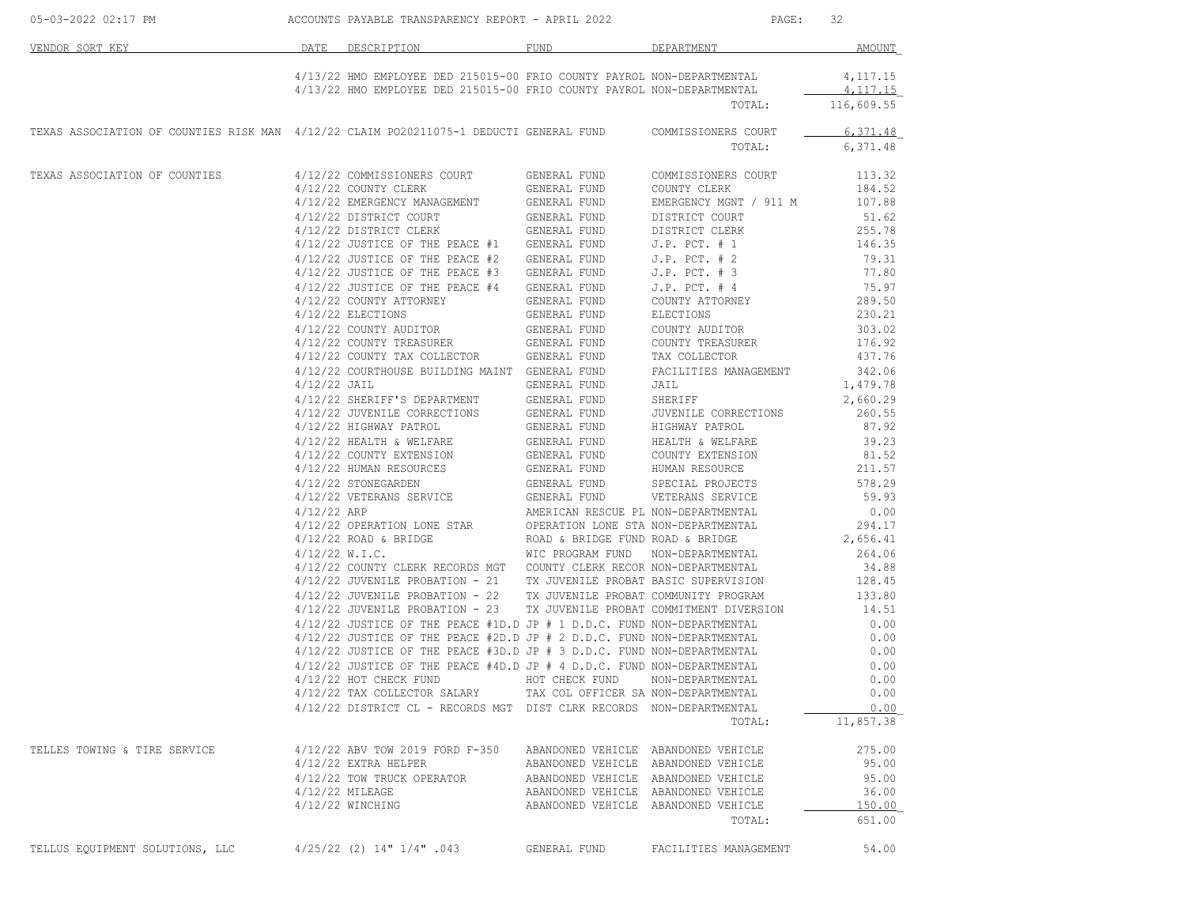| VENDOR SORT KEY | DATE | DESCRIPTION | FUND | DEPARTMENT | AMOUNT |
|---|---|---|---|---|---|
| | 4/13/22 | HMO EMPLOYEE DED 215015-00 | FRIO COUNTY PAYROL | NON-DEPARTMENTAL | 4,117.15 |
| | 4/13/22 | HMO EMPLOYEE DED 215015-00 | FRIO COUNTY PAYROL | NON-DEPARTMENTAL | 4,117.15 |
| | | | | TOTAL: | 116,609.55 |
| TEXAS ASSOCIATION OF COUNTIES RISK MAN | 4/12/22 | CLAIM PO20211075-1 DEDUCTI | GENERAL FUND | COMMISSIONERS COURT | 6,371.48 |
| | | | | TOTAL: | 6,371.48 |
| TEXAS ASSOCIATION OF COUNTIES | 4/12/22 | COMMISSIONERS COURT | GENERAL FUND | COMMISSIONERS COURT | 113.32 |
| | 4/12/22 | COUNTY CLERK | GENERAL FUND | COUNTY CLERK | 184.52 |
| | 4/12/22 | EMERGENCY MANAGEMENT | GENERAL FUND | EMERGENCY MGNT / 911 M | 107.88 |
| | 4/12/22 | DISTRICT COURT | GENERAL FUND | DISTRICT COURT | 51.62 |
| | 4/12/22 | DISTRICT CLERK | GENERAL FUND | DISTRICT CLERK | 255.78 |
| | 4/12/22 | JUSTICE OF THE PEACE #1 | GENERAL FUND | J.P. PCT. # 1 | 146.35 |
| | 4/12/22 | JUSTICE OF THE PEACE #2 | GENERAL FUND | J.P. PCT. # 2 | 79.31 |
| | 4/12/22 | JUSTICE OF THE PEACE #3 | GENERAL FUND | J.P. PCT. # 3 | 77.80 |
| | 4/12/22 | JUSTICE OF THE PEACE #4 | GENERAL FUND | J.P. PCT. # 4 | 75.97 |
| | 4/12/22 | COUNTY ATTORNEY | GENERAL FUND | COUNTY ATTORNEY | 289.50 |
| | 4/12/22 | ELECTIONS | GENERAL FUND | ELECTIONS | 230.21 |
| | 4/12/22 | COUNTY AUDITOR | GENERAL FUND | COUNTY AUDITOR | 303.02 |
| | 4/12/22 | COUNTY TREASURER | GENERAL FUND | COUNTY TREASURER | 176.92 |
| | 4/12/22 | COUNTY TAX COLLECTOR | GENERAL FUND | TAX COLLECTOR | 437.76 |
| | 4/12/22 | COURTHOUSE BUILDING MAINT | GENERAL FUND | FACILITIES MANAGEMENT | 342.06 |
| | 4/12/22 | JAIL | GENERAL FUND | JAIL | 1,479.78 |
| | 4/12/22 | SHERIFF'S DEPARTMENT | GENERAL FUND | SHERIFF | 2,660.29 |
| | 4/12/22 | JUVENILE CORRECTIONS | GENERAL FUND | JUVENILE CORRECTIONS | 260.55 |
| | 4/12/22 | HIGHWAY PATROL | GENERAL FUND | HIGHWAY PATROL | 87.92 |
| | 4/12/22 | HEALTH & WELFARE | GENERAL FUND | HEALTH & WELFARE | 39.23 |
| | 4/12/22 | COUNTY EXTENSION | GENERAL FUND | COUNTY EXTENSION | 81.52 |
| | 4/12/22 | HUMAN RESOURCES | GENERAL FUND | HUMAN RESOURCE | 211.57 |
| | 4/12/22 | STONEGARDEN | GENERAL FUND | SPECIAL PROJECTS | 578.29 |
| | 4/12/22 | VETERANS SERVICE | GENERAL FUND | VETERANS SERVICE | 59.93 |
| | 4/12/22 | ARP | AMERICAN RESCUE PL | NON-DEPARTMENTAL | 0.00 |
| | 4/12/22 | OPERATION LONE STAR | OPERATION LONE STA | NON-DEPARTMENTAL | 294.17 |
| | 4/12/22 | ROAD & BRIDGE | ROAD & BRIDGE FUND | ROAD & BRIDGE | 2,656.41 |
| | 4/12/22 | W.I.C. | WIC PROGRAM FUND | NON-DEPARTMENTAL | 264.06 |
| | 4/12/22 | COUNTY CLERK RECORDS MGT | COUNTY CLERK RECOR | NON-DEPARTMENTAL | 34.88 |
| | 4/12/22 | JUVENILE PROBATION - 21 | TX JUVENILE PROBAT | BASIC SUPERVISION | 128.45 |
| | 4/12/22 | JUVENILE PROBATION - 22 | TX JUVENILE PROBAT | COMMUNITY PROGRAM | 133.80 |
| | 4/12/22 | JUVENILE PROBATION - 23 | TX JUVENILE PROBAT | COMMITMENT DIVERSION | 14.51 |
| | 4/12/22 | JUSTICE OF THE PEACE #1D.D | JP # 1 D.D.C. FUND | NON-DEPARTMENTAL | 0.00 |
| | 4/12/22 | JUSTICE OF THE PEACE #2D.D | JP # 2 D.D.C. FUND | NON-DEPARTMENTAL | 0.00 |
| | 4/12/22 | JUSTICE OF THE PEACE #3D.D | JP # 3 D.D.C. FUND | NON-DEPARTMENTAL | 0.00 |
| | 4/12/22 | JUSTICE OF THE PEACE #4D.D | JP # 4 D.D.C. FUND | NON-DEPARTMENTAL | 0.00 |
| | 4/12/22 | HOT CHECK FUND | HOT CHECK FUND | NON-DEPARTMENTAL | 0.00 |
| | 4/12/22 | TAX COLLECTOR SALARY | TAX COL OFFICER SA | NON-DEPARTMENTAL | 0.00 |
| | 4/12/22 | DISTRICT CL - RECORDS MGT | DIST CLRK RECORDS | NON-DEPARTMENTAL | 0.00 |
| | | | | TOTAL: | 11,857.38 |
| TELLES TOWING & TIRE SERVICE | 4/12/22 | ABV TOW 2019 FORD F-350 | ABANDONED VEHICLE | ABANDONED VEHICLE | 275.00 |
| | 4/12/22 | EXTRA HELPER | ABANDONED VEHICLE | ABANDONED VEHICLE | 95.00 |
| | 4/12/22 | TOW TRUCK OPERATOR | ABANDONED VEHICLE | ABANDONED VEHICLE | 95.00 |
| | 4/12/22 | MILEAGE | ABANDONED VEHICLE | ABANDONED VEHICLE | 36.00 |
| | 4/12/22 | WINCHING | ABANDONED VEHICLE | ABANDONED VEHICLE | 150.00 |
| | | | | TOTAL: | 651.00 |
| TELLUS EQUIPMENT SOLUTIONS, LLC | 4/25/22 | (2) 14" 1/4" .043 | GENERAL FUND | FACILITIES MANAGEMENT | 54.00 |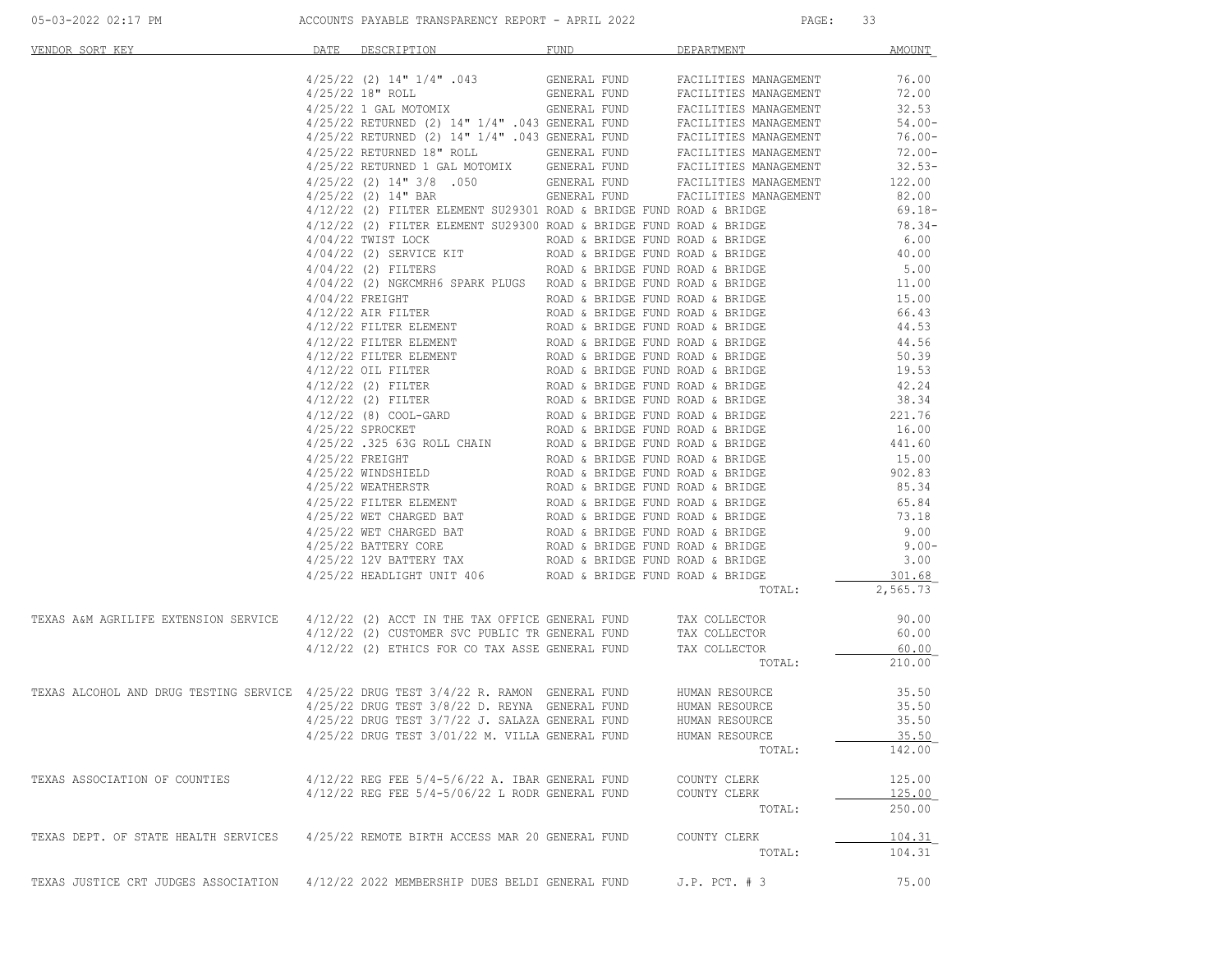| VENDOR SORT KEY | DATE | DESCRIPTION | FUND | DEPARTMENT | AMOUNT |
|---|---|---|---|---|---|
| | 4/25/22 | (2) 14" 1/4" .043 | GENERAL FUND | FACILITIES MANAGEMENT | 76.00 |
| | 4/25/22 | 18" ROLL | GENERAL FUND | FACILITIES MANAGEMENT | 72.00 |
| | 4/25/22 | 1 GAL MOTOMIX | GENERAL FUND | FACILITIES MANAGEMENT | 32.53 |
| | 4/25/22 | RETURNED (2) 14" 1/4" .043 | GENERAL FUND | FACILITIES MANAGEMENT | 54.00- |
| | 4/25/22 | RETURNED (2) 14" 1/4" .043 | GENERAL FUND | FACILITIES MANAGEMENT | 76.00- |
| | 4/25/22 | RETURNED 18" ROLL | GENERAL FUND | FACILITIES MANAGEMENT | 72.00- |
| | 4/25/22 | RETURNED 1 GAL MOTOMIX | GENERAL FUND | FACILITIES MANAGEMENT | 32.53- |
| | 4/25/22 | (2) 14" 3/8 .050 | GENERAL FUND | FACILITIES MANAGEMENT | 122.00 |
| | 4/25/22 | (2) 14" BAR | GENERAL FUND | FACILITIES MANAGEMENT | 82.00 |
| | 4/12/22 | (2) FILTER ELEMENT SU29301 | ROAD & BRIDGE FUND | ROAD & BRIDGE | 69.18- |
| | 4/12/22 | (2) FILTER ELEMENT SU29300 | ROAD & BRIDGE FUND | ROAD & BRIDGE | 78.34- |
| | 4/04/22 | TWIST LOCK | ROAD & BRIDGE FUND | ROAD & BRIDGE | 6.00 |
| | 4/04/22 | (2) SERVICE KIT | ROAD & BRIDGE FUND | ROAD & BRIDGE | 40.00 |
| | 4/04/22 | (2) FILTERS | ROAD & BRIDGE FUND | ROAD & BRIDGE | 5.00 |
| | 4/04/22 | (2) NGKCMRH6 SPARK PLUGS | ROAD & BRIDGE FUND | ROAD & BRIDGE | 11.00 |
| | 4/04/22 | FREIGHT | ROAD & BRIDGE FUND | ROAD & BRIDGE | 15.00 |
| | 4/12/22 | AIR FILTER | ROAD & BRIDGE FUND | ROAD & BRIDGE | 66.43 |
| | 4/12/22 | FILTER ELEMENT | ROAD & BRIDGE FUND | ROAD & BRIDGE | 44.53 |
| | 4/12/22 | FILTER ELEMENT | ROAD & BRIDGE FUND | ROAD & BRIDGE | 44.56 |
| | 4/12/22 | FILTER ELEMENT | ROAD & BRIDGE FUND | ROAD & BRIDGE | 50.39 |
| | 4/12/22 | OIL FILTER | ROAD & BRIDGE FUND | ROAD & BRIDGE | 19.53 |
| | 4/12/22 | (2) FILTER | ROAD & BRIDGE FUND | ROAD & BRIDGE | 42.24 |
| | 4/12/22 | (2) FILTER | ROAD & BRIDGE FUND | ROAD & BRIDGE | 38.34 |
| | 4/12/22 | (8) COOL-GARD | ROAD & BRIDGE FUND | ROAD & BRIDGE | 221.76 |
| | 4/25/22 | SPROCKET | ROAD & BRIDGE FUND | ROAD & BRIDGE | 16.00 |
| | 4/25/22 | .325 63G ROLL CHAIN | ROAD & BRIDGE FUND | ROAD & BRIDGE | 441.60 |
| | 4/25/22 | FREIGHT | ROAD & BRIDGE FUND | ROAD & BRIDGE | 15.00 |
| | 4/25/22 | WINDSHIELD | ROAD & BRIDGE FUND | ROAD & BRIDGE | 902.83 |
| | 4/25/22 | WEATHERSTR | ROAD & BRIDGE FUND | ROAD & BRIDGE | 85.34 |
| | 4/25/22 | FILTER ELEMENT | ROAD & BRIDGE FUND | ROAD & BRIDGE | 65.84 |
| | 4/25/22 | WET CHARGED BAT | ROAD & BRIDGE FUND | ROAD & BRIDGE | 73.18 |
| | 4/25/22 | WET CHARGED BAT | ROAD & BRIDGE FUND | ROAD & BRIDGE | 9.00 |
| | 4/25/22 | BATTERY CORE | ROAD & BRIDGE FUND | ROAD & BRIDGE | 9.00- |
| | 4/25/22 | 12V BATTERY TAX | ROAD & BRIDGE FUND | ROAD & BRIDGE | 3.00 |
| | 4/25/22 | HEADLIGHT UNIT 406 | ROAD & BRIDGE FUND | ROAD & BRIDGE | 301.68 |
| | | | | TOTAL: | 2,565.73 |
| TEXAS A&M AGRILIFE EXTENSION SERVICE | 4/12/22 | (2) ACCT IN THE TAX OFFICE | GENERAL FUND | TAX COLLECTOR | 90.00 |
| | 4/12/22 | (2) CUSTOMER SVC PUBLIC TR | GENERAL FUND | TAX COLLECTOR | 60.00 |
| | 4/12/22 | (2) ETHICS FOR CO TAX ASSE | GENERAL FUND | TAX COLLECTOR | 60.00 |
| | | | | TOTAL: | 210.00 |
| TEXAS ALCOHOL AND DRUG TESTING SERVICE | 4/25/22 | DRUG TEST 3/4/22 R. RAMON | GENERAL FUND | HUMAN RESOURCE | 35.50 |
| | 4/25/22 | DRUG TEST 3/8/22 D. REYNA | GENERAL FUND | HUMAN RESOURCE | 35.50 |
| | 4/25/22 | DRUG TEST 3/7/22 J. SALAZA | GENERAL FUND | HUMAN RESOURCE | 35.50 |
| | 4/25/22 | DRUG TEST 3/01/22 M. VILLA | GENERAL FUND | HUMAN RESOURCE | 35.50 |
| | | | | TOTAL: | 142.00 |
| TEXAS ASSOCIATION OF COUNTIES | 4/12/22 | REG FEE 5/4-5/6/22 A. IBAR | GENERAL FUND | COUNTY CLERK | 125.00 |
| | 4/12/22 | REG FEE 5/4-5/06/22 L RODR | GENERAL FUND | COUNTY CLERK | 125.00 |
| | | | | TOTAL: | 250.00 |
| TEXAS DEPT. OF STATE HEALTH SERVICES | 4/25/22 | REMOTE BIRTH ACCESS MAR 20 | GENERAL FUND | COUNTY CLERK | 104.31 |
| | | | | TOTAL: | 104.31 |
| TEXAS JUSTICE CRT JUDGES ASSOCIATION | 4/12/22 | 2022 MEMBERSHIP DUES BELDI | GENERAL FUND | J.P. PCT. # 3 | 75.00 |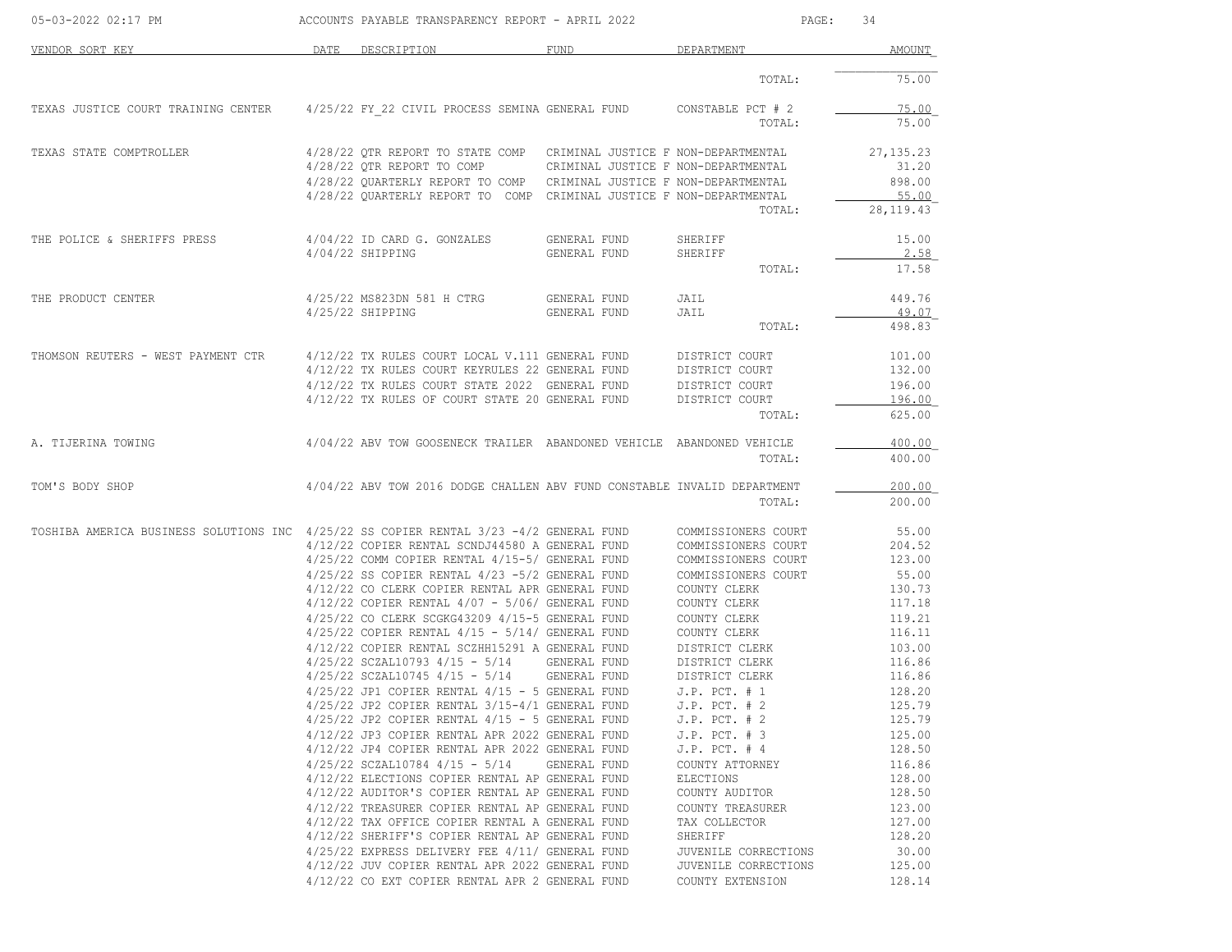| VENDOR SORT KEY | DATE | DESCRIPTION | FUND | DEPARTMENT | AMOUNT |
|---|---|---|---|---|---|
| | | | | TOTAL: | 75.00 |
| TEXAS JUSTICE COURT TRAINING CENTER | 4/25/22 | FY_22 CIVIL PROCESS SEMINA | GENERAL FUND | CONSTABLE PCT # 2 | 75.00 |
| | | | | TOTAL: | 75.00 |
| TEXAS STATE COMPTROLLER | 4/28/22 | QTR REPORT TO STATE COMP | CRIMINAL JUSTICE F | NON-DEPARTMENTAL | 27,135.23 |
| | 4/28/22 | QTR REPORT TO COMP | CRIMINAL JUSTICE F | NON-DEPARTMENTAL | 31.20 |
| | 4/28/22 | QUARTERLY REPORT TO COMP | CRIMINAL JUSTICE F | NON-DEPARTMENTAL | 898.00 |
| | 4/28/22 | QUARTERLY REPORT TO COMP | CRIMINAL JUSTICE F | NON-DEPARTMENTAL | 55.00 |
| | | | | TOTAL: | 28,119.43 |
| THE POLICE & SHERIFFS PRESS | 4/04/22 | ID CARD G. GONZALES | GENERAL FUND | SHERIFF | 15.00 |
| | 4/04/22 | SHIPPING | GENERAL FUND | SHERIFF | 2.58 |
| | | | | TOTAL: | 17.58 |
| THE PRODUCT CENTER | 4/25/22 | MS823DN 581 H CTRG | GENERAL FUND | JAIL | 449.76 |
| | 4/25/22 | SHIPPING | GENERAL FUND | JAIL | 49.07 |
| | | | | TOTAL: | 498.83 |
| THOMSON REUTERS - WEST PAYMENT CTR | 4/12/22 | TX RULES COURT LOCAL V.111 | GENERAL FUND | DISTRICT COURT | 101.00 |
| | 4/12/22 | TX RULES COURT KEYRULES 22 | GENERAL FUND | DISTRICT COURT | 132.00 |
| | 4/12/22 | TX RULES COURT STATE 2022 | GENERAL FUND | DISTRICT COURT | 196.00 |
| | 4/12/22 | TX RULES OF COURT STATE 20 | GENERAL FUND | DISTRICT COURT | 196.00 |
| | | | | TOTAL: | 625.00 |
| A. TIJERINA TOWING | 4/04/22 | ABV TOW GOOSENECK TRAILER | ABANDONED VEHICLE | ABANDONED VEHICLE | 400.00 |
| | | | | TOTAL: | 400.00 |
| TOM'S BODY SHOP | 4/04/22 | ABV TOW 2016 DODGE CHALLEN | ABV FUND CONSTABLE | INVALID DEPARTMENT | 200.00 |
| | | | | TOTAL: | 200.00 |
| TOSHIBA AMERICA BUSINESS SOLUTIONS INC | 4/25/22 | SS COPIER RENTAL 3/23 -4/2 | GENERAL FUND | COMMISSIONERS COURT | 55.00 |
| | 4/12/22 | COPIER RENTAL SCNDJ44580 A | GENERAL FUND | COMMISSIONERS COURT | 204.52 |
| | 4/25/22 | COMM COPIER RENTAL 4/15-5/ | GENERAL FUND | COMMISSIONERS COURT | 123.00 |
| | 4/25/22 | SS COPIER RENTAL 4/23 -5/2 | GENERAL FUND | COMMISSIONERS COURT | 55.00 |
| | 4/12/22 | CO CLERK COPIER RENTAL APR | GENERAL FUND | COUNTY CLERK | 130.73 |
| | 4/12/22 | COPIER RENTAL 4/07 - 5/06/ | GENERAL FUND | COUNTY CLERK | 117.18 |
| | 4/25/22 | CO CLERK SCGKG43209 4/15-5 | GENERAL FUND | COUNTY CLERK | 119.21 |
| | 4/25/22 | COPIER RENTAL 4/15 - 5/14/ | GENERAL FUND | COUNTY CLERK | 116.11 |
| | 4/12/22 | COPIER RENTAL SCZHH15291 A | GENERAL FUND | DISTRICT CLERK | 103.00 |
| | 4/25/22 | SCZAL10793 4/15 - 5/14 | GENERAL FUND | DISTRICT CLERK | 116.86 |
| | 4/25/22 | SCZAL10745 4/15 - 5/14 | GENERAL FUND | DISTRICT CLERK | 116.86 |
| | 4/25/22 | JP1 COPIER RENTAL 4/15 - 5 | GENERAL FUND | J.P. PCT. # 1 | 128.20 |
| | 4/25/22 | JP2 COPIER RENTAL 3/15-4/1 | GENERAL FUND | J.P. PCT. # 2 | 125.79 |
| | 4/25/22 | JP2 COPIER RENTAL 4/15 - 5 | GENERAL FUND | J.P. PCT. # 2 | 125.79 |
| | 4/12/22 | JP3 COPIER RENTAL APR 2022 | GENERAL FUND | J.P. PCT. # 3 | 125.00 |
| | 4/12/22 | JP4 COPIER RENTAL APR 2022 | GENERAL FUND | J.P. PCT. # 4 | 128.50 |
| | 4/25/22 | SCZAL10784 4/15 - 5/14 | GENERAL FUND | COUNTY ATTORNEY | 116.86 |
| | 4/12/22 | ELECTIONS COPIER RENTAL AP | GENERAL FUND | ELECTIONS | 128.00 |
| | 4/12/22 | AUDITOR'S COPIER RENTAL AP | GENERAL FUND | COUNTY AUDITOR | 128.50 |
| | 4/12/22 | TREASURER COPIER RENTAL AP | GENERAL FUND | COUNTY TREASURER | 123.00 |
| | 4/12/22 | TAX OFFICE COPIER RENTAL A | GENERAL FUND | TAX COLLECTOR | 127.00 |
| | 4/12/22 | SHERIFF'S COPIER RENTAL AP | GENERAL FUND | SHERIFF | 128.20 |
| | 4/25/22 | EXPRESS DELIVERY FEE 4/11/ | GENERAL FUND | JUVENILE CORRECTIONS | 30.00 |
| | 4/12/22 | JUV COPIER RENTAL APR 2022 | GENERAL FUND | JUVENILE CORRECTIONS | 125.00 |
| | 4/12/22 | CO EXT COPIER RENTAL APR 2 | GENERAL FUND | COUNTY EXTENSION | 128.14 |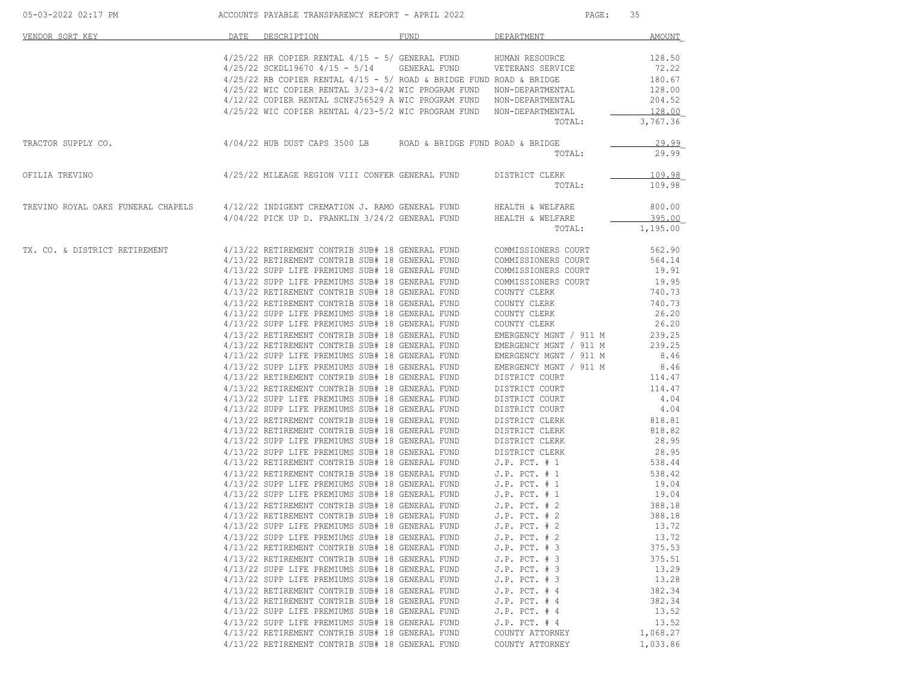| VENDOR SORT KEY | DATE | DESCRIPTION | FUND | DEPARTMENT | AMOUNT |
|---|---|---|---|---|---|
| | 4/25/22 | HR COPIER RENTAL 4/15 - 5/ | GENERAL FUND | HUMAN RESOURCE | 128.50 |
| | 4/25/22 | SCKDL19670 4/15 - 5/14 | GENERAL FUND | VETERANS SERVICE | 72.22 |
| | 4/25/22 | RB COPIER RENTAL 4/15 - 5/ | ROAD & BRIDGE FUND | ROAD & BRIDGE | 180.67 |
| | 4/25/22 | WIC COPIER RENTAL 3/23-4/2 | WIC PROGRAM FUND | NON-DEPARTMENTAL | 128.00 |
| | 4/12/22 | COPIER RENTAL SCNFJ56529 A | WIC PROGRAM FUND | NON-DEPARTMENTAL | 204.52 |
| | 4/25/22 | WIC COPIER RENTAL 4/23-5/2 | WIC PROGRAM FUND | NON-DEPARTMENTAL | 128.00 |
| | | | | TOTAL: | 3,767.36 |
| TRACTOR SUPPLY CO. | 4/04/22 | HUB DUST CAPS 3500 LB | ROAD & BRIDGE FUND | ROAD & BRIDGE | 29.99 |
| | | | | TOTAL: | 29.99 |
| OFILIA TREVINO | 4/25/22 | MILEAGE REGION VIII CONFER | GENERAL FUND | DISTRICT CLERK | 109.98 |
| | | | | TOTAL: | 109.98 |
| TREVINO ROYAL OAKS FUNERAL CHAPELS | 4/12/22 | INDIGENT CREMATION J. RAMO | GENERAL FUND | HEALTH & WELFARE | 800.00 |
| | 4/04/22 | PICK UP D. FRANKLIN 3/24/2 | GENERAL FUND | HEALTH & WELFARE | 395.00 |
| | | | | TOTAL: | 1,195.00 |
| TX. CO. & DISTRICT RETIREMENT | 4/13/22 | RETIREMENT CONTRIB SUB# 18 | GENERAL FUND | COMMISSIONERS COURT | 562.90 |
| | 4/13/22 | RETIREMENT CONTRIB SUB# 18 | GENERAL FUND | COMMISSIONERS COURT | 564.14 |
| | 4/13/22 | SUPP LIFE PREMIUMS SUB# 18 | GENERAL FUND | COMMISSIONERS COURT | 19.91 |
| | 4/13/22 | SUPP LIFE PREMIUMS SUB# 18 | GENERAL FUND | COMMISSIONERS COURT | 19.95 |
| | 4/13/22 | RETIREMENT CONTRIB SUB# 18 | GENERAL FUND | COUNTY CLERK | 740.73 |
| | 4/13/22 | RETIREMENT CONTRIB SUB# 18 | GENERAL FUND | COUNTY CLERK | 740.73 |
| | 4/13/22 | SUPP LIFE PREMIUMS SUB# 18 | GENERAL FUND | COUNTY CLERK | 26.20 |
| | 4/13/22 | SUPP LIFE PREMIUMS SUB# 18 | GENERAL FUND | COUNTY CLERK | 26.20 |
| | 4/13/22 | RETIREMENT CONTRIB SUB# 18 | GENERAL FUND | EMERGENCY MGNT / 911 M | 239.25 |
| | 4/13/22 | RETIREMENT CONTRIB SUB# 18 | GENERAL FUND | EMERGENCY MGNT / 911 M | 239.25 |
| | 4/13/22 | SUPP LIFE PREMIUMS SUB# 18 | GENERAL FUND | EMERGENCY MGNT / 911 M | 8.46 |
| | 4/13/22 | SUPP LIFE PREMIUMS SUB# 18 | GENERAL FUND | EMERGENCY MGNT / 911 M | 8.46 |
| | 4/13/22 | RETIREMENT CONTRIB SUB# 18 | GENERAL FUND | DISTRICT COURT | 114.47 |
| | 4/13/22 | RETIREMENT CONTRIB SUB# 18 | GENERAL FUND | DISTRICT COURT | 114.47 |
| | 4/13/22 | SUPP LIFE PREMIUMS SUB# 18 | GENERAL FUND | DISTRICT COURT | 4.04 |
| | 4/13/22 | SUPP LIFE PREMIUMS SUB# 18 | GENERAL FUND | DISTRICT COURT | 4.04 |
| | 4/13/22 | RETIREMENT CONTRIB SUB# 18 | GENERAL FUND | DISTRICT CLERK | 818.81 |
| | 4/13/22 | RETIREMENT CONTRIB SUB# 18 | GENERAL FUND | DISTRICT CLERK | 818.82 |
| | 4/13/22 | SUPP LIFE PREMIUMS SUB# 18 | GENERAL FUND | DISTRICT CLERK | 28.95 |
| | 4/13/22 | SUPP LIFE PREMIUMS SUB# 18 | GENERAL FUND | DISTRICT CLERK | 28.95 |
| | 4/13/22 | RETIREMENT CONTRIB SUB# 18 | GENERAL FUND | J.P. PCT. # 1 | 538.44 |
| | 4/13/22 | RETIREMENT CONTRIB SUB# 18 | GENERAL FUND | J.P. PCT. # 1 | 538.42 |
| | 4/13/22 | SUPP LIFE PREMIUMS SUB# 18 | GENERAL FUND | J.P. PCT. # 1 | 19.04 |
| | 4/13/22 | SUPP LIFE PREMIUMS SUB# 18 | GENERAL FUND | J.P. PCT. # 1 | 19.04 |
| | 4/13/22 | RETIREMENT CONTRIB SUB# 18 | GENERAL FUND | J.P. PCT. # 2 | 388.18 |
| | 4/13/22 | RETIREMENT CONTRIB SUB# 18 | GENERAL FUND | J.P. PCT. # 2 | 388.18 |
| | 4/13/22 | SUPP LIFE PREMIUMS SUB# 18 | GENERAL FUND | J.P. PCT. # 2 | 13.72 |
| | 4/13/22 | SUPP LIFE PREMIUMS SUB# 18 | GENERAL FUND | J.P. PCT. # 2 | 13.72 |
| | 4/13/22 | RETIREMENT CONTRIB SUB# 18 | GENERAL FUND | J.P. PCT. # 3 | 375.53 |
| | 4/13/22 | RETIREMENT CONTRIB SUB# 18 | GENERAL FUND | J.P. PCT. # 3 | 375.51 |
| | 4/13/22 | SUPP LIFE PREMIUMS SUB# 18 | GENERAL FUND | J.P. PCT. # 3 | 13.29 |
| | 4/13/22 | SUPP LIFE PREMIUMS SUB# 18 | GENERAL FUND | J.P. PCT. # 3 | 13.28 |
| | 4/13/22 | RETIREMENT CONTRIB SUB# 18 | GENERAL FUND | J.P. PCT. # 4 | 382.34 |
| | 4/13/22 | RETIREMENT CONTRIB SUB# 18 | GENERAL FUND | J.P. PCT. # 4 | 382.34 |
| | 4/13/22 | SUPP LIFE PREMIUMS SUB# 18 | GENERAL FUND | J.P. PCT. # 4 | 13.52 |
| | 4/13/22 | SUPP LIFE PREMIUMS SUB# 18 | GENERAL FUND | J.P. PCT. # 4 | 13.52 |
| | 4/13/22 | RETIREMENT CONTRIB SUB# 18 | GENERAL FUND | COUNTY ATTORNEY | 1,068.27 |
| | 4/13/22 | RETIREMENT CONTRIB SUB# 18 | GENERAL FUND | COUNTY ATTORNEY | 1,033.86 |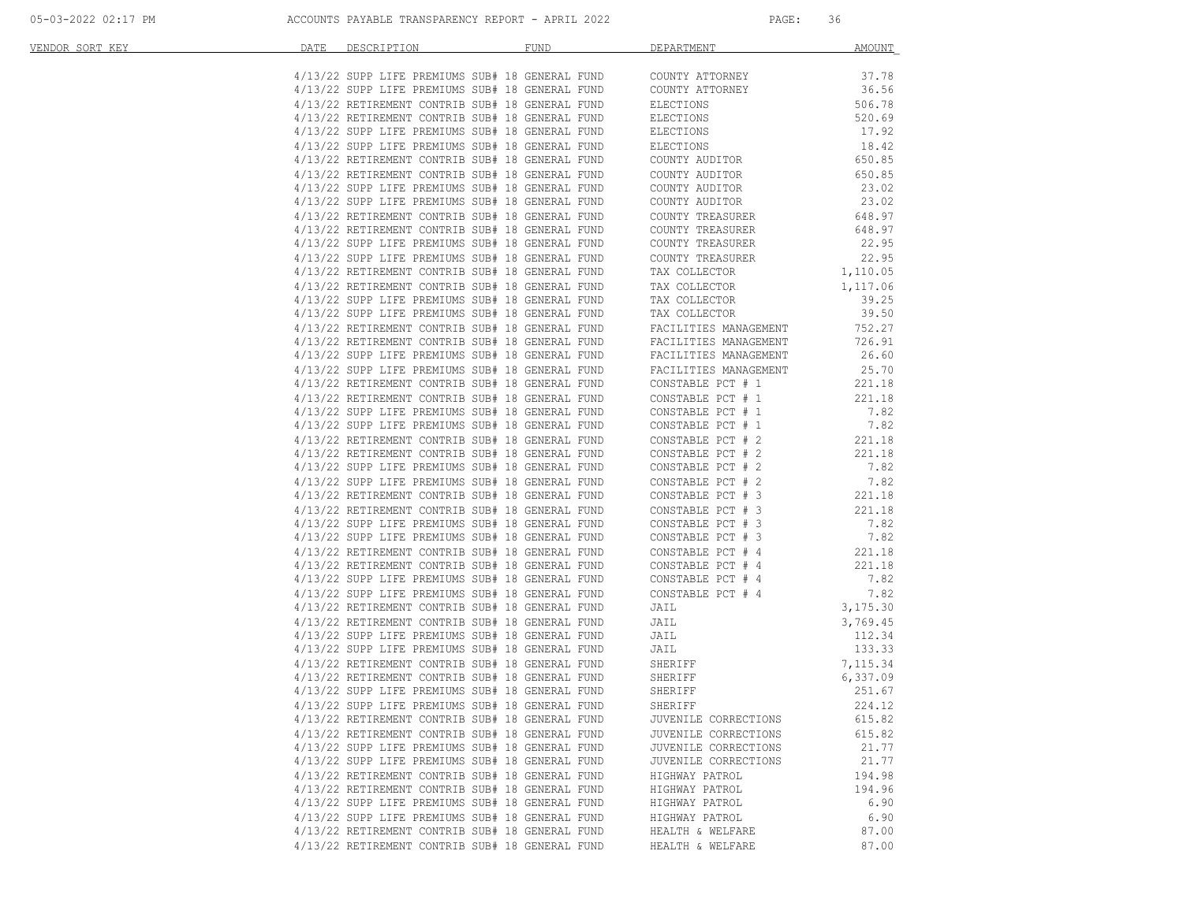| VENDOR SORT KEY | DATE | DESCRIPTION | FUND | DEPARTMENT | AMOUNT |
|---|---|---|---|---|---|
| | 4/13/22 | SUPP LIFE PREMIUMS SUB# 18 | GENERAL FUND | COUNTY ATTORNEY | 37.78 |
| | 4/13/22 | SUPP LIFE PREMIUMS SUB# 18 | GENERAL FUND | COUNTY ATTORNEY | 36.56 |
| | 4/13/22 | RETIREMENT CONTRIB SUB# 18 | GENERAL FUND | ELECTIONS | 506.78 |
| | 4/13/22 | RETIREMENT CONTRIB SUB# 18 | GENERAL FUND | ELECTIONS | 520.69 |
| | 4/13/22 | SUPP LIFE PREMIUMS SUB# 18 | GENERAL FUND | ELECTIONS | 17.92 |
| | 4/13/22 | SUPP LIFE PREMIUMS SUB# 18 | GENERAL FUND | ELECTIONS | 18.42 |
| | 4/13/22 | RETIREMENT CONTRIB SUB# 18 | GENERAL FUND | COUNTY AUDITOR | 650.85 |
| | 4/13/22 | RETIREMENT CONTRIB SUB# 18 | GENERAL FUND | COUNTY AUDITOR | 650.85 |
| | 4/13/22 | SUPP LIFE PREMIUMS SUB# 18 | GENERAL FUND | COUNTY AUDITOR | 23.02 |
| | 4/13/22 | SUPP LIFE PREMIUMS SUB# 18 | GENERAL FUND | COUNTY AUDITOR | 23.02 |
| | 4/13/22 | RETIREMENT CONTRIB SUB# 18 | GENERAL FUND | COUNTY TREASURER | 648.97 |
| | 4/13/22 | RETIREMENT CONTRIB SUB# 18 | GENERAL FUND | COUNTY TREASURER | 648.97 |
| | 4/13/22 | SUPP LIFE PREMIUMS SUB# 18 | GENERAL FUND | COUNTY TREASURER | 22.95 |
| | 4/13/22 | SUPP LIFE PREMIUMS SUB# 18 | GENERAL FUND | COUNTY TREASURER | 22.95 |
| | 4/13/22 | RETIREMENT CONTRIB SUB# 18 | GENERAL FUND | TAX COLLECTOR | 1,110.05 |
| | 4/13/22 | RETIREMENT CONTRIB SUB# 18 | GENERAL FUND | TAX COLLECTOR | 1,117.06 |
| | 4/13/22 | SUPP LIFE PREMIUMS SUB# 18 | GENERAL FUND | TAX COLLECTOR | 39.25 |
| | 4/13/22 | SUPP LIFE PREMIUMS SUB# 18 | GENERAL FUND | TAX COLLECTOR | 39.50 |
| | 4/13/22 | RETIREMENT CONTRIB SUB# 18 | GENERAL FUND | FACILITIES MANAGEMENT | 752.27 |
| | 4/13/22 | RETIREMENT CONTRIB SUB# 18 | GENERAL FUND | FACILITIES MANAGEMENT | 726.91 |
| | 4/13/22 | SUPP LIFE PREMIUMS SUB# 18 | GENERAL FUND | FACILITIES MANAGEMENT | 26.60 |
| | 4/13/22 | SUPP LIFE PREMIUMS SUB# 18 | GENERAL FUND | FACILITIES MANAGEMENT | 25.70 |
| | 4/13/22 | RETIREMENT CONTRIB SUB# 18 | GENERAL FUND | CONSTABLE PCT # 1 | 221.18 |
| | 4/13/22 | RETIREMENT CONTRIB SUB# 18 | GENERAL FUND | CONSTABLE PCT # 1 | 221.18 |
| | 4/13/22 | SUPP LIFE PREMIUMS SUB# 18 | GENERAL FUND | CONSTABLE PCT # 1 | 7.82 |
| | 4/13/22 | SUPP LIFE PREMIUMS SUB# 18 | GENERAL FUND | CONSTABLE PCT # 1 | 7.82 |
| | 4/13/22 | RETIREMENT CONTRIB SUB# 18 | GENERAL FUND | CONSTABLE PCT # 2 | 221.18 |
| | 4/13/22 | RETIREMENT CONTRIB SUB# 18 | GENERAL FUND | CONSTABLE PCT # 2 | 221.18 |
| | 4/13/22 | SUPP LIFE PREMIUMS SUB# 18 | GENERAL FUND | CONSTABLE PCT # 2 | 7.82 |
| | 4/13/22 | SUPP LIFE PREMIUMS SUB# 18 | GENERAL FUND | CONSTABLE PCT # 2 | 7.82 |
| | 4/13/22 | RETIREMENT CONTRIB SUB# 18 | GENERAL FUND | CONSTABLE PCT # 3 | 221.18 |
| | 4/13/22 | RETIREMENT CONTRIB SUB# 18 | GENERAL FUND | CONSTABLE PCT # 3 | 221.18 |
| | 4/13/22 | SUPP LIFE PREMIUMS SUB# 18 | GENERAL FUND | CONSTABLE PCT # 3 | 7.82 |
| | 4/13/22 | SUPP LIFE PREMIUMS SUB# 18 | GENERAL FUND | CONSTABLE PCT # 3 | 7.82 |
| | 4/13/22 | RETIREMENT CONTRIB SUB# 18 | GENERAL FUND | CONSTABLE PCT # 4 | 221.18 |
| | 4/13/22 | RETIREMENT CONTRIB SUB# 18 | GENERAL FUND | CONSTABLE PCT # 4 | 221.18 |
| | 4/13/22 | SUPP LIFE PREMIUMS SUB# 18 | GENERAL FUND | CONSTABLE PCT # 4 | 7.82 |
| | 4/13/22 | SUPP LIFE PREMIUMS SUB# 18 | GENERAL FUND | CONSTABLE PCT # 4 | 7.82 |
| | 4/13/22 | RETIREMENT CONTRIB SUB# 18 | GENERAL FUND | JAIL | 3,175.30 |
| | 4/13/22 | RETIREMENT CONTRIB SUB# 18 | GENERAL FUND | JAIL | 3,769.45 |
| | 4/13/22 | SUPP LIFE PREMIUMS SUB# 18 | GENERAL FUND | JAIL | 112.34 |
| | 4/13/22 | SUPP LIFE PREMIUMS SUB# 18 | GENERAL FUND | JAIL | 133.33 |
| | 4/13/22 | RETIREMENT CONTRIB SUB# 18 | GENERAL FUND | SHERIFF | 7,115.34 |
| | 4/13/22 | RETIREMENT CONTRIB SUB# 18 | GENERAL FUND | SHERIFF | 6,337.09 |
| | 4/13/22 | SUPP LIFE PREMIUMS SUB# 18 | GENERAL FUND | SHERIFF | 251.67 |
| | 4/13/22 | SUPP LIFE PREMIUMS SUB# 18 | GENERAL FUND | SHERIFF | 224.12 |
| | 4/13/22 | RETIREMENT CONTRIB SUB# 18 | GENERAL FUND | JUVENILE CORRECTIONS | 615.82 |
| | 4/13/22 | RETIREMENT CONTRIB SUB# 18 | GENERAL FUND | JUVENILE CORRECTIONS | 615.82 |
| | 4/13/22 | SUPP LIFE PREMIUMS SUB# 18 | GENERAL FUND | JUVENILE CORRECTIONS | 21.77 |
| | 4/13/22 | SUPP LIFE PREMIUMS SUB# 18 | GENERAL FUND | JUVENILE CORRECTIONS | 21.77 |
| | 4/13/22 | RETIREMENT CONTRIB SUB# 18 | GENERAL FUND | HIGHWAY PATROL | 194.98 |
| | 4/13/22 | RETIREMENT CONTRIB SUB# 18 | GENERAL FUND | HIGHWAY PATROL | 194.96 |
| | 4/13/22 | SUPP LIFE PREMIUMS SUB# 18 | GENERAL FUND | HIGHWAY PATROL | 6.90 |
| | 4/13/22 | SUPP LIFE PREMIUMS SUB# 18 | GENERAL FUND | HIGHWAY PATROL | 6.90 |
| | 4/13/22 | RETIREMENT CONTRIB SUB# 18 | GENERAL FUND | HEALTH & WELFARE | 87.00 |
| | 4/13/22 | RETIREMENT CONTRIB SUB# 18 | GENERAL FUND | HEALTH & WELFARE | 87.00 |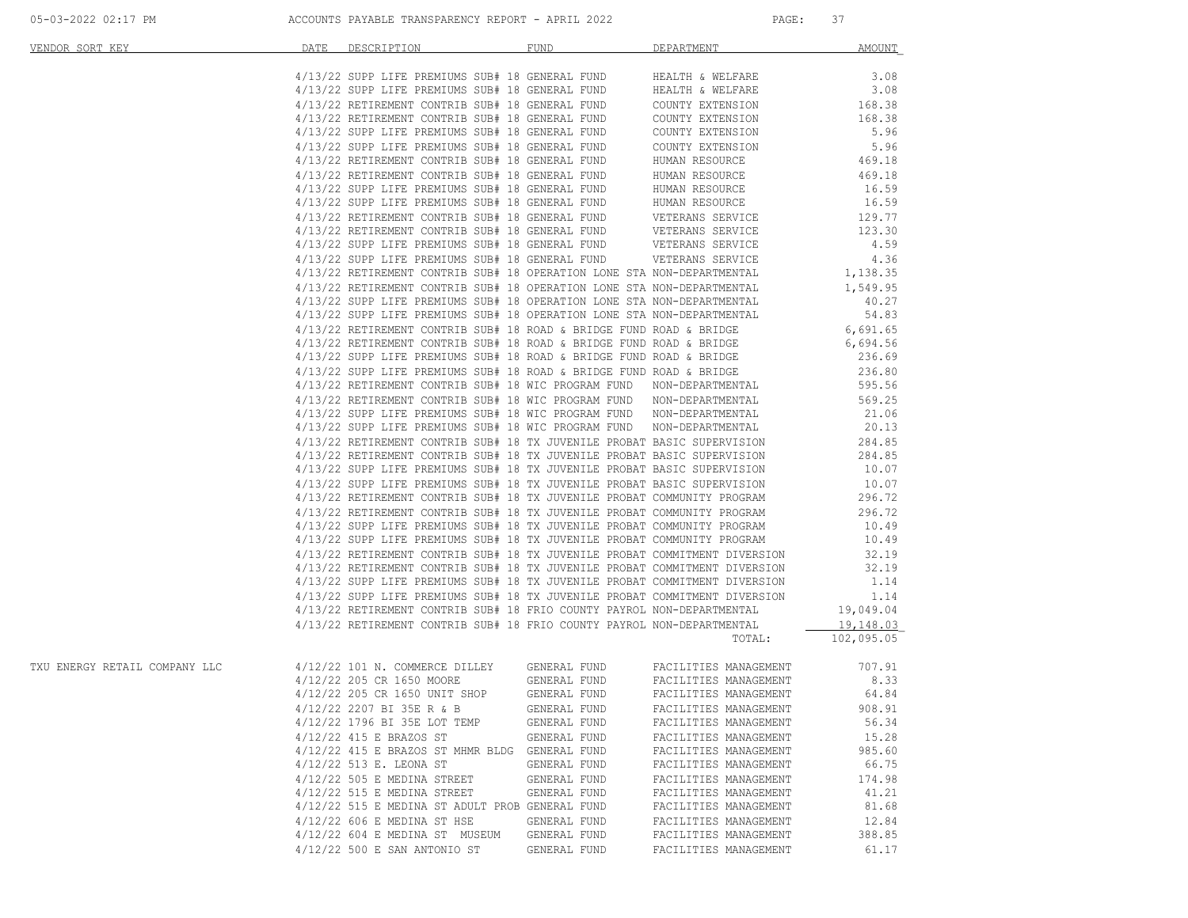| VENDOR SORT KEY | DATE | DESCRIPTION | FUND | DEPARTMENT | AMOUNT |
|---|---|---|---|---|---|
| | 4/13/22 | SUPP LIFE PREMIUMS SUB# 18 | GENERAL FUND | HEALTH & WELFARE | 3.08 |
| | 4/13/22 | SUPP LIFE PREMIUMS SUB# 18 | GENERAL FUND | HEALTH & WELFARE | 3.08 |
| | 4/13/22 | RETIREMENT CONTRIB SUB# 18 | GENERAL FUND | COUNTY EXTENSION | 168.38 |
| | 4/13/22 | RETIREMENT CONTRIB SUB# 18 | GENERAL FUND | COUNTY EXTENSION | 168.38 |
| | 4/13/22 | SUPP LIFE PREMIUMS SUB# 18 | GENERAL FUND | COUNTY EXTENSION | 5.96 |
| | 4/13/22 | SUPP LIFE PREMIUMS SUB# 18 | GENERAL FUND | COUNTY EXTENSION | 5.96 |
| | 4/13/22 | RETIREMENT CONTRIB SUB# 18 | GENERAL FUND | HUMAN RESOURCE | 469.18 |
| | 4/13/22 | RETIREMENT CONTRIB SUB# 18 | GENERAL FUND | HUMAN RESOURCE | 469.18 |
| | 4/13/22 | SUPP LIFE PREMIUMS SUB# 18 | GENERAL FUND | HUMAN RESOURCE | 16.59 |
| | 4/13/22 | SUPP LIFE PREMIUMS SUB# 18 | GENERAL FUND | HUMAN RESOURCE | 16.59 |
| | 4/13/22 | RETIREMENT CONTRIB SUB# 18 | GENERAL FUND | VETERANS SERVICE | 129.77 |
| | 4/13/22 | RETIREMENT CONTRIB SUB# 18 | GENERAL FUND | VETERANS SERVICE | 123.30 |
| | 4/13/22 | SUPP LIFE PREMIUMS SUB# 18 | GENERAL FUND | VETERANS SERVICE | 4.59 |
| | 4/13/22 | SUPP LIFE PREMIUMS SUB# 18 | GENERAL FUND | VETERANS SERVICE | 4.36 |
| | 4/13/22 | RETIREMENT CONTRIB SUB# 18 | OPERATION LONE STA | NON-DEPARTMENTAL | 1,138.35 |
| | 4/13/22 | RETIREMENT CONTRIB SUB# 18 | OPERATION LONE STA | NON-DEPARTMENTAL | 1,549.95 |
| | 4/13/22 | SUPP LIFE PREMIUMS SUB# 18 | OPERATION LONE STA | NON-DEPARTMENTAL | 40.27 |
| | 4/13/22 | SUPP LIFE PREMIUMS SUB# 18 | OPERATION LONE STA | NON-DEPARTMENTAL | 54.83 |
| | 4/13/22 | RETIREMENT CONTRIB SUB# 18 | ROAD & BRIDGE FUND | ROAD & BRIDGE | 6,691.65 |
| | 4/13/22 | RETIREMENT CONTRIB SUB# 18 | ROAD & BRIDGE FUND | ROAD & BRIDGE | 6,694.56 |
| | 4/13/22 | SUPP LIFE PREMIUMS SUB# 18 | ROAD & BRIDGE FUND | ROAD & BRIDGE | 236.69 |
| | 4/13/22 | SUPP LIFE PREMIUMS SUB# 18 | ROAD & BRIDGE FUND | ROAD & BRIDGE | 236.80 |
| | 4/13/22 | RETIREMENT CONTRIB SUB# 18 | WIC PROGRAM FUND | NON-DEPARTMENTAL | 595.56 |
| | 4/13/22 | RETIREMENT CONTRIB SUB# 18 | WIC PROGRAM FUND | NON-DEPARTMENTAL | 569.25 |
| | 4/13/22 | SUPP LIFE PREMIUMS SUB# 18 | WIC PROGRAM FUND | NON-DEPARTMENTAL | 21.06 |
| | 4/13/22 | SUPP LIFE PREMIUMS SUB# 18 | WIC PROGRAM FUND | NON-DEPARTMENTAL | 20.13 |
| | 4/13/22 | RETIREMENT CONTRIB SUB# 18 | TX JUVENILE PROBAT | BASIC SUPERVISION | 284.85 |
| | 4/13/22 | RETIREMENT CONTRIB SUB# 18 | TX JUVENILE PROBAT | BASIC SUPERVISION | 284.85 |
| | 4/13/22 | SUPP LIFE PREMIUMS SUB# 18 | TX JUVENILE PROBAT | BASIC SUPERVISION | 10.07 |
| | 4/13/22 | SUPP LIFE PREMIUMS SUB# 18 | TX JUVENILE PROBAT | BASIC SUPERVISION | 10.07 |
| | 4/13/22 | RETIREMENT CONTRIB SUB# 18 | TX JUVENILE PROBAT | COMMUNITY PROGRAM | 296.72 |
| | 4/13/22 | RETIREMENT CONTRIB SUB# 18 | TX JUVENILE PROBAT | COMMUNITY PROGRAM | 296.72 |
| | 4/13/22 | SUPP LIFE PREMIUMS SUB# 18 | TX JUVENILE PROBAT | COMMUNITY PROGRAM | 10.49 |
| | 4/13/22 | SUPP LIFE PREMIUMS SUB# 18 | TX JUVENILE PROBAT | COMMUNITY PROGRAM | 10.49 |
| | 4/13/22 | RETIREMENT CONTRIB SUB# 18 | TX JUVENILE PROBAT | COMMITMENT DIVERSION | 32.19 |
| | 4/13/22 | RETIREMENT CONTRIB SUB# 18 | TX JUVENILE PROBAT | COMMITMENT DIVERSION | 32.19 |
| | 4/13/22 | SUPP LIFE PREMIUMS SUB# 18 | TX JUVENILE PROBAT | COMMITMENT DIVERSION | 1.14 |
| | 4/13/22 | SUPP LIFE PREMIUMS SUB# 18 | TX JUVENILE PROBAT | COMMITMENT DIVERSION | 1.14 |
| | 4/13/22 | RETIREMENT CONTRIB SUB# 18 | FRIO COUNTY PAYROL | NON-DEPARTMENTAL | 19,049.04 |
| | 4/13/22 | RETIREMENT CONTRIB SUB# 18 | FRIO COUNTY PAYROL | NON-DEPARTMENTAL | 19,148.03 |
| | | | | TOTAL: | 102,095.05 |
| TXU ENERGY RETAIL COMPANY LLC | 4/12/22 | 101 N. COMMERCE DILLEY | GENERAL FUND | FACILITIES MANAGEMENT | 707.91 |
| | 4/12/22 | 205 CR 1650 MOORE | GENERAL FUND | FACILITIES MANAGEMENT | 8.33 |
| | 4/12/22 | 205 CR 1650 UNIT SHOP | GENERAL FUND | FACILITIES MANAGEMENT | 64.84 |
| | 4/12/22 | 2207 BI 35E R & B | GENERAL FUND | FACILITIES MANAGEMENT | 908.91 |
| | 4/12/22 | 1796 BI 35E LOT TEMP | GENERAL FUND | FACILITIES MANAGEMENT | 56.34 |
| | 4/12/22 | 415 E BRAZOS ST | GENERAL FUND | FACILITIES MANAGEMENT | 15.28 |
| | 4/12/22 | 415 E BRAZOS ST MHMR BLDG | GENERAL FUND | FACILITIES MANAGEMENT | 985.60 |
| | 4/12/22 | 513 E. LEONA ST | GENERAL FUND | FACILITIES MANAGEMENT | 66.75 |
| | 4/12/22 | 505 E MEDINA STREET | GENERAL FUND | FACILITIES MANAGEMENT | 174.98 |
| | 4/12/22 | 515 E MEDINA STREET | GENERAL FUND | FACILITIES MANAGEMENT | 41.21 |
| | 4/12/22 | 515 E MEDINA ST ADULT PROB | GENERAL FUND | FACILITIES MANAGEMENT | 81.68 |
| | 4/12/22 | 606 E MEDINA ST HSE | GENERAL FUND | FACILITIES MANAGEMENT | 12.84 |
| | 4/12/22 | 604 E MEDINA ST MUSEUM | GENERAL FUND | FACILITIES MANAGEMENT | 388.85 |
| | 4/12/22 | 500 E SAN ANTONIO ST | GENERAL FUND | FACILITIES MANAGEMENT | 61.17 |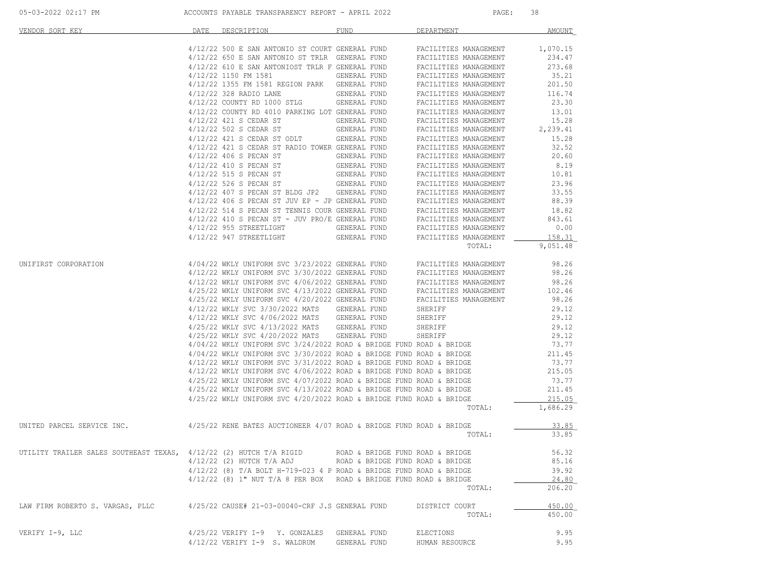ACCOUNTS PAYABLE TRANSPARENCY REPORT - APRIL 2022

| VENDOR SORT KEY | DATE | DESCRIPTION | FUND | DEPARTMENT | AMOUNT |
|---|---|---|---|---|---|
| | 4/12/22 | 500 E SAN ANTONIO ST COURT | GENERAL FUND | FACILITIES MANAGEMENT | 1,070.15 |
| | 4/12/22 | 650 E SAN ANTONIO ST TRLR | GENERAL FUND | FACILITIES MANAGEMENT | 234.47 |
| | 4/12/22 | 610 E SAN ANTONIOST TRLR F | GENERAL FUND | FACILITIES MANAGEMENT | 273.68 |
| | 4/12/22 | 1150 FM 1581 | GENERAL FUND | FACILITIES MANAGEMENT | 35.21 |
| | 4/12/22 | 1355 FM 1581 REGION PARK | GENERAL FUND | FACILITIES MANAGEMENT | 201.50 |
| | 4/12/22 | 328 RADIO LANE | GENERAL FUND | FACILITIES MANAGEMENT | 116.74 |
| | 4/12/22 | COUNTY RD 1000 STLG | GENERAL FUND | FACILITIES MANAGEMENT | 23.30 |
| | 4/12/22 | COUNTY RD 4010 PARKING LOT | GENERAL FUND | FACILITIES MANAGEMENT | 13.01 |
| | 4/12/22 | 421 S CEDAR ST | GENERAL FUND | FACILITIES MANAGEMENT | 15.28 |
| | 4/12/22 | 502 S CEDAR ST | GENERAL FUND | FACILITIES MANAGEMENT | 2,239.41 |
| | 4/12/22 | 421 S CEDAR ST ODLT | GENERAL FUND | FACILITIES MANAGEMENT | 15.28 |
| | 4/12/22 | 421 S CEDAR ST RADIO TOWER | GENERAL FUND | FACILITIES MANAGEMENT | 32.52 |
| | 4/12/22 | 406 S PECAN ST | GENERAL FUND | FACILITIES MANAGEMENT | 20.60 |
| | 4/12/22 | 410 S PECAN ST | GENERAL FUND | FACILITIES MANAGEMENT | 8.19 |
| | 4/12/22 | 515 S PECAN ST | GENERAL FUND | FACILITIES MANAGEMENT | 10.81 |
| | 4/12/22 | 526 S PECAN ST | GENERAL FUND | FACILITIES MANAGEMENT | 23.96 |
| | 4/12/22 | 407 S PECAN ST BLDG JP2 | GENERAL FUND | FACILITIES MANAGEMENT | 33.55 |
| | 4/12/22 | 406 S PECAN ST JUV EP - JP | GENERAL FUND | FACILITIES MANAGEMENT | 88.39 |
| | 4/12/22 | 514 S PECAN ST TENNIS COUR | GENERAL FUND | FACILITIES MANAGEMENT | 18.82 |
| | 4/12/22 | 410 S PECAN ST - JUV PRO/E | GENERAL FUND | FACILITIES MANAGEMENT | 843.61 |
| | 4/12/22 | 955 STREETLIGHT | GENERAL FUND | FACILITIES MANAGEMENT | 0.00 |
| | 4/12/22 | 947 STREETLIGHT | GENERAL FUND | FACILITIES MANAGEMENT | 158.31 |
| | | | | TOTAL: | 9,051.48 |
| UNIFIRST CORPORATION | 4/04/22 | WKLY UNIFORM SVC 3/23/2022 | GENERAL FUND | FACILITIES MANAGEMENT | 98.26 |
| | 4/12/22 | WKLY UNIFORM SVC 3/30/2022 | GENERAL FUND | FACILITIES MANAGEMENT | 98.26 |
| | 4/12/22 | WKLY UNIFORM SVC 4/06/2022 | GENERAL FUND | FACILITIES MANAGEMENT | 98.26 |
| | 4/25/22 | WKLY UNIFORM SVC 4/13/2022 | GENERAL FUND | FACILITIES MANAGEMENT | 102.46 |
| | 4/25/22 | WKLY UNIFORM SVC 4/20/2022 | GENERAL FUND | FACILITIES MANAGEMENT | 98.26 |
| | 4/12/22 | WKLY SVC 3/30/2022 MATS | GENERAL FUND | SHERIFF | 29.12 |
| | 4/12/22 | WKLY SVC 4/06/2022 MATS | GENERAL FUND | SHERIFF | 29.12 |
| | 4/25/22 | WKLY SVC 4/13/2022 MATS | GENERAL FUND | SHERIFF | 29.12 |
| | 4/25/22 | WKLY SVC 4/20/2022 MATS | GENERAL FUND | SHERIFF | 29.12 |
| | 4/04/22 | WKLY UNIFORM SVC 3/24/2022 | ROAD & BRIDGE FUND | ROAD & BRIDGE | 73.77 |
| | 4/04/22 | WKLY UNIFORM SVC 3/30/2022 | ROAD & BRIDGE FUND | ROAD & BRIDGE | 211.45 |
| | 4/12/22 | WKLY UNIFORM SVC 3/31/2022 | ROAD & BRIDGE FUND | ROAD & BRIDGE | 73.77 |
| | 4/12/22 | WKLY UNIFORM SVC 4/06/2022 | ROAD & BRIDGE FUND | ROAD & BRIDGE | 215.05 |
| | 4/25/22 | WKLY UNIFORM SVC 4/07/2022 | ROAD & BRIDGE FUND | ROAD & BRIDGE | 73.77 |
| | 4/25/22 | WKLY UNIFORM SVC 4/13/2022 | ROAD & BRIDGE FUND | ROAD & BRIDGE | 211.45 |
| | 4/25/22 | WKLY UNIFORM SVC 4/20/2022 | ROAD & BRIDGE FUND | ROAD & BRIDGE | 215.05 |
| | | | | TOTAL: | 1,686.29 |
| UNITED PARCEL SERVICE INC. | 4/25/22 | RENE BATES AUCTIONEER 4/07 | ROAD & BRIDGE FUND | ROAD & BRIDGE | 33.85 |
| | | | | TOTAL: | 33.85 |
| UTILITY TRAILER SALES SOUTHEAST TEXAS, | 4/12/22 | (2) HUTCH T/A RIGID | ROAD & BRIDGE FUND | ROAD & BRIDGE | 56.32 |
| | 4/12/22 | (2) HUTCH T/A ADJ | ROAD & BRIDGE FUND | ROAD & BRIDGE | 85.16 |
| | 4/12/22 | (8) T/A BOLT H-719-023 4 P | ROAD & BRIDGE FUND | ROAD & BRIDGE | 39.92 |
| | 4/12/22 | (8) 1" NUT T/A 8 PER BOX | ROAD & BRIDGE FUND | ROAD & BRIDGE | 24.80 |
| | | | | TOTAL: | 206.20 |
| LAW FIRM ROBERTO S. VARGAS, PLLC | 4/25/22 | CAUSE# 21-03-00040-CRF J.S | GENERAL FUND | DISTRICT COURT | 450.00 |
| | | | | TOTAL: | 450.00 |
| VERIFY I-9, LLC | 4/25/22 | VERIFY I-9 Y. GONZALES | GENERAL FUND | ELECTIONS | 9.95 |
| | 4/12/22 | VERIFY I-9 S. WALDRUM | GENERAL FUND | HUMAN RESOURCE | 9.95 |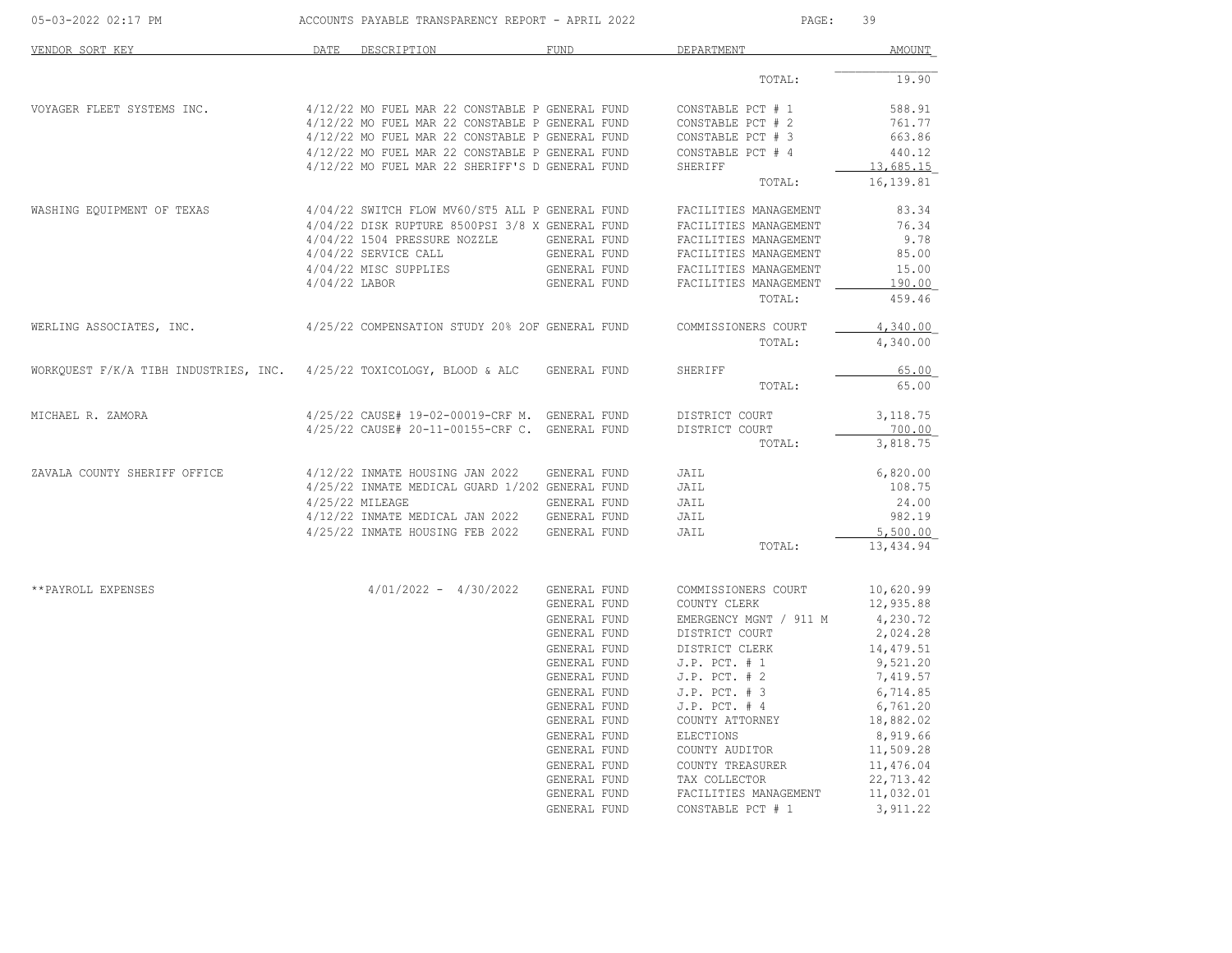| VENDOR SORT KEY | DATE | DESCRIPTION | FUND | DEPARTMENT | AMOUNT |
|---|---|---|---|---|---|
| | | | | TOTAL: | 19.90 |
| VOYAGER FLEET SYSTEMS INC. | 4/12/22 | MO FUEL MAR 22 CONSTABLE P | GENERAL FUND | CONSTABLE PCT # 1 | 588.91 |
| | 4/12/22 | MO FUEL MAR 22 CONSTABLE P | GENERAL FUND | CONSTABLE PCT # 2 | 761.77 |
| | 4/12/22 | MO FUEL MAR 22 CONSTABLE P | GENERAL FUND | CONSTABLE PCT # 3 | 663.86 |
| | 4/12/22 | MO FUEL MAR 22 CONSTABLE P | GENERAL FUND | CONSTABLE PCT # 4 | 440.12 |
| | 4/12/22 | MO FUEL MAR 22 SHERIFF'S D | GENERAL FUND | SHERIFF | 13,685.15 |
| | | | | TOTAL: | 16,139.81 |
| WASHING EQUIPMENT OF TEXAS | 4/04/22 | SWITCH FLOW MV60/ST5 ALL P | GENERAL FUND | FACILITIES MANAGEMENT | 83.34 |
| | 4/04/22 | DISK RUPTURE 8500PSI 3/8 X | GENERAL FUND | FACILITIES MANAGEMENT | 76.34 |
| | 4/04/22 | 1504 PRESSURE NOZZLE | GENERAL FUND | FACILITIES MANAGEMENT | 9.78 |
| | 4/04/22 | SERVICE CALL | GENERAL FUND | FACILITIES MANAGEMENT | 85.00 |
| | 4/04/22 | MISC SUPPLIES | GENERAL FUND | FACILITIES MANAGEMENT | 15.00 |
| | 4/04/22 | LABOR | GENERAL FUND | FACILITIES MANAGEMENT | 190.00 |
| | | | | TOTAL: | 459.46 |
| WERLING ASSOCIATES, INC. | 4/25/22 | COMPENSATION STUDY 20% 2OF | GENERAL FUND | COMMISSIONERS COURT | 4,340.00 |
| | | | | TOTAL: | 4,340.00 |
| WORKQUEST F/K/A TIBH INDUSTRIES, INC. | 4/25/22 | TOXICOLOGY, BLOOD & ALC | GENERAL FUND | SHERIFF | 65.00 |
| | | | | TOTAL: | 65.00 |
| MICHAEL R. ZAMORA | 4/25/22 | CAUSE# 19-02-00019-CRF M. | GENERAL FUND | DISTRICT COURT | 3,118.75 |
| | 4/25/22 | CAUSE# 20-11-00155-CRF C. | GENERAL FUND | DISTRICT COURT | 700.00 |
| | | | | TOTAL: | 3,818.75 |
| ZAVALA COUNTY SHERIFF OFFICE | 4/12/22 | INMATE HOUSING JAN 2022 | GENERAL FUND | JAIL | 6,820.00 |
| | 4/25/22 | INMATE MEDICAL GUARD 1/202 | GENERAL FUND | JAIL | 108.75 |
| | 4/25/22 | MILEAGE | GENERAL FUND | JAIL | 24.00 |
| | 4/12/22 | INMATE MEDICAL JAN 2022 | GENERAL FUND | JAIL | 982.19 |
| | 4/25/22 | INMATE HOUSING FEB 2022 | GENERAL FUND | JAIL | 5,500.00 |
| | | | | TOTAL: | 13,434.94 |
| **PAYROLL EXPENSES | | 4/01/2022 - 4/30/2022 | GENERAL FUND | COMMISSIONERS COURT | 10,620.99 |
| | | | GENERAL FUND | COUNTY CLERK | 12,935.88 |
| | | | GENERAL FUND | EMERGENCY MGNT / 911 M | 4,230.72 |
| | | | GENERAL FUND | DISTRICT COURT | 2,024.28 |
| | | | GENERAL FUND | DISTRICT CLERK | 14,479.51 |
| | | | GENERAL FUND | J.P. PCT. # 1 | 9,521.20 |
| | | | GENERAL FUND | J.P. PCT. # 2 | 7,419.57 |
| | | | GENERAL FUND | J.P. PCT. # 3 | 6,714.85 |
| | | | GENERAL FUND | J.P. PCT. # 4 | 6,761.20 |
| | | | GENERAL FUND | COUNTY ATTORNEY | 18,882.02 |
| | | | GENERAL FUND | ELECTIONS | 8,919.66 |
| | | | GENERAL FUND | COUNTY AUDITOR | 11,509.28 |
| | | | GENERAL FUND | COUNTY TREASURER | 11,476.04 |
| | | | GENERAL FUND | TAX COLLECTOR | 22,713.42 |
| | | | GENERAL FUND | FACILITIES MANAGEMENT | 11,032.01 |
| | | | GENERAL FUND | CONSTABLE PCT # 1 | 3,911.22 |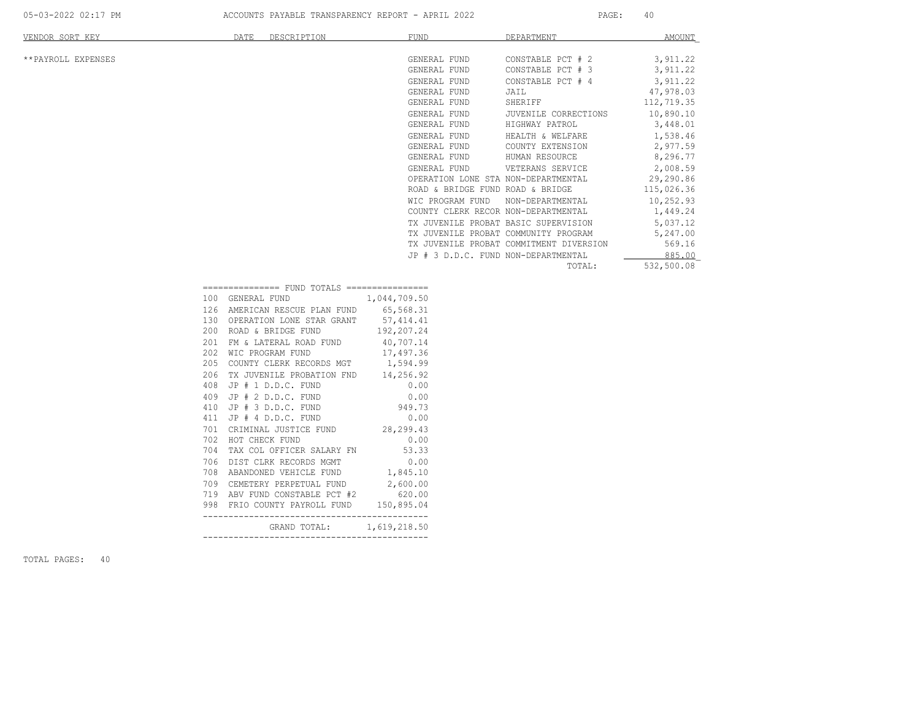| VENDOR SORT KEY | DATE | DESCRIPTION | FUND | DEPARTMENT | AMOUNT |
|---|---|---|---|---|---|
| **PAYROLL EXPENSES | | | GENERAL FUND | CONSTABLE PCT # 2 | 3,911.22 |
| | | | GENERAL FUND | CONSTABLE PCT # 3 | 3,911.22 |
| | | | GENERAL FUND | CONSTABLE PCT # 4 | 3,911.22 |
| | | | GENERAL FUND | JAIL | 47,978.03 |
| | | | GENERAL FUND | SHERIFF | 112,719.35 |
| | | | GENERAL FUND | JUVENILE CORRECTIONS | 10,890.10 |
| | | | GENERAL FUND | HIGHWAY PATROL | 3,448.01 |
| | | | GENERAL FUND | HEALTH & WELFARE | 1,538.46 |
| | | | GENERAL FUND | COUNTY EXTENSION | 2,977.59 |
| | | | GENERAL FUND | HUMAN RESOURCE | 8,296.77 |
| | | | GENERAL FUND | VETERANS SERVICE | 2,008.59 |
| | | | OPERATION LONE STA | NON-DEPARTMENTAL | 29,290.86 |
| | | | ROAD & BRIDGE FUND | ROAD & BRIDGE | 115,026.36 |
| | | | WIC PROGRAM FUND | NON-DEPARTMENTAL | 10,252.93 |
| | | | COUNTY CLERK RECOR | NON-DEPARTMENTAL | 1,449.24 |
| | | | TX JUVENILE PROBAT | BASIC SUPERVISION | 5,037.12 |
| | | | TX JUVENILE PROBAT | COMMUNITY PROGRAM | 5,247.00 |
| | | | TX JUVENILE PROBAT | COMMITMENT DIVERSION | 569.16 |
| | | | JP # 3 D.D.C. FUND | NON-DEPARTMENTAL | 885.00 |
| | | | | TOTAL: | 532,500.08 |

=============== FUND TOTALS ================

| | FUND | TOTAL |
|---|---|---|
| 100 | GENERAL FUND | 1,044,709.50 |
| 126 | AMERICAN RESCUE PLAN FUND | 65,568.31 |
| 130 | OPERATION LONE STAR GRANT | 57,414.41 |
| 200 | ROAD & BRIDGE FUND | 192,207.24 |
| 201 | FM & LATERAL ROAD FUND | 40,707.14 |
| 202 | WIC PROGRAM FUND | 17,497.36 |
| 205 | COUNTY CLERK RECORDS MGT | 1,594.99 |
| 206 | TX JUVENILE PROBATION FND | 14,256.92 |
| 408 | JP # 1 D.D.C. FUND | 0.00 |
| 409 | JP # 2 D.D.C. FUND | 0.00 |
| 410 | JP # 3 D.D.C. FUND | 949.73 |
| 411 | JP # 4 D.D.C. FUND | 0.00 |
| 701 | CRIMINAL JUSTICE FUND | 28,299.43 |
| 702 | HOT CHECK FUND | 0.00 |
| 704 | TAX COL OFFICER SALARY FN | 53.33 |
| 706 | DIST CLRK RECORDS MGMT | 0.00 |
| 708 | ABANDONED VEHICLE FUND | 1,845.10 |
| 709 | CEMETERY PERPETUAL FUND | 2,600.00 |
| 719 | ABV FUND CONSTABLE PCT #2 | 620.00 |
| 998 | FRIO COUNTY PAYROLL FUND | 150,895.04 |
| | GRAND TOTAL: | 1,619,218.50 |

TOTAL PAGES: 40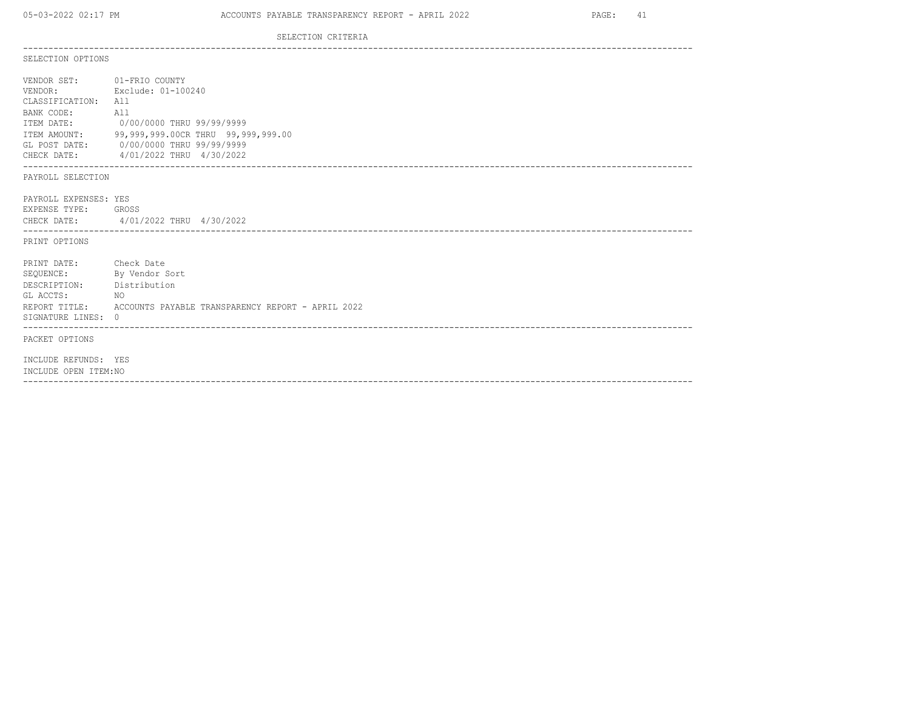## SELECTION CRITERIA

### SELECTION OPTIONS

| | |
|---|---|
| VENDOR SET: | 01-FRIO COUNTY |
| VENDOR: | Exclude: 01-100240 |
| CLASSIFICATION: | All |
| BANK CODE: | All |
| ITEM DATE: | 0/00/0000 THRU 99/99/9999 |
| ITEM AMOUNT: | 99,999,999.00CR THRU 99,999,999.00 |
| GL POST DATE: | 0/00/0000 THRU 99/99/9999 |
| CHECK DATE: | 4/01/2022 THRU 4/30/2022 |

### PAYROLL SELECTION

| | |
|---|---|
| PAYROLL EXPENSES: | YES |
| EXPENSE TYPE: | GROSS |
| CHECK DATE: | 4/01/2022 THRU 4/30/2022 |

### PRINT OPTIONS

| | |
|---|---|
| PRINT DATE: | Check Date |
| SEQUENCE: | By Vendor Sort |
| DESCRIPTION: | Distribution |
| GL ACCTS: | NO |
| REPORT TITLE: | ACCOUNTS PAYABLE TRANSPARENCY REPORT - APRIL 2022 |
| SIGNATURE LINES: | 0 |

### PACKET OPTIONS

| | |
|---|---|
| INCLUDE REFUNDS: | YES |
| INCLUDE OPEN ITEM: | NO |